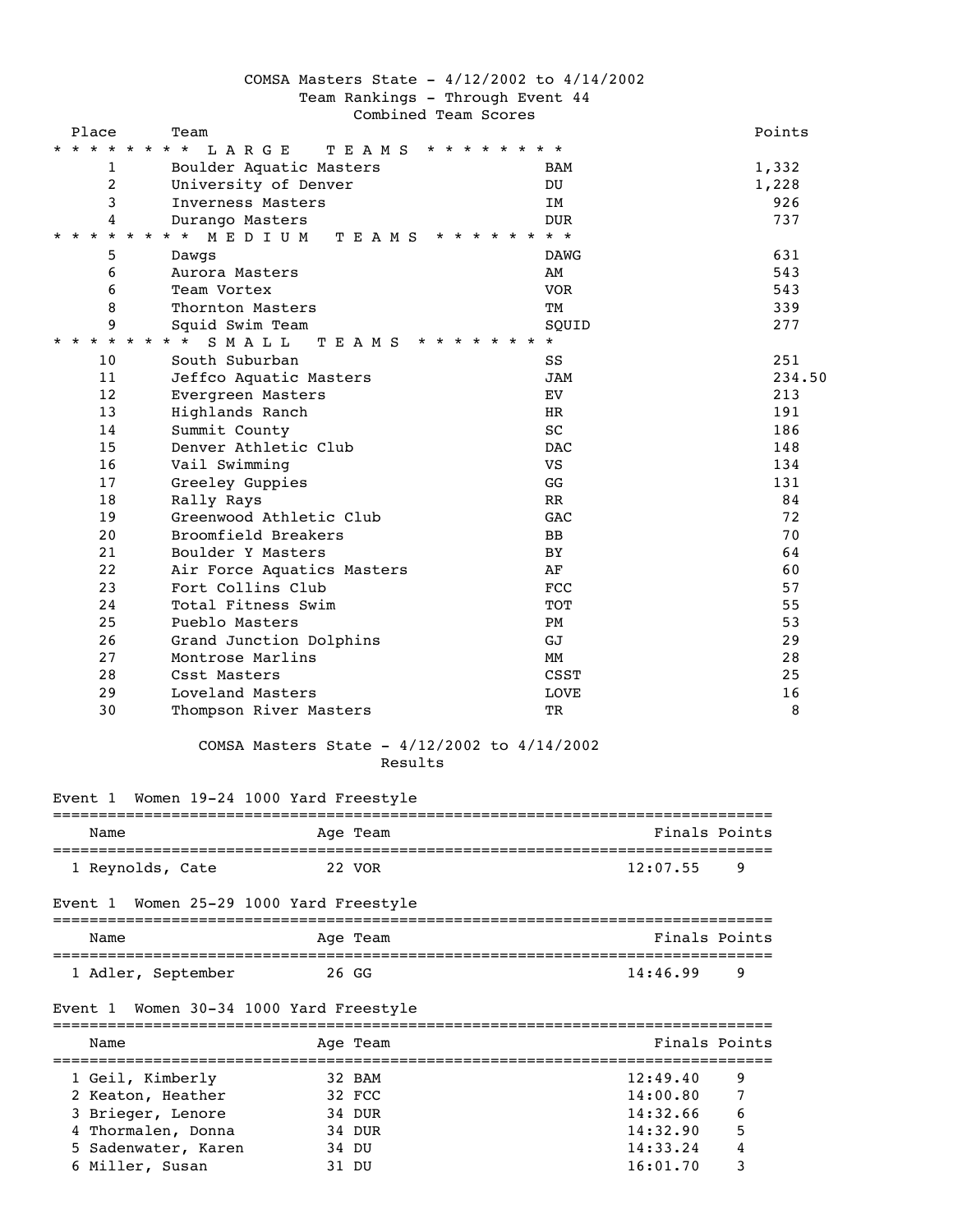# COMSA Masters State - 4/12/2002 to 4/14/2002

## Team Rankings - Through Event 44

### Combined Team Scores

| Place | Team | | Points |
|---|---|---|---|
| **LARGE TEAMS** | | | |
| 1 | Boulder Aquatic Masters | BAM | 1,332 |
| 2 | University of Denver | DU | 1,228 |
| 3 | Inverness Masters | IM | 926 |
| 4 | Durango Masters | DUR | 737 |
| **MEDIUM TEAMS** | | | |
| 5 | Dawgs | DAWG | 631 |
| 6 | Aurora Masters | AM | 543 |
| 6 | Team Vortex | VOR | 543 |
| 8 | Thornton Masters | TM | 339 |
| 9 | Squid Swim Team | SQUID | 277 |
| **SMALL TEAMS** | | | |
| 10 | South Suburban | SS | 251 |
| 11 | Jeffco Aquatic Masters | JAM | 234.50 |
| 12 | Evergreen Masters | EV | 213 |
| 13 | Highlands Ranch | HR | 191 |
| 14 | Summit County | SC | 186 |
| 15 | Denver Athletic Club | DAC | 148 |
| 16 | Vail Swimming | VS | 134 |
| 17 | Greeley Guppies | GG | 131 |
| 18 | Rally Rays | RR | 84 |
| 19 | Greenwood Athletic Club | GAC | 72 |
| 20 | Broomfield Breakers | BB | 70 |
| 21 | Boulder Y Masters | BY | 64 |
| 22 | Air Force Aquatics Masters | AF | 60 |
| 23 | Fort Collins Club | FCC | 57 |
| 24 | Total Fitness Swim | TOT | 55 |
| 25 | Pueblo Masters | PM | 53 |
| 26 | Grand Junction Dolphins | GJ | 29 |
| 27 | Montrose Marlins | MM | 28 |
| 28 | Csst Masters | CSST | 25 |
| 29 | Loveland Masters | LOVE | 16 |
| 30 | Thompson River Masters | TR | 8 |

# COMSA Masters State - 4/12/2002 to 4/14/2002

## Results

### Event 1 Women 19-24 1000 Yard Freestyle

| | Name | Age | Team | Finals | Points |
|---|---|---|---|---|---|
| 1 | Reynolds, Cate | 22 | VOR | 12:07.55 | 9 |

### Event 1 Women 25-29 1000 Yard Freestyle

| | Name | Age | Team | Finals | Points |
|---|---|---|---|---|---|
| 1 | Adler, September | 26 | GG | 14:46.99 | 9 |

### Event 1 Women 30-34 1000 Yard Freestyle

| | Name | Age | Team | Finals | Points |
|---|---|---|---|---|---|
| 1 | Geil, Kimberly | 32 | BAM | 12:49.40 | 9 |
| 2 | Keaton, Heather | 32 | FCC | 14:00.80 | 7 |
| 3 | Brieger, Lenore | 34 | DUR | 14:32.66 | 6 |
| 4 | Thormalen, Donna | 34 | DUR | 14:32.90 | 5 |
| 5 | Sadenwater, Karen | 34 | DU | 14:33.24 | 4 |
| 6 | Miller, Susan | 31 | DU | 16:01.70 | 3 |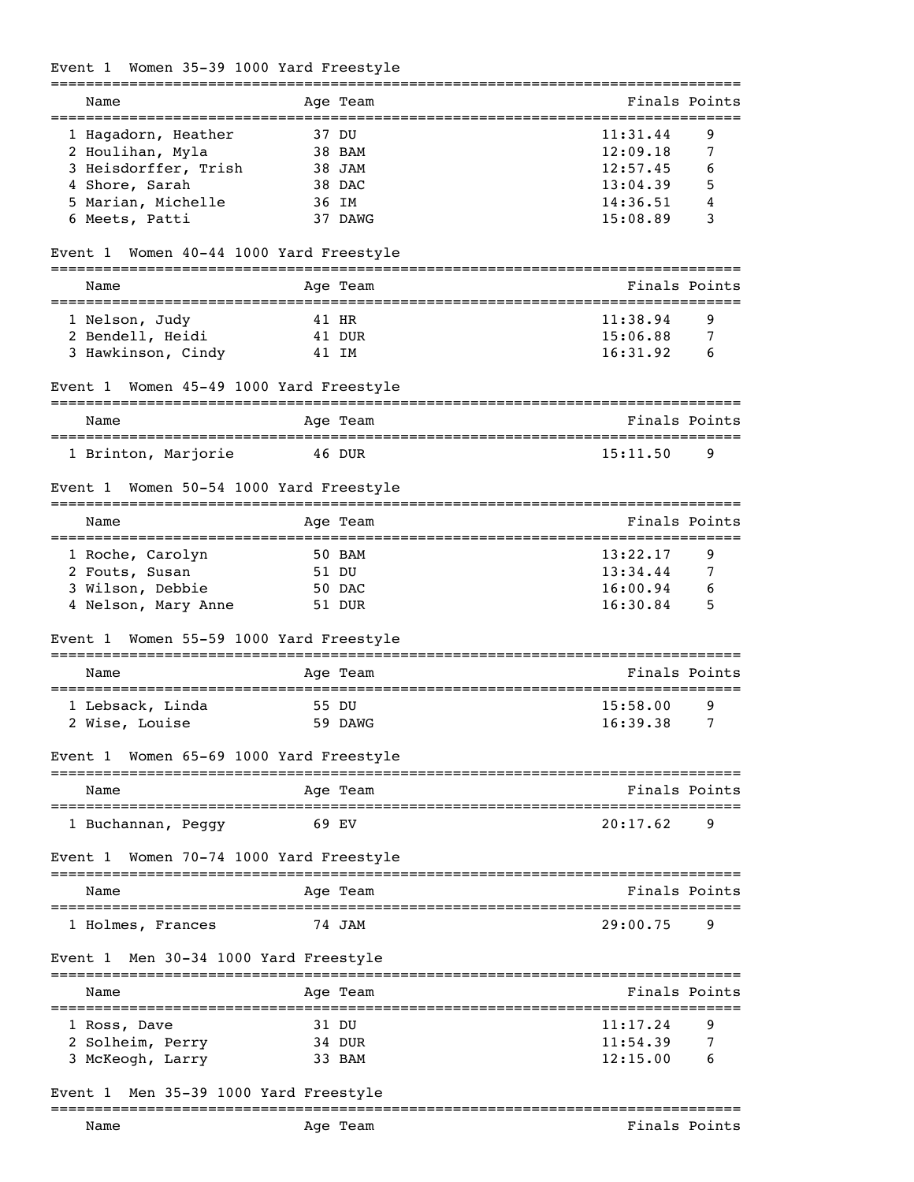### Event 1 Women 35-39 1000 Yard Freestyle

| Name | Age | Team | Finals | Points |
|---|---|---|---|---|
| 1 Hagadorn, Heather | 37 | DU | 11:31.44 | 9 |
| 2 Houlihan, Myla | 38 | BAM | 12:09.18 | 7 |
| 3 Heisdorffer, Trish | 38 | JAM | 12:57.45 | 6 |
| 4 Shore, Sarah | 38 | DAC | 13:04.39 | 5 |
| 5 Marian, Michelle | 36 | IM | 14:36.51 | 4 |
| 6 Meets, Patti | 37 | DAWG | 15:08.89 | 3 |

### Event 1 Women 40-44 1000 Yard Freestyle

| Name | Age | Team | Finals | Points |
|---|---|---|---|---|
| 1 Nelson, Judy | 41 | HR | 11:38.94 | 9 |
| 2 Bendell, Heidi | 41 | DUR | 15:06.88 | 7 |
| 3 Hawkinson, Cindy | 41 | IM | 16:31.92 | 6 |

### Event 1 Women 45-49 1000 Yard Freestyle

| Name | Age | Team | Finals | Points |
|---|---|---|---|---|
| 1 Brinton, Marjorie | 46 | DUR | 15:11.50 | 9 |

### Event 1 Women 50-54 1000 Yard Freestyle

| Name | Age | Team | Finals | Points |
|---|---|---|---|---|
| 1 Roche, Carolyn | 50 | BAM | 13:22.17 | 9 |
| 2 Fouts, Susan | 51 | DU | 13:34.44 | 7 |
| 3 Wilson, Debbie | 50 | DAC | 16:00.94 | 6 |
| 4 Nelson, Mary Anne | 51 | DUR | 16:30.84 | 5 |

### Event 1 Women 55-59 1000 Yard Freestyle

| Name | Age | Team | Finals | Points |
|---|---|---|---|---|
| 1 Lebsack, Linda | 55 | DU | 15:58.00 | 9 |
| 2 Wise, Louise | 59 | DAWG | 16:39.38 | 7 |

### Event 1 Women 65-69 1000 Yard Freestyle

| Name | Age | Team | Finals | Points |
|---|---|---|---|---|
| 1 Buchannan, Peggy | 69 | EV | 20:17.62 | 9 |

### Event 1 Women 70-74 1000 Yard Freestyle

| Name | Age | Team | Finals | Points |
|---|---|---|---|---|
| 1 Holmes, Frances | 74 | JAM | 29:00.75 | 9 |

### Event 1 Men 30-34 1000 Yard Freestyle

| Name | Age | Team | Finals | Points |
|---|---|---|---|---|
| 1 Ross, Dave | 31 | DU | 11:17.24 | 9 |
| 2 Solheim, Perry | 34 | DUR | 11:54.39 | 7 |
| 3 McKeogh, Larry | 33 | BAM | 12:15.00 | 6 |

### Event 1 Men 35-39 1000 Yard Freestyle

| Name | Age | Team | Finals | Points |
|---|---|---|---|---|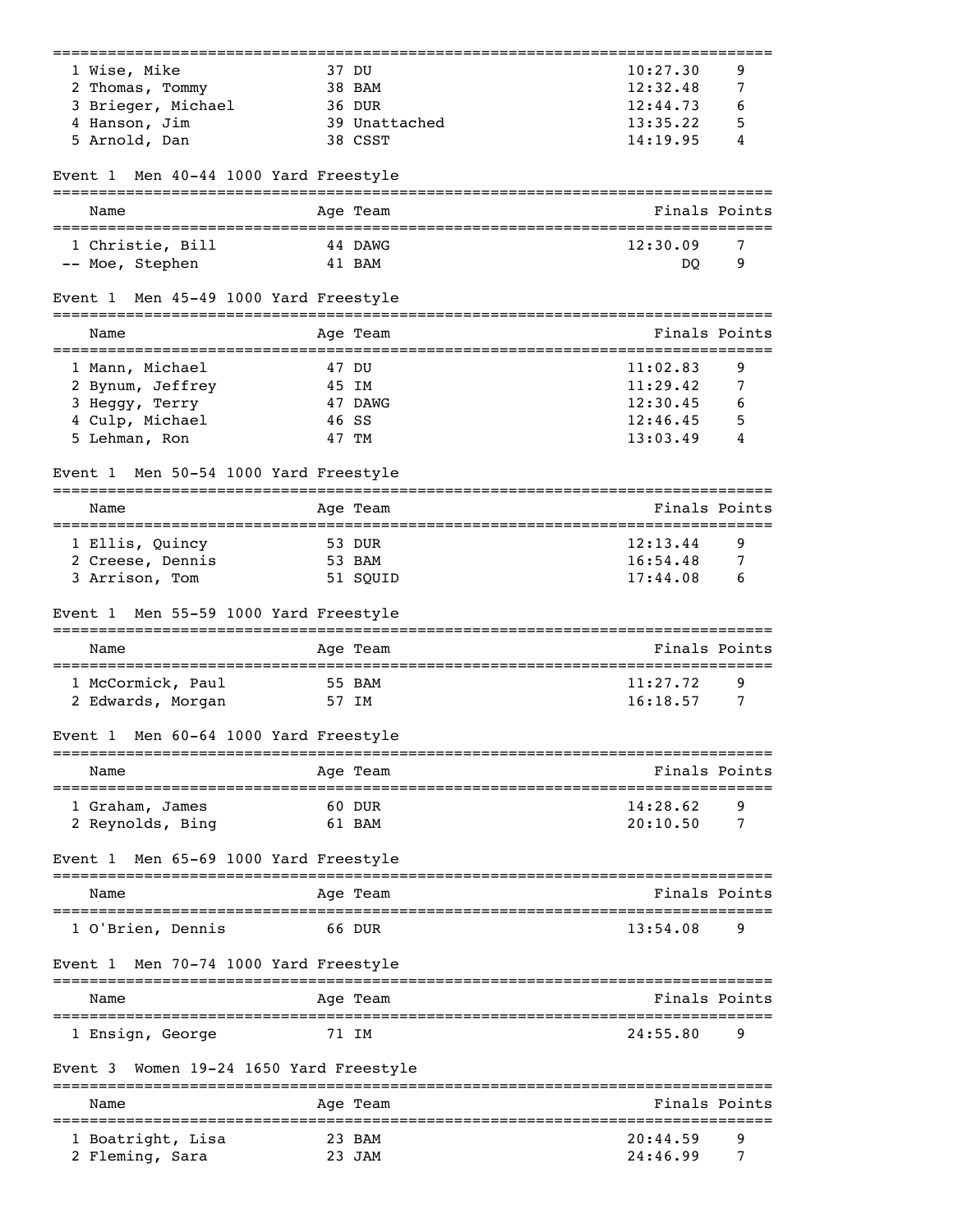| | Name | Age | Team | Finals | Points |
|---|---|---|---|---|---|
| 1 | Wise, Mike | 37 | DU | 10:27.30 | 9 |
| 2 | Thomas, Tommy | 38 | BAM | 12:32.48 | 7 |
| 3 | Brieger, Michael | 36 | DUR | 12:44.73 | 6 |
| 4 | Hanson, Jim | 39 | Unattached | 13:35.22 | 5 |
| 5 | Arnold, Dan | 38 | CSST | 14:19.95 | 4 |

Event 1 Men 40-44 1000 Yard Freestyle

| | Name | Age | Team | Finals | Points |
|---|---|---|---|---|---|
| 1 | Christie, Bill | 44 | DAWG | 12:30.09 | 7 |
| -- | Moe, Stephen | 41 | BAM | DQ | 9 |

Event 1 Men 45-49 1000 Yard Freestyle

| | Name | Age | Team | Finals | Points |
|---|---|---|---|---|---|
| 1 | Mann, Michael | 47 | DU | 11:02.83 | 9 |
| 2 | Bynum, Jeffrey | 45 | IM | 11:29.42 | 7 |
| 3 | Heggy, Terry | 47 | DAWG | 12:30.45 | 6 |
| 4 | Culp, Michael | 46 | SS | 12:46.45 | 5 |
| 5 | Lehman, Ron | 47 | TM | 13:03.49 | 4 |

Event 1 Men 50-54 1000 Yard Freestyle

| | Name | Age | Team | Finals | Points |
|---|---|---|---|---|---|
| 1 | Ellis, Quincy | 53 | DUR | 12:13.44 | 9 |
| 2 | Creese, Dennis | 53 | BAM | 16:54.48 | 7 |
| 3 | Arrison, Tom | 51 | SQUID | 17:44.08 | 6 |

Event 1 Men 55-59 1000 Yard Freestyle

| | Name | Age | Team | Finals | Points |
|---|---|---|---|---|---|
| 1 | McCormick, Paul | 55 | BAM | 11:27.72 | 9 |
| 2 | Edwards, Morgan | 57 | IM | 16:18.57 | 7 |

Event 1 Men 60-64 1000 Yard Freestyle

| | Name | Age | Team | Finals | Points |
|---|---|---|---|---|---|
| 1 | Graham, James | 60 | DUR | 14:28.62 | 9 |
| 2 | Reynolds, Bing | 61 | BAM | 20:10.50 | 7 |

Event 1 Men 65-69 1000 Yard Freestyle

| | Name | Age | Team | Finals | Points |
|---|---|---|---|---|---|
| 1 | O'Brien, Dennis | 66 | DUR | 13:54.08 | 9 |

Event 1 Men 70-74 1000 Yard Freestyle

| | Name | Age | Team | Finals | Points |
|---|---|---|---|---|---|
| 1 | Ensign, George | 71 | IM | 24:55.80 | 9 |

Event 3 Women 19-24 1650 Yard Freestyle

| | Name | Age | Team | Finals | Points |
|---|---|---|---|---|---|
| 1 | Boatright, Lisa | 23 | BAM | 20:44.59 | 9 |
| 2 | Fleming, Sara | 23 | JAM | 24:46.99 | 7 |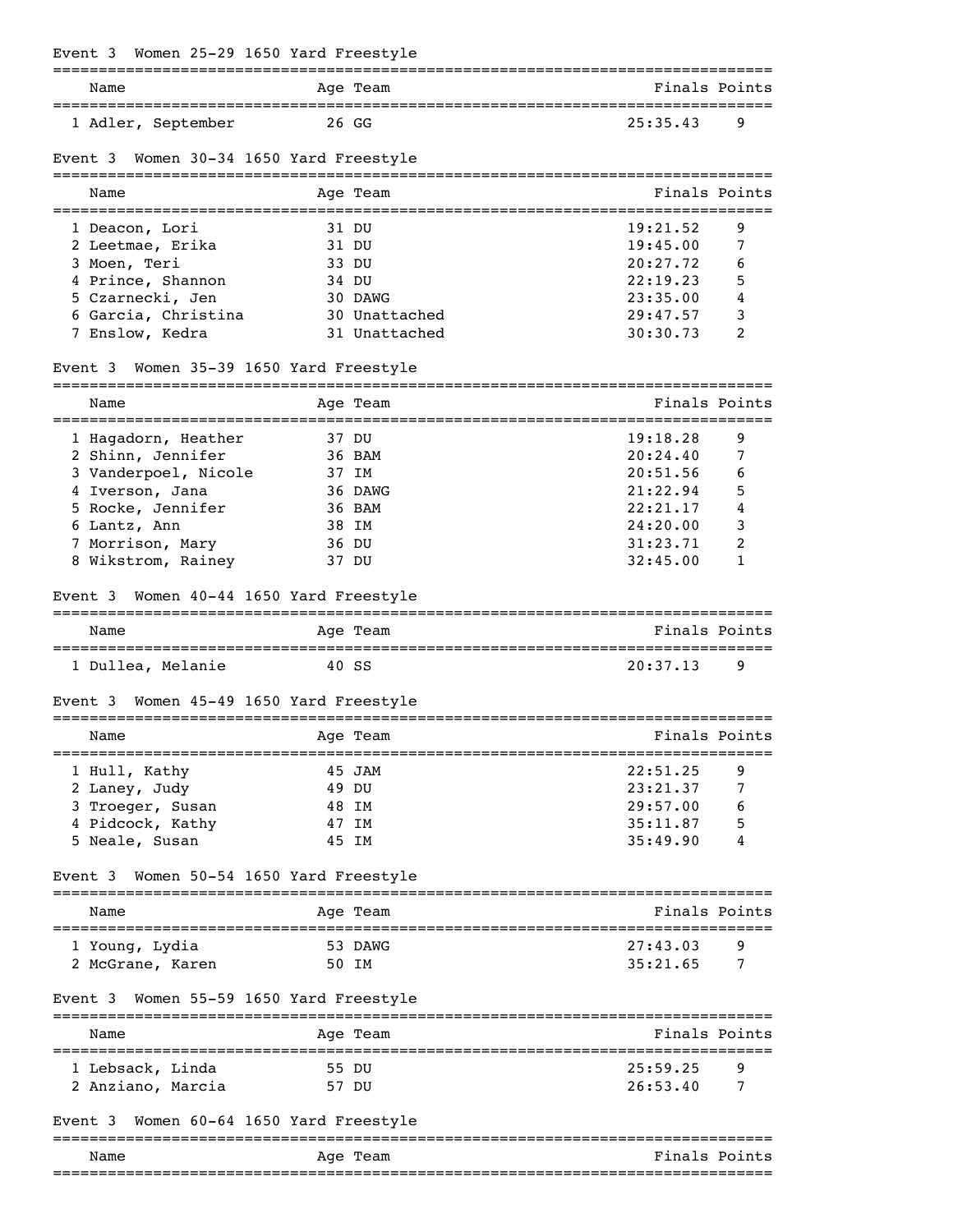## Event 3 Women 25-29 1650 Yard Freestyle

| | Name | Age | Team | Finals | Points |
|---|---|---|---|---|---|
| 1 | Adler, September | 26 | GG | 25:35.43 | 9 |

## Event 3 Women 30-34 1650 Yard Freestyle

| | Name | Age | Team | Finals | Points |
|---|---|---|---|---|---|
| 1 | Deacon, Lori | 31 | DU | 19:21.52 | 9 |
| 2 | Leetmae, Erika | 31 | DU | 19:45.00 | 7 |
| 3 | Moen, Teri | 33 | DU | 20:27.72 | 6 |
| 4 | Prince, Shannon | 34 | DU | 22:19.23 | 5 |
| 5 | Czarnecki, Jen | 30 | DAWG | 23:35.00 | 4 |
| 6 | Garcia, Christina | 30 | Unattached | 29:47.57 | 3 |
| 7 | Enslow, Kedra | 31 | Unattached | 30:30.73 | 2 |

## Event 3 Women 35-39 1650 Yard Freestyle

| | Name | Age | Team | Finals | Points |
|---|---|---|---|---|---|
| 1 | Hagadorn, Heather | 37 | DU | 19:18.28 | 9 |
| 2 | Shinn, Jennifer | 36 | BAM | 20:24.40 | 7 |
| 3 | Vanderpoel, Nicole | 37 | IM | 20:51.56 | 6 |
| 4 | Iverson, Jana | 36 | DAWG | 21:22.94 | 5 |
| 5 | Rocke, Jennifer | 36 | BAM | 22:21.17 | 4 |
| 6 | Lantz, Ann | 38 | IM | 24:20.00 | 3 |
| 7 | Morrison, Mary | 36 | DU | 31:23.71 | 2 |
| 8 | Wikstrom, Rainey | 37 | DU | 32:45.00 | 1 |

## Event 3 Women 40-44 1650 Yard Freestyle

| | Name | Age | Team | Finals | Points |
|---|---|---|---|---|---|
| 1 | Dullea, Melanie | 40 | SS | 20:37.13 | 9 |

## Event 3 Women 45-49 1650 Yard Freestyle

| | Name | Age | Team | Finals | Points |
|---|---|---|---|---|---|
| 1 | Hull, Kathy | 45 | JAM | 22:51.25 | 9 |
| 2 | Laney, Judy | 49 | DU | 23:21.37 | 7 |
| 3 | Troeger, Susan | 48 | IM | 29:57.00 | 6 |
| 4 | Pidcock, Kathy | 47 | IM | 35:11.87 | 5 |
| 5 | Neale, Susan | 45 | IM | 35:49.90 | 4 |

## Event 3 Women 50-54 1650 Yard Freestyle

| | Name | Age | Team | Finals | Points |
|---|---|---|---|---|---|
| 1 | Young, Lydia | 53 | DAWG | 27:43.03 | 9 |
| 2 | McGrane, Karen | 50 | IM | 35:21.65 | 7 |

## Event 3 Women 55-59 1650 Yard Freestyle

| | Name | Age | Team | Finals | Points |
|---|---|---|---|---|---|
| 1 | Lebsack, Linda | 55 | DU | 25:59.25 | 9 |
| 2 | Anziano, Marcia | 57 | DU | 26:53.40 | 7 |

## Event 3 Women 60-64 1650 Yard Freestyle

| | Name | Age | Team | Finals | Points |
|---|---|---|---|---|---|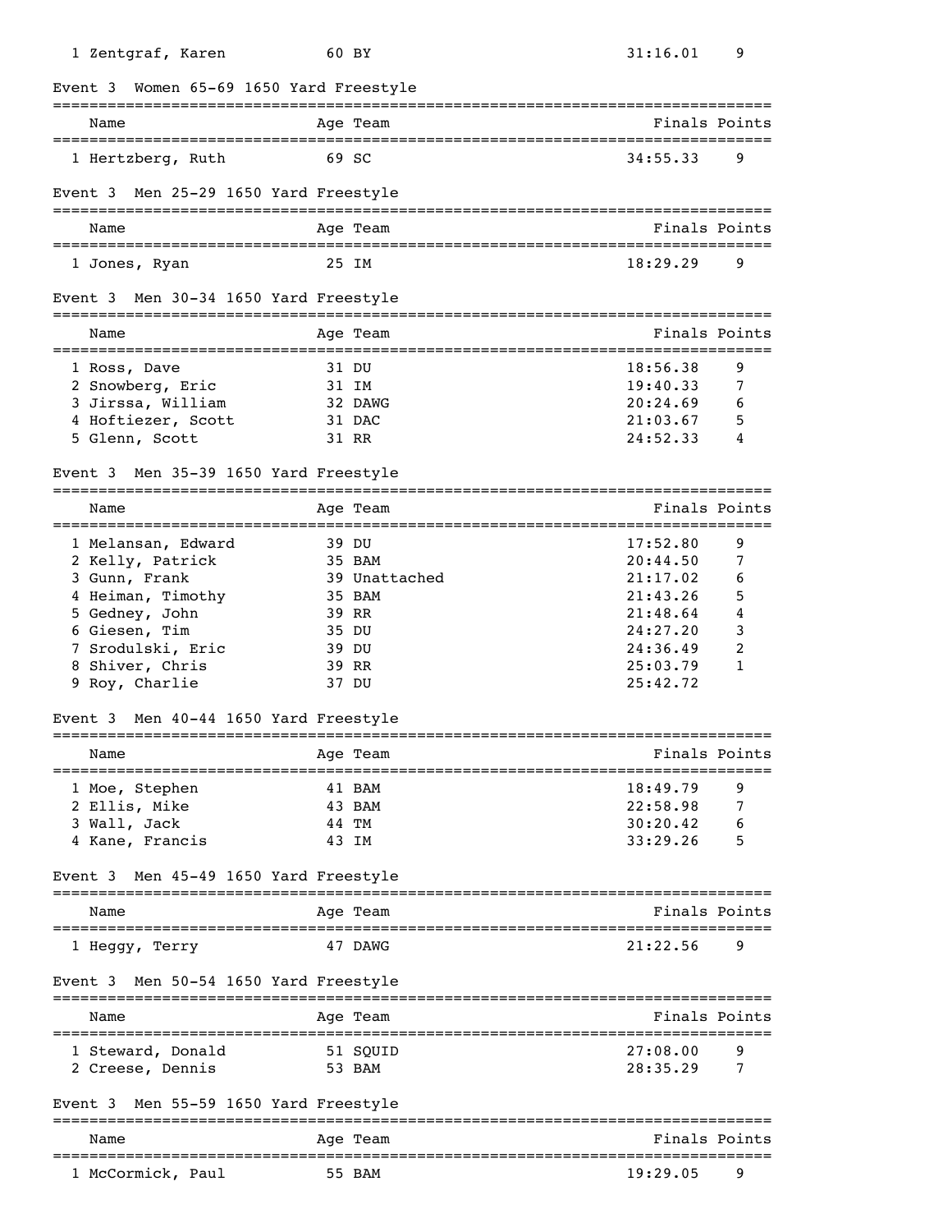| | Name | Age | Team | Finals | Points |
|---|---|---|---|---|---|
| 1 | Zentgraf, Karen | 60 | BY | 31:16.01 | 9 |

### Event 3 Women 65-69 1650 Yard Freestyle

| | Name | Age | Team | Finals | Points |
|---|---|---|---|---|---|
| 1 | Hertzberg, Ruth | 69 | SC | 34:55.33 | 9 |

### Event 3 Men 25-29 1650 Yard Freestyle

| | Name | Age | Team | Finals | Points |
|---|---|---|---|---|---|
| 1 | Jones, Ryan | 25 | IM | 18:29.29 | 9 |

### Event 3 Men 30-34 1650 Yard Freestyle

| | Name | Age | Team | Finals | Points |
|---|---|---|---|---|---|
| 1 | Ross, Dave | 31 | DU | 18:56.38 | 9 |
| 2 | Snowberg, Eric | 31 | IM | 19:40.33 | 7 |
| 3 | Jirssa, William | 32 | DAWG | 20:24.69 | 6 |
| 4 | Hoftiezer, Scott | 31 | DAC | 21:03.67 | 5 |
| 5 | Glenn, Scott | 31 | RR | 24:52.33 | 4 |

### Event 3 Men 35-39 1650 Yard Freestyle

| | Name | Age | Team | Finals | Points |
|---|---|---|---|---|---|
| 1 | Melansan, Edward | 39 | DU | 17:52.80 | 9 |
| 2 | Kelly, Patrick | 35 | BAM | 20:44.50 | 7 |
| 3 | Gunn, Frank | 39 | Unattached | 21:17.02 | 6 |
| 4 | Heiman, Timothy | 35 | BAM | 21:43.26 | 5 |
| 5 | Gedney, John | 39 | RR | 21:48.64 | 4 |
| 6 | Giesen, Tim | 35 | DU | 24:27.20 | 3 |
| 7 | Srodulski, Eric | 39 | DU | 24:36.49 | 2 |
| 8 | Shiver, Chris | 39 | RR | 25:03.79 | 1 |
| 9 | Roy, Charlie | 37 | DU | 25:42.72 | |

### Event 3 Men 40-44 1650 Yard Freestyle

| | Name | Age | Team | Finals | Points |
|---|---|---|---|---|---|
| 1 | Moe, Stephen | 41 | BAM | 18:49.79 | 9 |
| 2 | Ellis, Mike | 43 | BAM | 22:58.98 | 7 |
| 3 | Wall, Jack | 44 | TM | 30:20.42 | 6 |
| 4 | Kane, Francis | 43 | IM | 33:29.26 | 5 |

### Event 3 Men 45-49 1650 Yard Freestyle

| | Name | Age | Team | Finals | Points |
|---|---|---|---|---|---|
| 1 | Heggy, Terry | 47 | DAWG | 21:22.56 | 9 |

### Event 3 Men 50-54 1650 Yard Freestyle

| | Name | Age | Team | Finals | Points |
|---|---|---|---|---|---|
| 1 | Steward, Donald | 51 | SQUID | 27:08.00 | 9 |
| 2 | Creese, Dennis | 53 | BAM | 28:35.29 | 7 |

### Event 3 Men 55-59 1650 Yard Freestyle

| | Name | Age | Team | Finals | Points |
|---|---|---|---|---|---|
| 1 | McCormick, Paul | 55 | BAM | 19:29.05 | 9 |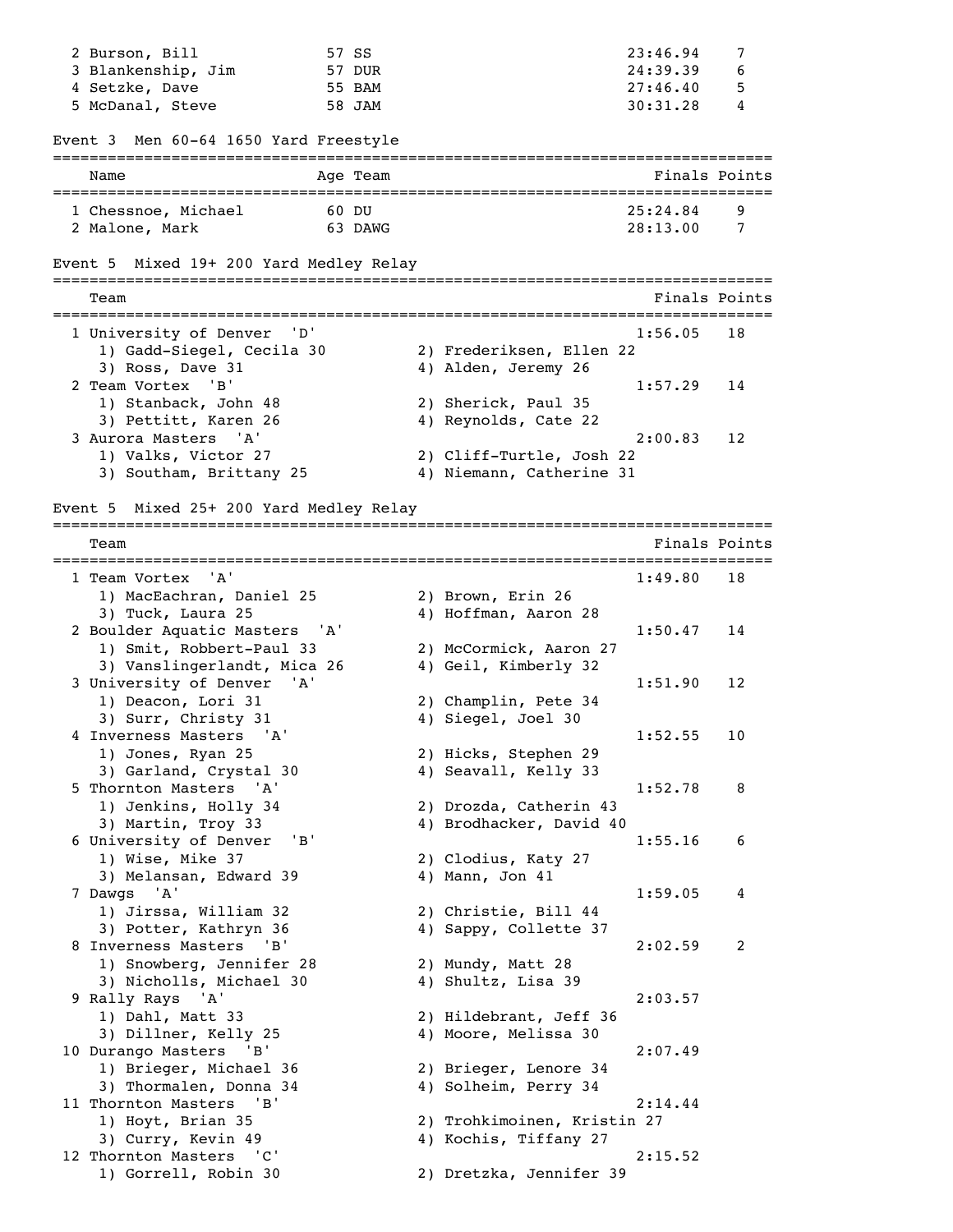| Name | Age | Team | Finals | Points |
|---|---|---|---|---|
| 2 Burson, Bill | 57 | SS | 23:46.94 | 7 |
| 3 Blankenship, Jim | 57 | DUR | 24:39.39 | 6 |
| 4 Setzke, Dave | 55 | BAM | 27:46.40 | 5 |
| 5 McDanal, Steve | 58 | JAM | 30:31.28 | 4 |

## Event 3 Men 60-64 1650 Yard Freestyle

| Name | Age | Team | Finals | Points |
|---|---|---|---|---|
| 1 Chessnoe, Michael | 60 | DU | 25:24.84 | 9 |
| 2 Malone, Mark | 63 | DAWG | 28:13.00 | 7 |

## Event 5 Mixed 19+ 200 Yard Medley Relay

| Team | Finals | Points |
|---|---|---|
| 1 University of Denver 'D' | 1:56.05 | 18 |
| 1) Gadd-Siegel, Cecila 30; 2) Frederiksen, Ellen 22; 3) Ross, Dave 31; 4) Alden, Jeremy 26 | | |
| 2 Team Vortex 'B' | 1:57.29 | 14 |
| 1) Stanback, John 48; 2) Sherick, Paul 35; 3) Pettitt, Karen 26; 4) Reynolds, Cate 22 | | |
| 3 Aurora Masters 'A' | 2:00.83 | 12 |
| 1) Valks, Victor 27; 2) Cliff-Turtle, Josh 22; 3) Southam, Brittany 25; 4) Niemann, Catherine 31 | | |

## Event 5 Mixed 25+ 200 Yard Medley Relay

| Team | Finals | Points |
|---|---|---|
| 1 Team Vortex 'A' | 1:49.80 | 18 |
| 1) MacEachran, Daniel 25; 2) Brown, Erin 26; 3) Tuck, Laura 25; 4) Hoffman, Aaron 28 | | |
| 2 Boulder Aquatic Masters 'A' | 1:50.47 | 14 |
| 1) Smit, Robbert-Paul 33; 2) McCormick, Aaron 27; 3) Vanslingerlandt, Mica 26; 4) Geil, Kimberly 32 | | |
| 3 University of Denver 'A' | 1:51.90 | 12 |
| 1) Deacon, Lori 31; 2) Champlin, Pete 34; 3) Surr, Christy 31; 4) Siegel, Joel 30 | | |
| 4 Inverness Masters 'A' | 1:52.55 | 10 |
| 1) Jones, Ryan 25; 2) Hicks, Stephen 29; 3) Garland, Crystal 30; 4) Seavall, Kelly 33 | | |
| 5 Thornton Masters 'A' | 1:52.78 | 8 |
| 1) Jenkins, Holly 34; 2) Drozda, Catherin 43; 3) Martin, Troy 33; 4) Brodhacker, David 40 | | |
| 6 University of Denver 'B' | 1:55.16 | 6 |
| 1) Wise, Mike 37; 2) Clodius, Katy 27; 3) Melansan, Edward 39; 4) Mann, Jon 41 | | |
| 7 Dawgs 'A' | 1:59.05 | 4 |
| 1) Jirssa, William 32; 2) Christie, Bill 44; 3) Potter, Kathryn 36; 4) Sappy, Collette 37 | | |
| 8 Inverness Masters 'B' | 2:02.59 | 2 |
| 1) Snowberg, Jennifer 28; 2) Mundy, Matt 28; 3) Nicholls, Michael 30; 4) Shultz, Lisa 39 | | |
| 9 Rally Rays 'A' | 2:03.57 | |
| 1) Dahl, Matt 33; 2) Hildebrant, Jeff 36; 3) Dillner, Kelly 25; 4) Moore, Melissa 30 | | |
| 10 Durango Masters 'B' | 2:07.49 | |
| 1) Brieger, Michael 36; 2) Brieger, Lenore 34; 3) Thormalen, Donna 34; 4) Solheim, Perry 34 | | |
| 11 Thornton Masters 'B' | 2:14.44 | |
| 1) Hoyt, Brian 35; 2) Trohkimoinen, Kristin 27; 3) Curry, Kevin 49; 4) Kochis, Tiffany 27 | | |
| 12 Thornton Masters 'C' | 2:15.52 | |
| 1) Gorrell, Robin 30; 2) Dretzka, Jennifer 39 | | |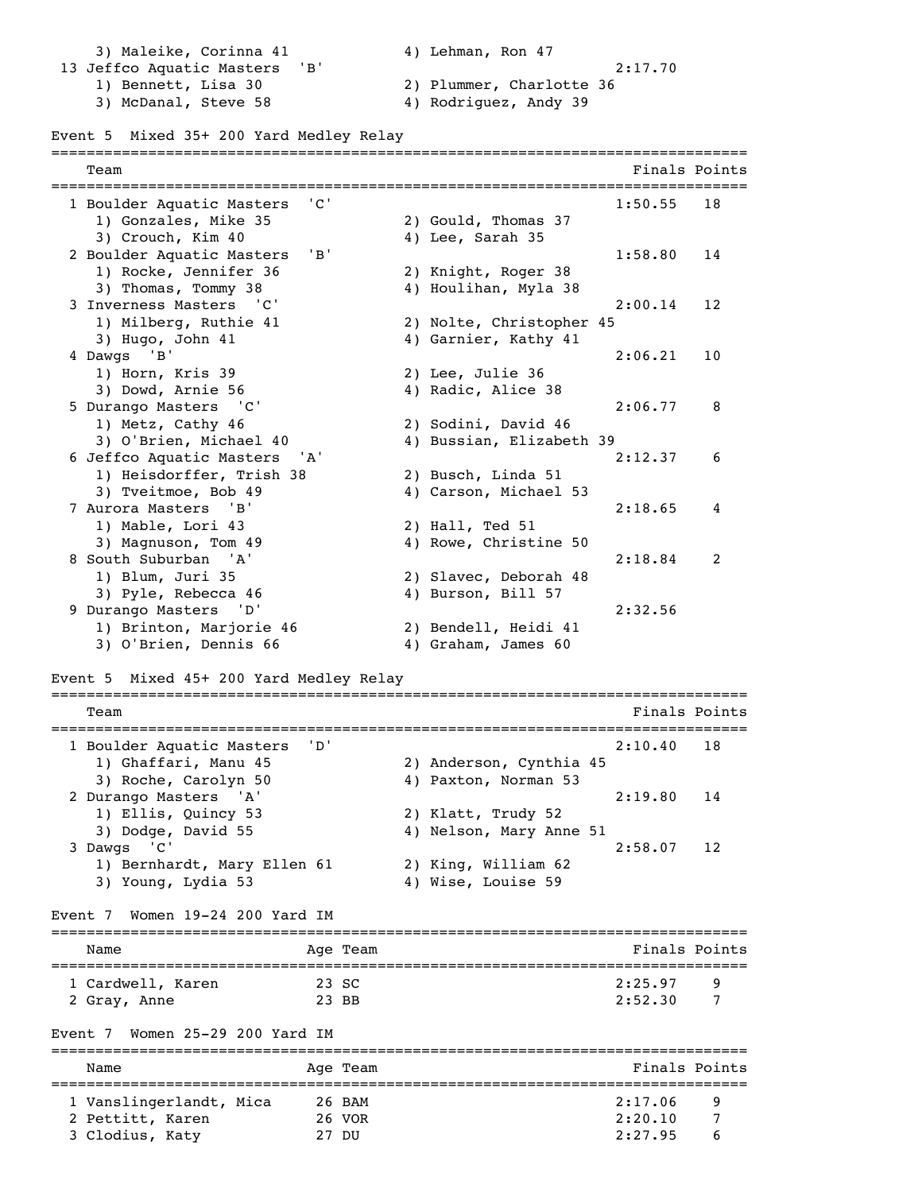3) Maleike, Corinna 41 4) Lehman, Ron 47

| | Team | Finals | Points |
|---|---|---|---|
| 13 | Jeffco Aquatic Masters 'B' | 2:17.70 | |
| | 1) Bennett, Lisa 30; 2) Plummer, Charlotte 36; 3) McDanal, Steve 58; 4) Rodriguez, Andy 39 | | |

### Event 5 Mixed 35+ 200 Yard Medley Relay

| | Team | Finals | Points |
|---|---|---|---|
| 1 | Boulder Aquatic Masters 'C' | 1:50.55 | 18 |
| | 1) Gonzales, Mike 35; 2) Gould, Thomas 37; 3) Crouch, Kim 40; 4) Lee, Sarah 35 | | |
| 2 | Boulder Aquatic Masters 'B' | 1:58.80 | 14 |
| | 1) Rocke, Jennifer 36; 2) Knight, Roger 38; 3) Thomas, Tommy 38; 4) Houlihan, Myla 38 | | |
| 3 | Inverness Masters 'C' | 2:00.14 | 12 |
| | 1) Milberg, Ruthie 41; 2) Nolte, Christopher 45; 3) Hugo, John 41; 4) Garnier, Kathy 41 | | |
| 4 | Dawgs 'B' | 2:06.21 | 10 |
| | 1) Horn, Kris 39; 2) Lee, Julie 36; 3) Dowd, Arnie 56; 4) Radic, Alice 38 | | |
| 5 | Durango Masters 'C' | 2:06.77 | 8 |
| | 1) Metz, Cathy 46; 2) Sodini, David 46; 3) O'Brien, Michael 40; 4) Bussian, Elizabeth 39 | | |
| 6 | Jeffco Aquatic Masters 'A' | 2:12.37 | 6 |
| | 1) Heisdorffer, Trish 38; 2) Busch, Linda 51; 3) Tveitmoe, Bob 49; 4) Carson, Michael 53 | | |
| 7 | Aurora Masters 'B' | 2:18.65 | 4 |
| | 1) Mable, Lori 43; 2) Hall, Ted 51; 3) Magnuson, Tom 49; 4) Rowe, Christine 50 | | |
| 8 | South Suburban 'A' | 2:18.84 | 2 |
| | 1) Blum, Juri 35; 2) Slavec, Deborah 48; 3) Pyle, Rebecca 46; 4) Burson, Bill 57 | | |
| 9 | Durango Masters 'D' | 2:32.56 | |
| | 1) Brinton, Marjorie 46; 2) Bendell, Heidi 41; 3) O'Brien, Dennis 66; 4) Graham, James 60 | | |

### Event 5 Mixed 45+ 200 Yard Medley Relay

| | Team | Finals | Points |
|---|---|---|---|
| 1 | Boulder Aquatic Masters 'D' | 2:10.40 | 18 |
| | 1) Ghaffari, Manu 45; 2) Anderson, Cynthia 45; 3) Roche, Carolyn 50; 4) Paxton, Norman 53 | | |
| 2 | Durango Masters 'A' | 2:19.80 | 14 |
| | 1) Ellis, Quincy 53; 2) Klatt, Trudy 52; 3) Dodge, David 55; 4) Nelson, Mary Anne 51 | | |
| 3 | Dawgs 'C' | 2:58.07 | 12 |
| | 1) Bernhardt, Mary Ellen 61; 2) King, William 62; 3) Young, Lydia 53; 4) Wise, Louise 59 | | |

### Event 7 Women 19-24 200 Yard IM

| | Name | Age | Team | Finals | Points |
|---|---|---|---|---|---|
| 1 | Cardwell, Karen | 23 | SC | 2:25.97 | 9 |
| 2 | Gray, Anne | 23 | BB | 2:52.30 | 7 |

### Event 7 Women 25-29 200 Yard IM

| | Name | Age | Team | Finals | Points |
|---|---|---|---|---|---|
| 1 | Vanslingerlandt, Mica | 26 | BAM | 2:17.06 | 9 |
| 2 | Pettitt, Karen | 26 | VOR | 2:20.10 | 7 |
| 3 | Clodius, Katy | 27 | DU | 2:27.95 | 6 |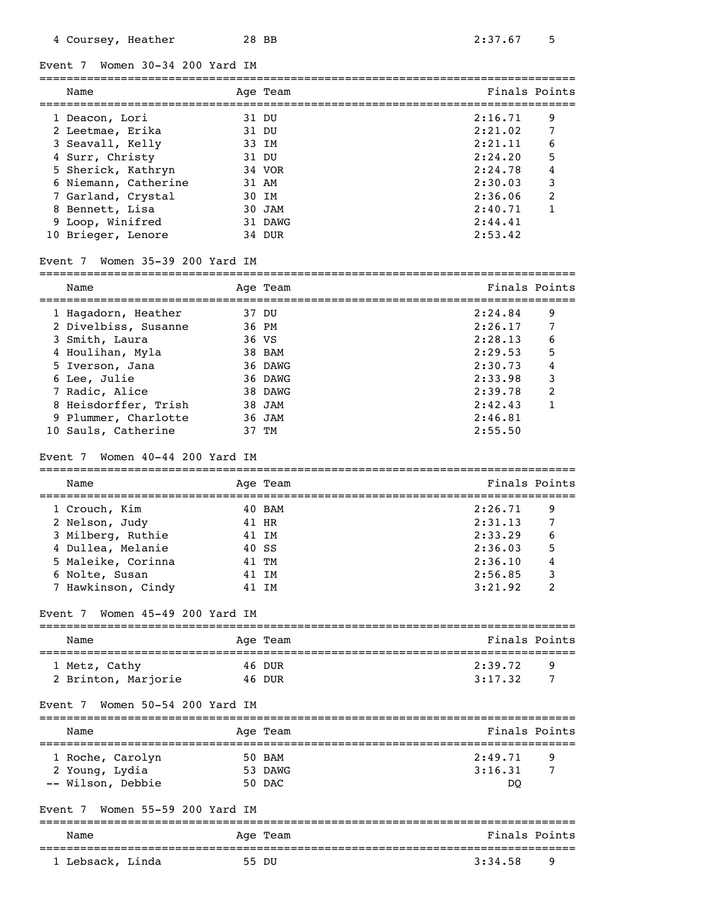| | Name | Age | Team | Finals | Points |
|---|---|---|---|---|---|
| 4 | Coursey, Heather | 28 | BB | 2:37.67 | 5 |

### Event 7 Women 30-34 200 Yard IM

| | Name | Age | Team | Finals | Points |
|---|---|---|---|---|---|
| 1 | Deacon, Lori | 31 | DU | 2:16.71 | 9 |
| 2 | Leetmae, Erika | 31 | DU | 2:21.02 | 7 |
| 3 | Seavall, Kelly | 33 | IM | 2:21.11 | 6 |
| 4 | Surr, Christy | 31 | DU | 2:24.20 | 5 |
| 5 | Sherick, Kathryn | 34 | VOR | 2:24.78 | 4 |
| 6 | Niemann, Catherine | 31 | AM | 2:30.03 | 3 |
| 7 | Garland, Crystal | 30 | IM | 2:36.06 | 2 |
| 8 | Bennett, Lisa | 30 | JAM | 2:40.71 | 1 |
| 9 | Loop, Winifred | 31 | DAWG | 2:44.41 | |
| 10 | Brieger, Lenore | 34 | DUR | 2:53.42 | |

### Event 7 Women 35-39 200 Yard IM

| | Name | Age | Team | Finals | Points |
|---|---|---|---|---|---|
| 1 | Hagadorn, Heather | 37 | DU | 2:24.84 | 9 |
| 2 | Divelbiss, Susanne | 36 | PM | 2:26.17 | 7 |
| 3 | Smith, Laura | 36 | VS | 2:28.13 | 6 |
| 4 | Houlihan, Myla | 38 | BAM | 2:29.53 | 5 |
| 5 | Iverson, Jana | 36 | DAWG | 2:30.73 | 4 |
| 6 | Lee, Julie | 36 | DAWG | 2:33.98 | 3 |
| 7 | Radic, Alice | 38 | DAWG | 2:39.78 | 2 |
| 8 | Heisdorffer, Trish | 38 | JAM | 2:42.43 | 1 |
| 9 | Plummer, Charlotte | 36 | JAM | 2:46.81 | |
| 10 | Sauls, Catherine | 37 | TM | 2:55.50 | |

### Event 7 Women 40-44 200 Yard IM

| | Name | Age | Team | Finals | Points |
|---|---|---|---|---|---|
| 1 | Crouch, Kim | 40 | BAM | 2:26.71 | 9 |
| 2 | Nelson, Judy | 41 | HR | 2:31.13 | 7 |
| 3 | Milberg, Ruthie | 41 | IM | 2:33.29 | 6 |
| 4 | Dullea, Melanie | 40 | SS | 2:36.03 | 5 |
| 5 | Maleike, Corinna | 41 | TM | 2:36.10 | 4 |
| 6 | Nolte, Susan | 41 | IM | 2:56.85 | 3 |
| 7 | Hawkinson, Cindy | 41 | IM | 3:21.92 | 2 |

### Event 7 Women 45-49 200 Yard IM

| | Name | Age | Team | Finals | Points |
|---|---|---|---|---|---|
| 1 | Metz, Cathy | 46 | DUR | 2:39.72 | 9 |
| 2 | Brinton, Marjorie | 46 | DUR | 3:17.32 | 7 |

### Event 7 Women 50-54 200 Yard IM

| | Name | Age | Team | Finals | Points |
|---|---|---|---|---|---|
| 1 | Roche, Carolyn | 50 | BAM | 2:49.71 | 9 |
| 2 | Young, Lydia | 53 | DAWG | 3:16.31 | 7 |
| -- | Wilson, Debbie | 50 | DAC | DQ | |

### Event 7 Women 55-59 200 Yard IM

| | Name | Age | Team | Finals | Points |
|---|---|---|---|---|---|
| 1 | Lebsack, Linda | 55 | DU | 3:34.58 | 9 |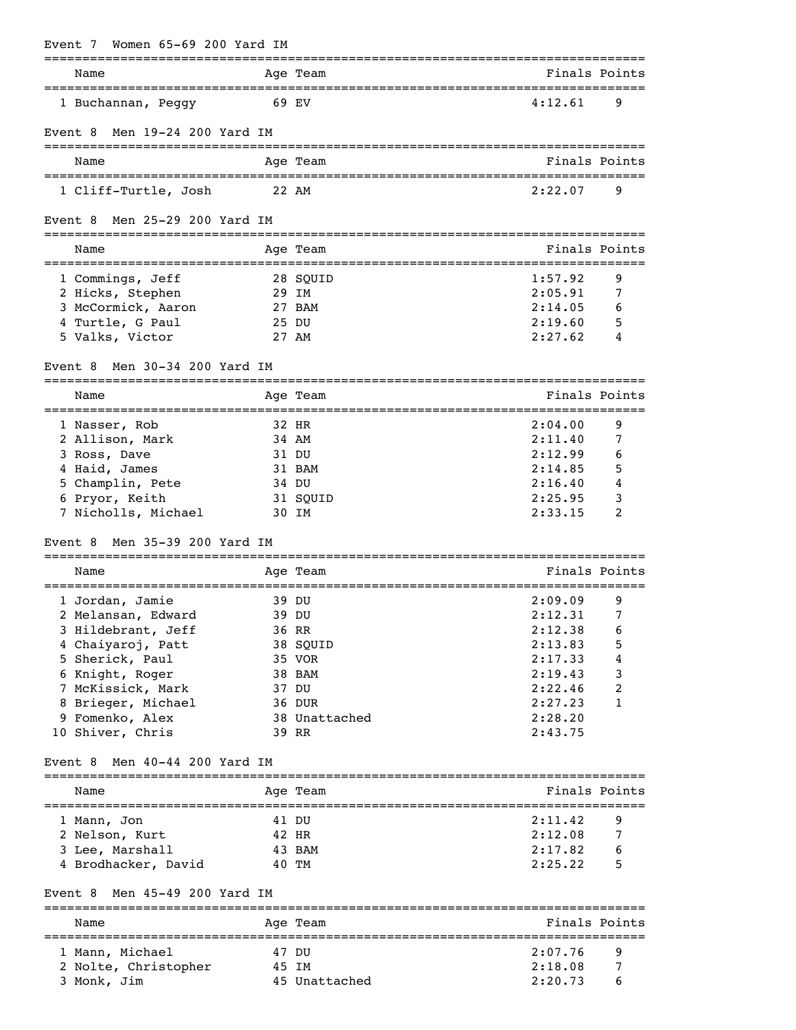## Event 7 Women 65-69 200 Yard IM

| | Name | Age | Team | Finals | Points |
|---|---|---|---|---|---|
| 1 | Buchannan, Peggy | 69 | EV | 4:12.61 | 9 |

## Event 8 Men 19-24 200 Yard IM

| | Name | Age | Team | Finals | Points |
|---|---|---|---|---|---|
| 1 | Cliff-Turtle, Josh | 22 | AM | 2:22.07 | 9 |

## Event 8 Men 25-29 200 Yard IM

| | Name | Age | Team | Finals | Points |
|---|---|---|---|---|---|
| 1 | Commings, Jeff | 28 | SQUID | 1:57.92 | 9 |
| 2 | Hicks, Stephen | 29 | IM | 2:05.91 | 7 |
| 3 | McCormick, Aaron | 27 | BAM | 2:14.05 | 6 |
| 4 | Turtle, G Paul | 25 | DU | 2:19.60 | 5 |
| 5 | Valks, Victor | 27 | AM | 2:27.62 | 4 |

## Event 8 Men 30-34 200 Yard IM

| | Name | Age | Team | Finals | Points |
|---|---|---|---|---|---|
| 1 | Nasser, Rob | 32 | HR | 2:04.00 | 9 |
| 2 | Allison, Mark | 34 | AM | 2:11.40 | 7 |
| 3 | Ross, Dave | 31 | DU | 2:12.99 | 6 |
| 4 | Haid, James | 31 | BAM | 2:14.85 | 5 |
| 5 | Champlin, Pete | 34 | DU | 2:16.40 | 4 |
| 6 | Pryor, Keith | 31 | SQUID | 2:25.95 | 3 |
| 7 | Nicholls, Michael | 30 | IM | 2:33.15 | 2 |

## Event 8 Men 35-39 200 Yard IM

| | Name | Age | Team | Finals | Points |
|---|---|---|---|---|---|
| 1 | Jordan, Jamie | 39 | DU | 2:09.09 | 9 |
| 2 | Melansan, Edward | 39 | DU | 2:12.31 | 7 |
| 3 | Hildebrant, Jeff | 36 | RR | 2:12.38 | 6 |
| 4 | Chaiyaroj, Patt | 38 | SQUID | 2:13.83 | 5 |
| 5 | Sherick, Paul | 35 | VOR | 2:17.33 | 4 |
| 6 | Knight, Roger | 38 | BAM | 2:19.43 | 3 |
| 7 | McKissick, Mark | 37 | DU | 2:22.46 | 2 |
| 8 | Brieger, Michael | 36 | DUR | 2:27.23 | 1 |
| 9 | Fomenko, Alex | 38 | Unattached | 2:28.20 | |
| 10 | Shiver, Chris | 39 | RR | 2:43.75 | |

## Event 8 Men 40-44 200 Yard IM

| | Name | Age | Team | Finals | Points |
|---|---|---|---|---|---|
| 1 | Mann, Jon | 41 | DU | 2:11.42 | 9 |
| 2 | Nelson, Kurt | 42 | HR | 2:12.08 | 7 |
| 3 | Lee, Marshall | 43 | BAM | 2:17.82 | 6 |
| 4 | Brodhacker, David | 40 | TM | 2:25.22 | 5 |

## Event 8 Men 45-49 200 Yard IM

| | Name | Age | Team | Finals | Points |
|---|---|---|---|---|---|
| 1 | Mann, Michael | 47 | DU | 2:07.76 | 9 |
| 2 | Nolte, Christopher | 45 | IM | 2:18.08 | 7 |
| 3 | Monk, Jim | 45 | Unattached | 2:20.73 | 6 |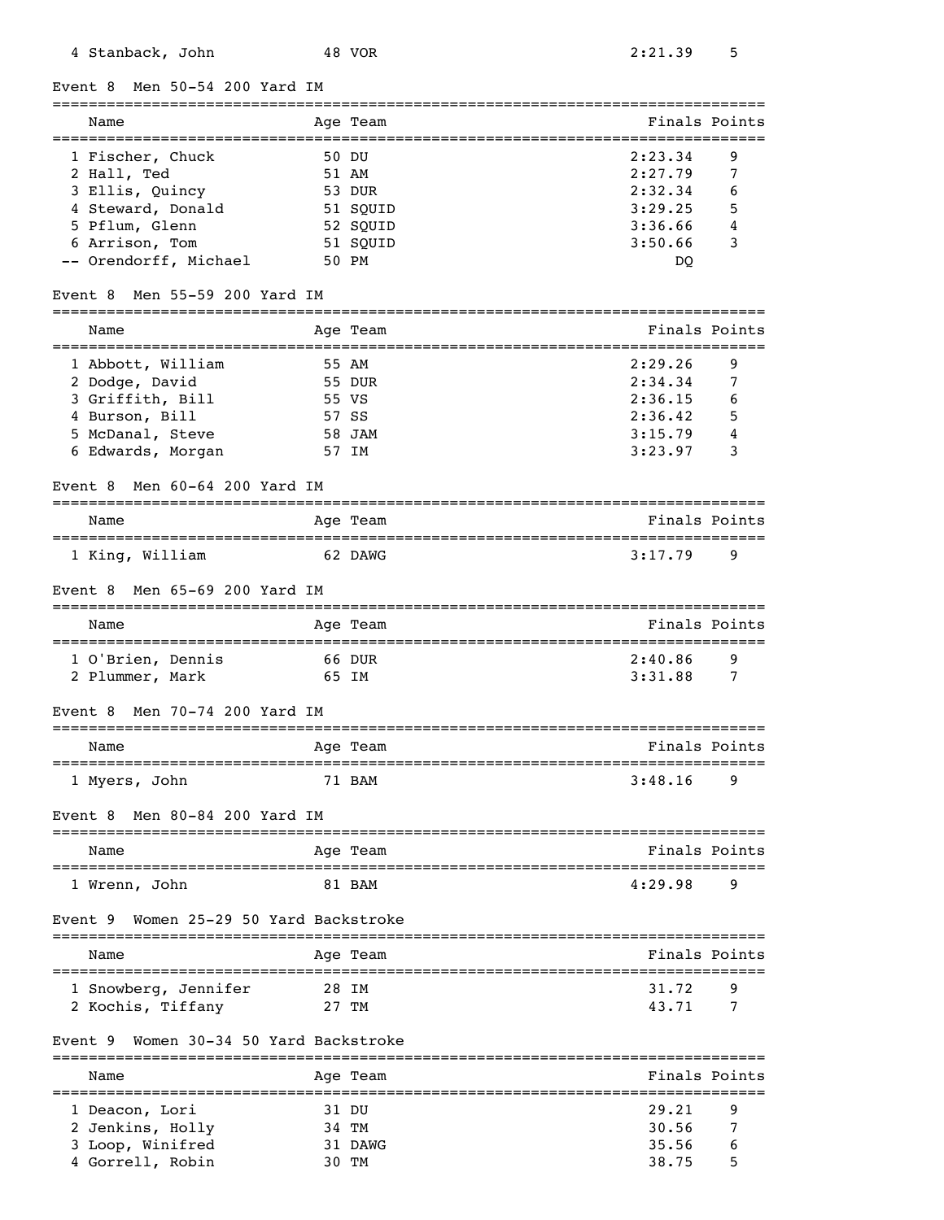| Name | Age | Team | Finals | Points |
|---|---|---|---|---|
| 4 Stanback, John | 48 | VOR | 2:21.39 | 5 |

### Event 8 Men 50-54 200 Yard IM

| Name | Age | Team | Finals | Points |
|---|---|---|---|---|
| 1 Fischer, Chuck | 50 | DU | 2:23.34 | 9 |
| 2 Hall, Ted | 51 | AM | 2:27.79 | 7 |
| 3 Ellis, Quincy | 53 | DUR | 2:32.34 | 6 |
| 4 Steward, Donald | 51 | SQUID | 3:29.25 | 5 |
| 5 Pflum, Glenn | 52 | SQUID | 3:36.66 | 4 |
| 6 Arrison, Tom | 51 | SQUID | 3:50.66 | 3 |
| -- Orendorff, Michael | 50 | PM | DQ | |

### Event 8 Men 55-59 200 Yard IM

| Name | Age | Team | Finals | Points |
|---|---|---|---|---|
| 1 Abbott, William | 55 | AM | 2:29.26 | 9 |
| 2 Dodge, David | 55 | DUR | 2:34.34 | 7 |
| 3 Griffith, Bill | 55 | VS | 2:36.15 | 6 |
| 4 Burson, Bill | 57 | SS | 2:36.42 | 5 |
| 5 McDanal, Steve | 58 | JAM | 3:15.79 | 4 |
| 6 Edwards, Morgan | 57 | IM | 3:23.97 | 3 |

### Event 8 Men 60-64 200 Yard IM

| Name | Age | Team | Finals | Points |
|---|---|---|---|---|
| 1 King, William | 62 | DAWG | 3:17.79 | 9 |

### Event 8 Men 65-69 200 Yard IM

| Name | Age | Team | Finals | Points |
|---|---|---|---|---|
| 1 O'Brien, Dennis | 66 | DUR | 2:40.86 | 9 |
| 2 Plummer, Mark | 65 | IM | 3:31.88 | 7 |

### Event 8 Men 70-74 200 Yard IM

| Name | Age | Team | Finals | Points |
|---|---|---|---|---|
| 1 Myers, John | 71 | BAM | 3:48.16 | 9 |

### Event 8 Men 80-84 200 Yard IM

| Name | Age | Team | Finals | Points |
|---|---|---|---|---|
| 1 Wrenn, John | 81 | BAM | 4:29.98 | 9 |

### Event 9 Women 25-29 50 Yard Backstroke

| Name | Age | Team | Finals | Points |
|---|---|---|---|---|
| 1 Snowberg, Jennifer | 28 | IM | 31.72 | 9 |
| 2 Kochis, Tiffany | 27 | TM | 43.71 | 7 |

### Event 9 Women 30-34 50 Yard Backstroke

| Name | Age | Team | Finals | Points |
|---|---|---|---|---|
| 1 Deacon, Lori | 31 | DU | 29.21 | 9 |
| 2 Jenkins, Holly | 34 | TM | 30.56 | 7 |
| 3 Loop, Winifred | 31 | DAWG | 35.56 | 6 |
| 4 Gorrell, Robin | 30 | TM | 38.75 | 5 |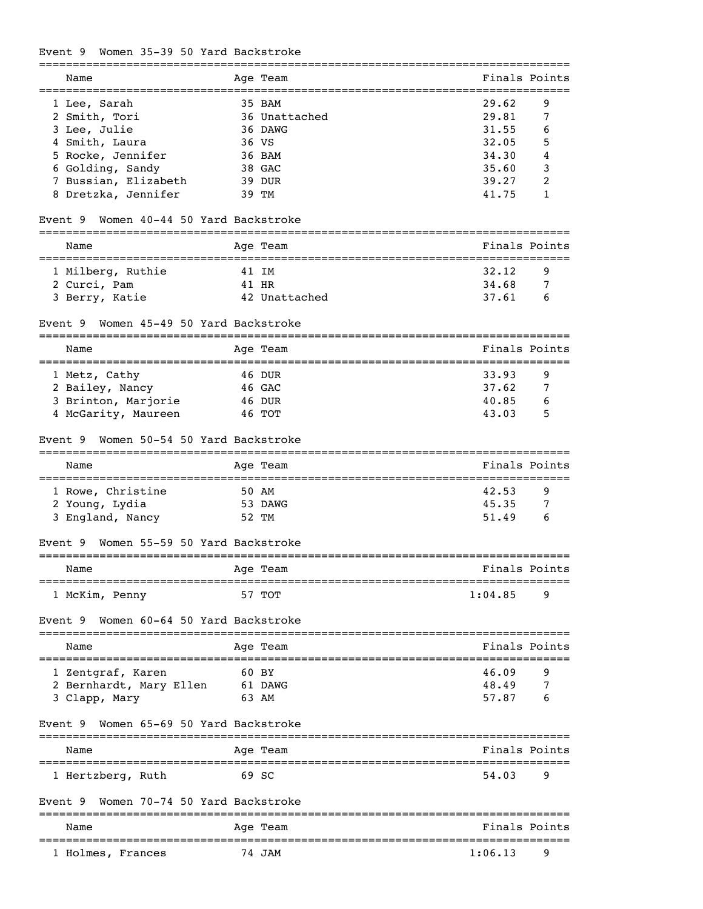### Event 9 Women 35-39 50 Yard Backstroke

| Name | Age | Team | Finals | Points |
|---|---|---|---|---|
| 1 Lee, Sarah | 35 | BAM | 29.62 | 9 |
| 2 Smith, Tori | 36 | Unattached | 29.81 | 7 |
| 3 Lee, Julie | 36 | DAWG | 31.55 | 6 |
| 4 Smith, Laura | 36 | VS | 32.05 | 5 |
| 5 Rocke, Jennifer | 36 | BAM | 34.30 | 4 |
| 6 Golding, Sandy | 38 | GAC | 35.60 | 3 |
| 7 Bussian, Elizabeth | 39 | DUR | 39.27 | 2 |
| 8 Dretzka, Jennifer | 39 | TM | 41.75 | 1 |

### Event 9 Women 40-44 50 Yard Backstroke

| Name | Age | Team | Finals | Points |
|---|---|---|---|---|
| 1 Milberg, Ruthie | 41 | IM | 32.12 | 9 |
| 2 Curci, Pam | 41 | HR | 34.68 | 7 |
| 3 Berry, Katie | 42 | Unattached | 37.61 | 6 |

### Event 9 Women 45-49 50 Yard Backstroke

| Name | Age | Team | Finals | Points |
|---|---|---|---|---|
| 1 Metz, Cathy | 46 | DUR | 33.93 | 9 |
| 2 Bailey, Nancy | 46 | GAC | 37.62 | 7 |
| 3 Brinton, Marjorie | 46 | DUR | 40.85 | 6 |
| 4 McGarity, Maureen | 46 | TOT | 43.03 | 5 |

### Event 9 Women 50-54 50 Yard Backstroke

| Name | Age | Team | Finals | Points |
|---|---|---|---|---|
| 1 Rowe, Christine | 50 | AM | 42.53 | 9 |
| 2 Young, Lydia | 53 | DAWG | 45.35 | 7 |
| 3 England, Nancy | 52 | TM | 51.49 | 6 |

### Event 9 Women 55-59 50 Yard Backstroke

| Name | Age | Team | Finals | Points |
|---|---|---|---|---|
| 1 McKim, Penny | 57 | TOT | 1:04.85 | 9 |

### Event 9 Women 60-64 50 Yard Backstroke

| Name | Age | Team | Finals | Points |
|---|---|---|---|---|
| 1 Zentgraf, Karen | 60 | BY | 46.09 | 9 |
| 2 Bernhardt, Mary Ellen | 61 | DAWG | 48.49 | 7 |
| 3 Clapp, Mary | 63 | AM | 57.87 | 6 |

### Event 9 Women 65-69 50 Yard Backstroke

| Name | Age | Team | Finals | Points |
|---|---|---|---|---|
| 1 Hertzberg, Ruth | 69 | SC | 54.03 | 9 |

### Event 9 Women 70-74 50 Yard Backstroke

| Name | Age | Team | Finals | Points |
|---|---|---|---|---|
| 1 Holmes, Frances | 74 | JAM | 1:06.13 | 9 |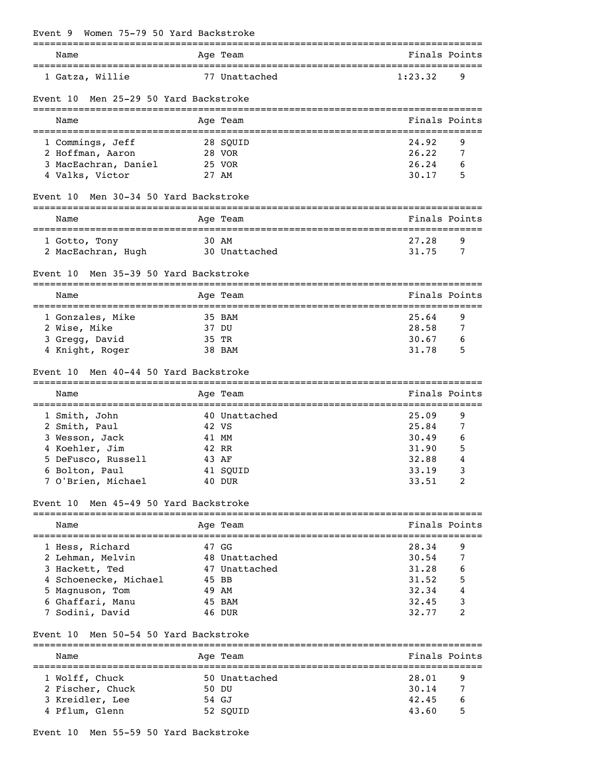Event 9 Women 75-79 50 Yard Backstroke

| Name | Age | Team | Finals | Points |
|---|---|---|---|---|
| 1 Gatza, Willie | 77 | Unattached | 1:23.32 | 9 |

Event 10 Men 25-29 50 Yard Backstroke

| Name | Age | Team | Finals | Points |
|---|---|---|---|---|
| 1 Commings, Jeff | 28 | SQUID | 24.92 | 9 |
| 2 Hoffman, Aaron | 28 | VOR | 26.22 | 7 |
| 3 MacEachran, Daniel | 25 | VOR | 26.24 | 6 |
| 4 Valks, Victor | 27 | AM | 30.17 | 5 |

Event 10 Men 30-34 50 Yard Backstroke

| Name | Age | Team | Finals | Points |
|---|---|---|---|---|
| 1 Gotto, Tony | 30 | AM | 27.28 | 9 |
| 2 MacEachran, Hugh | 30 | Unattached | 31.75 | 7 |

Event 10 Men 35-39 50 Yard Backstroke

| Name | Age | Team | Finals | Points |
|---|---|---|---|---|
| 1 Gonzales, Mike | 35 | BAM | 25.64 | 9 |
| 2 Wise, Mike | 37 | DU | 28.58 | 7 |
| 3 Gregg, David | 35 | TR | 30.67 | 6 |
| 4 Knight, Roger | 38 | BAM | 31.78 | 5 |

Event 10 Men 40-44 50 Yard Backstroke

| Name | Age | Team | Finals | Points |
|---|---|---|---|---|
| 1 Smith, John | 40 | Unattached | 25.09 | 9 |
| 2 Smith, Paul | 42 | VS | 25.84 | 7 |
| 3 Wesson, Jack | 41 | MM | 30.49 | 6 |
| 4 Koehler, Jim | 42 | RR | 31.90 | 5 |
| 5 DeFusco, Russell | 43 | AF | 32.88 | 4 |
| 6 Bolton, Paul | 41 | SQUID | 33.19 | 3 |
| 7 O'Brien, Michael | 40 | DUR | 33.51 | 2 |

Event 10 Men 45-49 50 Yard Backstroke

| Name | Age | Team | Finals | Points |
|---|---|---|---|---|
| 1 Hess, Richard | 47 | GG | 28.34 | 9 |
| 2 Lehman, Melvin | 48 | Unattached | 30.54 | 7 |
| 3 Hackett, Ted | 47 | Unattached | 31.28 | 6 |
| 4 Schoenecke, Michael | 45 | BB | 31.52 | 5 |
| 5 Magnuson, Tom | 49 | AM | 32.34 | 4 |
| 6 Ghaffari, Manu | 45 | BAM | 32.45 | 3 |
| 7 Sodini, David | 46 | DUR | 32.77 | 2 |

Event 10 Men 50-54 50 Yard Backstroke

| Name | Age | Team | Finals | Points |
|---|---|---|---|---|
| 1 Wolff, Chuck | 50 | Unattached | 28.01 | 9 |
| 2 Fischer, Chuck | 50 | DU | 30.14 | 7 |
| 3 Kreidler, Lee | 54 | GJ | 42.45 | 6 |
| 4 Pflum, Glenn | 52 | SQUID | 43.60 | 5 |

Event 10 Men 55-59 50 Yard Backstroke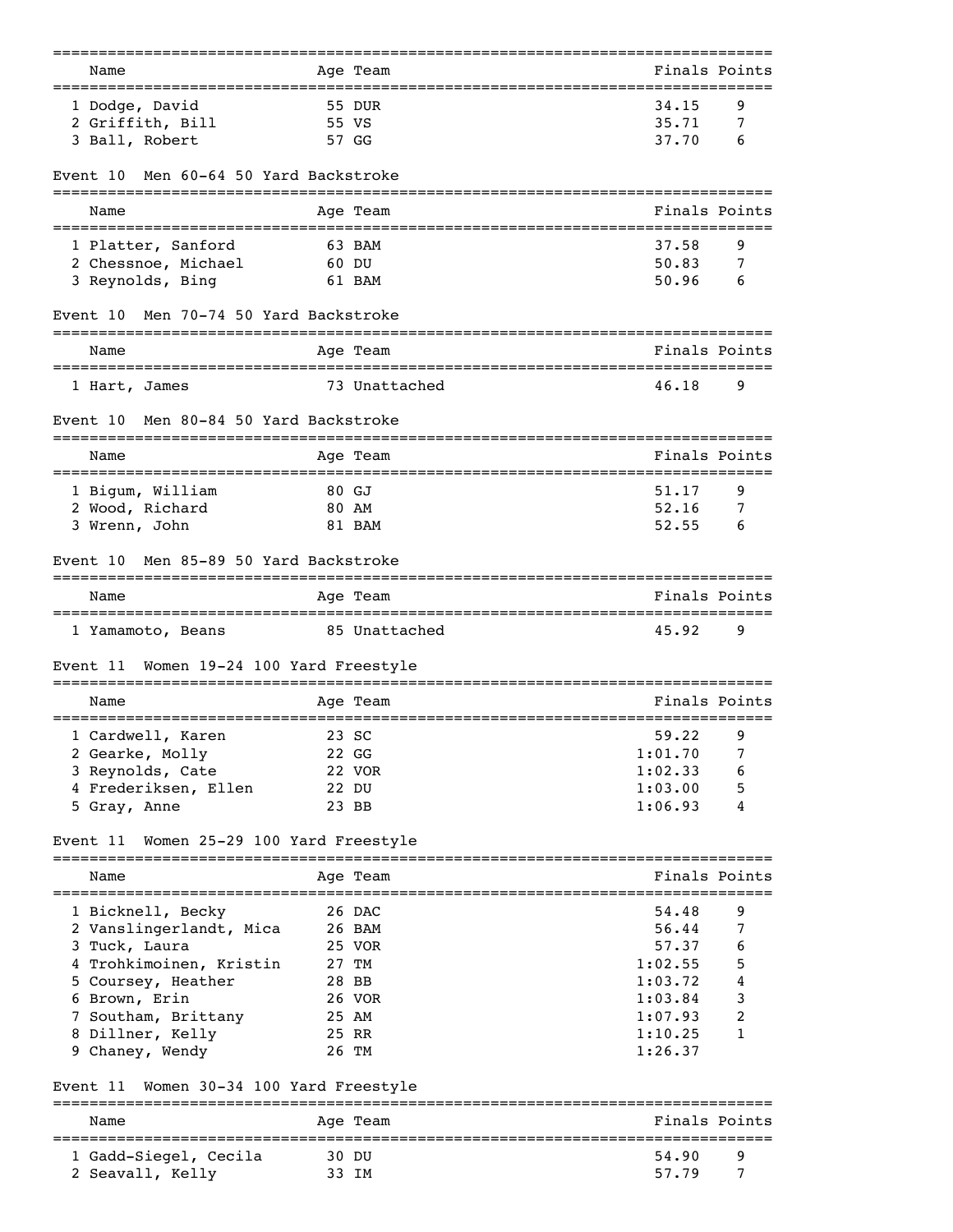| Name | Age | Team | Finals | Points |
|---|---|---|---|---|
| 1 Dodge, David | 55 | DUR | 34.15 | 9 |
| 2 Griffith, Bill | 55 | VS | 35.71 | 7 |
| 3 Ball, Robert | 57 | GG | 37.70 | 6 |

### Event 10 Men 60-64 50 Yard Backstroke

| Name | Age | Team | Finals | Points |
|---|---|---|---|---|
| 1 Platter, Sanford | 63 | BAM | 37.58 | 9 |
| 2 Chessnoe, Michael | 60 | DU | 50.83 | 7 |
| 3 Reynolds, Bing | 61 | BAM | 50.96 | 6 |

### Event 10 Men 70-74 50 Yard Backstroke

| Name | Age | Team | Finals | Points |
|---|---|---|---|---|
| 1 Hart, James | 73 | Unattached | 46.18 | 9 |

### Event 10 Men 80-84 50 Yard Backstroke

| Name | Age | Team | Finals | Points |
|---|---|---|---|---|
| 1 Bigum, William | 80 | GJ | 51.17 | 9 |
| 2 Wood, Richard | 80 | AM | 52.16 | 7 |
| 3 Wrenn, John | 81 | BAM | 52.55 | 6 |

### Event 10 Men 85-89 50 Yard Backstroke

| Name | Age | Team | Finals | Points |
|---|---|---|---|---|
| 1 Yamamoto, Beans | 85 | Unattached | 45.92 | 9 |

### Event 11 Women 19-24 100 Yard Freestyle

| Name | Age | Team | Finals | Points |
|---|---|---|---|---|
| 1 Cardwell, Karen | 23 | SC | 59.22 | 9 |
| 2 Gearke, Molly | 22 | GG | 1:01.70 | 7 |
| 3 Reynolds, Cate | 22 | VOR | 1:02.33 | 6 |
| 4 Frederiksen, Ellen | 22 | DU | 1:03.00 | 5 |
| 5 Gray, Anne | 23 | BB | 1:06.93 | 4 |

### Event 11 Women 25-29 100 Yard Freestyle

| Name | Age | Team | Finals | Points |
|---|---|---|---|---|
| 1 Bicknell, Becky | 26 | DAC | 54.48 | 9 |
| 2 Vanslingerlandt, Mica | 26 | BAM | 56.44 | 7 |
| 3 Tuck, Laura | 25 | VOR | 57.37 | 6 |
| 4 Trohkimoinen, Kristin | 27 | TM | 1:02.55 | 5 |
| 5 Coursey, Heather | 28 | BB | 1:03.72 | 4 |
| 6 Brown, Erin | 26 | VOR | 1:03.84 | 3 |
| 7 Southam, Brittany | 25 | AM | 1:07.93 | 2 |
| 8 Dillner, Kelly | 25 | RR | 1:10.25 | 1 |
| 9 Chaney, Wendy | 26 | TM | 1:26.37 | |

### Event 11 Women 30-34 100 Yard Freestyle

| Name | Age | Team | Finals | Points |
|---|---|---|---|---|
| 1 Gadd-Siegel, Cecila | 30 | DU | 54.90 | 9 |
| 2 Seavall, Kelly | 33 | IM | 57.79 | 7 |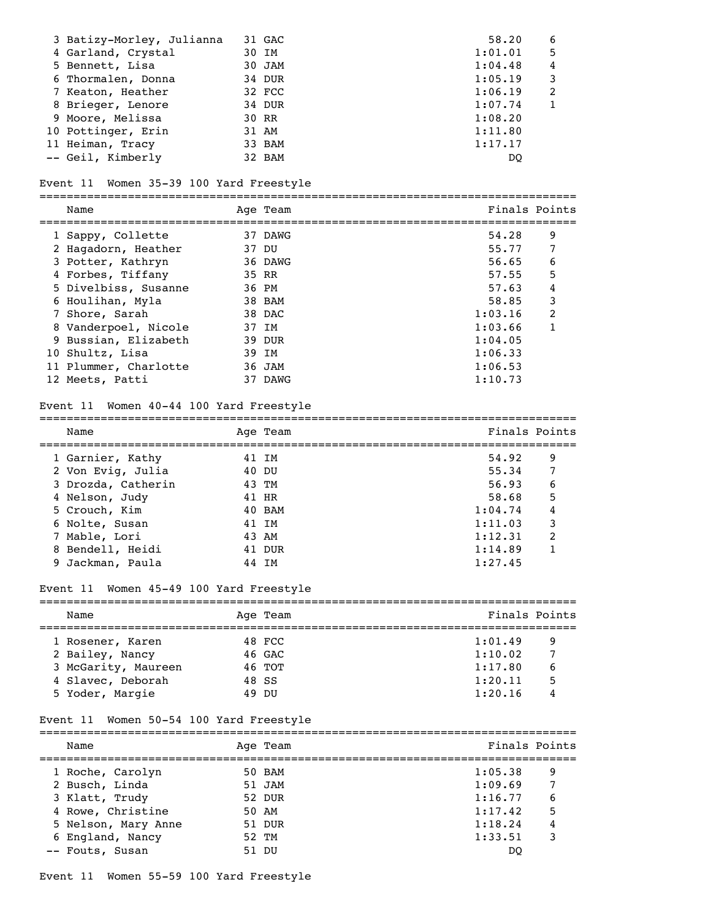| Name | Age | Team | Finals | Points |
|---|---|---|---|---|
| 3 Batizy-Morley, Julianna | 31 | GAC | 58.20 | 6 |
| 4 Garland, Crystal | 30 | IM | 1:01.01 | 5 |
| 5 Bennett, Lisa | 30 | JAM | 1:04.48 | 4 |
| 6 Thormalen, Donna | 34 | DUR | 1:05.19 | 3 |
| 7 Keaton, Heather | 32 | FCC | 1:06.19 | 2 |
| 8 Brieger, Lenore | 34 | DUR | 1:07.74 | 1 |
| 9 Moore, Melissa | 30 | RR | 1:08.20 | |
| 10 Pottinger, Erin | 31 | AM | 1:11.80 | |
| 11 Heiman, Tracy | 33 | BAM | 1:17.17 | |
| -- Geil, Kimberly | 32 | BAM | DQ | |

## Event 11 Women 35-39 100 Yard Freestyle

| Name | Age | Team | Finals | Points |
|---|---|---|---|---|
| 1 Sappy, Collette | 37 | DAWG | 54.28 | 9 |
| 2 Hagadorn, Heather | 37 | DU | 55.77 | 7 |
| 3 Potter, Kathryn | 36 | DAWG | 56.65 | 6 |
| 4 Forbes, Tiffany | 35 | RR | 57.55 | 5 |
| 5 Divelbiss, Susanne | 36 | PM | 57.63 | 4 |
| 6 Houlihan, Myla | 38 | BAM | 58.85 | 3 |
| 7 Shore, Sarah | 38 | DAC | 1:03.16 | 2 |
| 8 Vanderpoel, Nicole | 37 | IM | 1:03.66 | 1 |
| 9 Bussian, Elizabeth | 39 | DUR | 1:04.05 | |
| 10 Shultz, Lisa | 39 | IM | 1:06.33 | |
| 11 Plummer, Charlotte | 36 | JAM | 1:06.53 | |
| 12 Meets, Patti | 37 | DAWG | 1:10.73 | |

## Event 11 Women 40-44 100 Yard Freestyle

| Name | Age | Team | Finals | Points |
|---|---|---|---|---|
| 1 Garnier, Kathy | 41 | IM | 54.92 | 9 |
| 2 Von Evig, Julia | 40 | DU | 55.34 | 7 |
| 3 Drozda, Catherin | 43 | TM | 56.93 | 6 |
| 4 Nelson, Judy | 41 | HR | 58.68 | 5 |
| 5 Crouch, Kim | 40 | BAM | 1:04.74 | 4 |
| 6 Nolte, Susan | 41 | IM | 1:11.03 | 3 |
| 7 Mable, Lori | 43 | AM | 1:12.31 | 2 |
| 8 Bendell, Heidi | 41 | DUR | 1:14.89 | 1 |
| 9 Jackman, Paula | 44 | IM | 1:27.45 | |

## Event 11 Women 45-49 100 Yard Freestyle

| Name | Age | Team | Finals | Points |
|---|---|---|---|---|
| 1 Rosener, Karen | 48 | FCC | 1:01.49 | 9 |
| 2 Bailey, Nancy | 46 | GAC | 1:10.02 | 7 |
| 3 McGarity, Maureen | 46 | TOT | 1:17.80 | 6 |
| 4 Slavec, Deborah | 48 | SS | 1:20.11 | 5 |
| 5 Yoder, Margie | 49 | DU | 1:20.16 | 4 |

## Event 11 Women 50-54 100 Yard Freestyle

| Name | Age | Team | Finals | Points |
|---|---|---|---|---|
| 1 Roche, Carolyn | 50 | BAM | 1:05.38 | 9 |
| 2 Busch, Linda | 51 | JAM | 1:09.69 | 7 |
| 3 Klatt, Trudy | 52 | DUR | 1:16.77 | 6 |
| 4 Rowe, Christine | 50 | AM | 1:17.42 | 5 |
| 5 Nelson, Mary Anne | 51 | DUR | 1:18.24 | 4 |
| 6 England, Nancy | 52 | TM | 1:33.51 | 3 |
| -- Fouts, Susan | 51 | DU | DQ | |

## Event 11 Women 55-59 100 Yard Freestyle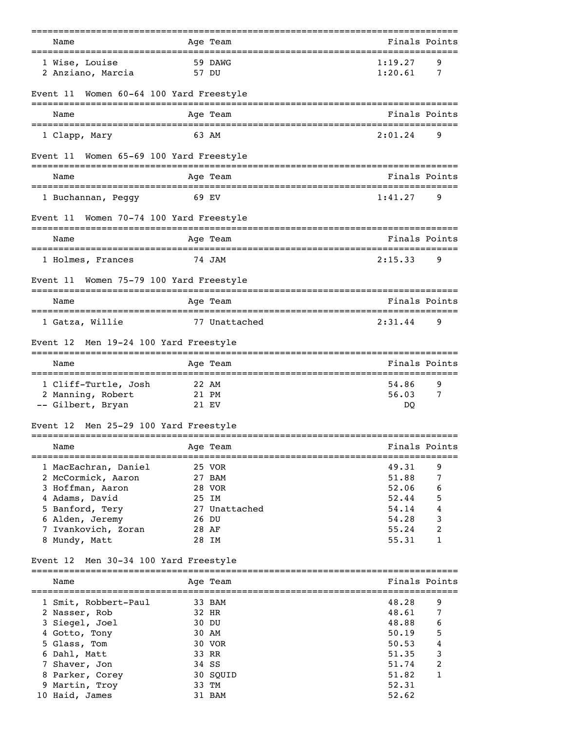| Name | Age | Team | Finals | Points |
|---|---|---|---|---|
| 1 Wise, Louise | 59 | DAWG | 1:19.27 | 9 |
| 2 Anziano, Marcia | 57 | DU | 1:20.61 | 7 |

### Event 11 Women 60-64 100 Yard Freestyle

| Name | Age | Team | Finals | Points |
|---|---|---|---|---|
| 1 Clapp, Mary | 63 | AM | 2:01.24 | 9 |

### Event 11 Women 65-69 100 Yard Freestyle

| Name | Age | Team | Finals | Points |
|---|---|---|---|---|
| 1 Buchannan, Peggy | 69 | EV | 1:41.27 | 9 |

### Event 11 Women 70-74 100 Yard Freestyle

| Name | Age | Team | Finals | Points |
|---|---|---|---|---|
| 1 Holmes, Frances | 74 | JAM | 2:15.33 | 9 |

### Event 11 Women 75-79 100 Yard Freestyle

| Name | Age | Team | Finals | Points |
|---|---|---|---|---|
| 1 Gatza, Willie | 77 | Unattached | 2:31.44 | 9 |

### Event 12 Men 19-24 100 Yard Freestyle

| Name | Age | Team | Finals | Points |
|---|---|---|---|---|
| 1 Cliff-Turtle, Josh | 22 | AM | 54.86 | 9 |
| 2 Manning, Robert | 21 | PM | 56.03 | 7 |
| -- Gilbert, Bryan | 21 | EV | DQ | |

### Event 12 Men 25-29 100 Yard Freestyle

| Name | Age | Team | Finals | Points |
|---|---|---|---|---|
| 1 MacEachran, Daniel | 25 | VOR | 49.31 | 9 |
| 2 McCormick, Aaron | 27 | BAM | 51.88 | 7 |
| 3 Hoffman, Aaron | 28 | VOR | 52.06 | 6 |
| 4 Adams, David | 25 | IM | 52.44 | 5 |
| 5 Banford, Tery | 27 | Unattached | 54.14 | 4 |
| 6 Alden, Jeremy | 26 | DU | 54.28 | 3 |
| 7 Ivankovich, Zoran | 28 | AF | 55.24 | 2 |
| 8 Mundy, Matt | 28 | IM | 55.31 | 1 |

### Event 12 Men 30-34 100 Yard Freestyle

| Name | Age | Team | Finals | Points |
|---|---|---|---|---|
| 1 Smit, Robbert-Paul | 33 | BAM | 48.28 | 9 |
| 2 Nasser, Rob | 32 | HR | 48.61 | 7 |
| 3 Siegel, Joel | 30 | DU | 48.88 | 6 |
| 4 Gotto, Tony | 30 | AM | 50.19 | 5 |
| 5 Glass, Tom | 30 | VOR | 50.53 | 4 |
| 6 Dahl, Matt | 33 | RR | 51.35 | 3 |
| 7 Shaver, Jon | 34 | SS | 51.74 | 2 |
| 8 Parker, Corey | 30 | SQUID | 51.82 | 1 |
| 9 Martin, Troy | 33 | TM | 52.31 | |
| 10 Haid, James | 31 | BAM | 52.62 | |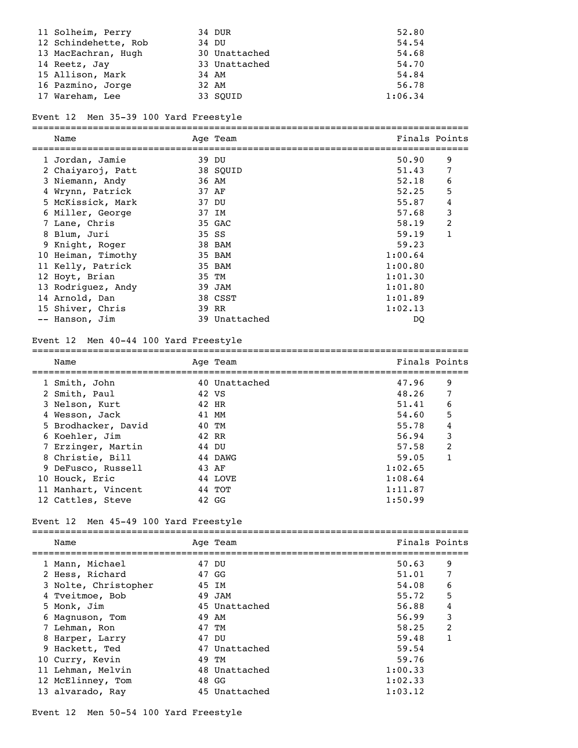| Place | Name | Age | Team | Finals | Points |
|---|---|---|---|---|---|
| 11 | Solheim, Perry | 34 | DUR | 52.80 | |
| 12 | Schindehette, Rob | 34 | DU | 54.54 | |
| 13 | MacEachran, Hugh | 30 | Unattached | 54.68 | |
| 14 | Reetz, Jay | 33 | Unattached | 54.70 | |
| 15 | Allison, Mark | 34 | AM | 54.84 | |
| 16 | Pazmino, Jorge | 32 | AM | 56.78 | |
| 17 | Wareham, Lee | 33 | SQUID | 1:06.34 | |

## Event 12 Men 35-39 100 Yard Freestyle

| Place | Name | Age | Team | Finals | Points |
|---|---|---|---|---|---|
| 1 | Jordan, Jamie | 39 | DU | 50.90 | 9 |
| 2 | Chaiyaroj, Patt | 38 | SQUID | 51.43 | 7 |
| 3 | Niemann, Andy | 36 | AM | 52.18 | 6 |
| 4 | Wrynn, Patrick | 37 | AF | 52.25 | 5 |
| 5 | McKissick, Mark | 37 | DU | 55.87 | 4 |
| 6 | Miller, George | 37 | IM | 57.68 | 3 |
| 7 | Lane, Chris | 35 | GAC | 58.19 | 2 |
| 8 | Blum, Juri | 35 | SS | 59.19 | 1 |
| 9 | Knight, Roger | 38 | BAM | 59.23 | |
| 10 | Heiman, Timothy | 35 | BAM | 1:00.64 | |
| 11 | Kelly, Patrick | 35 | BAM | 1:00.80 | |
| 12 | Hoyt, Brian | 35 | TM | 1:01.30 | |
| 13 | Rodriguez, Andy | 39 | JAM | 1:01.80 | |
| 14 | Arnold, Dan | 38 | CSST | 1:01.89 | |
| 15 | Shiver, Chris | 39 | RR | 1:02.13 | |
| -- | Hanson, Jim | 39 | Unattached | DQ | |

## Event 12 Men 40-44 100 Yard Freestyle

| Place | Name | Age | Team | Finals | Points |
|---|---|---|---|---|---|
| 1 | Smith, John | 40 | Unattached | 47.96 | 9 |
| 2 | Smith, Paul | 42 | VS | 48.26 | 7 |
| 3 | Nelson, Kurt | 42 | HR | 51.41 | 6 |
| 4 | Wesson, Jack | 41 | MM | 54.60 | 5 |
| 5 | Brodhacker, David | 40 | TM | 55.78 | 4 |
| 6 | Koehler, Jim | 42 | RR | 56.94 | 3 |
| 7 | Erzinger, Martin | 44 | DU | 57.58 | 2 |
| 8 | Christie, Bill | 44 | DAWG | 59.05 | 1 |
| 9 | DeFusco, Russell | 43 | AF | 1:02.65 | |
| 10 | Houck, Eric | 44 | LOVE | 1:08.64 | |
| 11 | Manhart, Vincent | 44 | TOT | 1:11.87 | |
| 12 | Cattles, Steve | 42 | GG | 1:50.99 | |

## Event 12 Men 45-49 100 Yard Freestyle

| Place | Name | Age | Team | Finals | Points |
|---|---|---|---|---|---|
| 1 | Mann, Michael | 47 | DU | 50.63 | 9 |
| 2 | Hess, Richard | 47 | GG | 51.01 | 7 |
| 3 | Nolte, Christopher | 45 | IM | 54.08 | 6 |
| 4 | Tveitmoe, Bob | 49 | JAM | 55.72 | 5 |
| 5 | Monk, Jim | 45 | Unattached | 56.88 | 4 |
| 6 | Magnuson, Tom | 49 | AM | 56.99 | 3 |
| 7 | Lehman, Ron | 47 | TM | 58.25 | 2 |
| 8 | Harper, Larry | 47 | DU | 59.48 | 1 |
| 9 | Hackett, Ted | 47 | Unattached | 59.54 | |
| 10 | Curry, Kevin | 49 | TM | 59.76 | |
| 11 | Lehman, Melvin | 48 | Unattached | 1:00.33 | |
| 12 | McElinney, Tom | 48 | GG | 1:02.33 | |
| 13 | alvarado, Ray | 45 | Unattached | 1:03.12 | |

## Event 12 Men 50-54 100 Yard Freestyle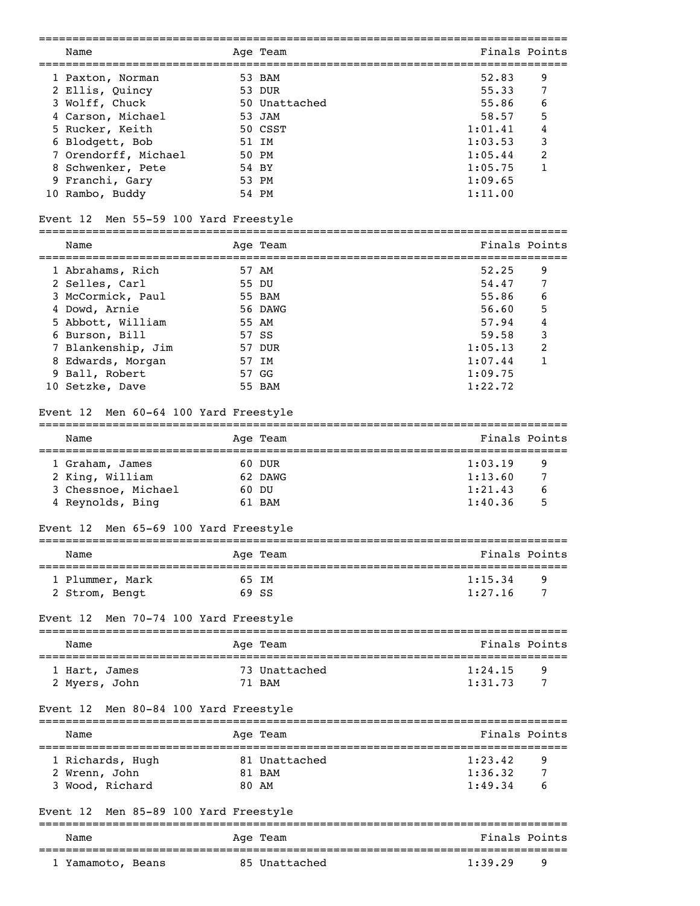| Name | Age | Team | Finals | Points |
|---|---|---|---|---|
| 1 Paxton, Norman | 53 | BAM | 52.83 | 9 |
| 2 Ellis, Quincy | 53 | DUR | 55.33 | 7 |
| 3 Wolff, Chuck | 50 | Unattached | 55.86 | 6 |
| 4 Carson, Michael | 53 | JAM | 58.57 | 5 |
| 5 Rucker, Keith | 50 | CSST | 1:01.41 | 4 |
| 6 Blodgett, Bob | 51 | IM | 1:03.53 | 3 |
| 7 Orendorff, Michael | 50 | PM | 1:05.44 | 2 |
| 8 Schwenker, Pete | 54 | BY | 1:05.75 | 1 |
| 9 Franchi, Gary | 53 | PM | 1:09.65 | |
| 10 Rambo, Buddy | 54 | PM | 1:11.00 | |

Event 12 Men 55-59 100 Yard Freestyle

| Name | Age | Team | Finals | Points |
|---|---|---|---|---|
| 1 Abrahams, Rich | 57 | AM | 52.25 | 9 |
| 2 Selles, Carl | 55 | DU | 54.47 | 7 |
| 3 McCormick, Paul | 55 | BAM | 55.86 | 6 |
| 4 Dowd, Arnie | 56 | DAWG | 56.60 | 5 |
| 5 Abbott, William | 55 | AM | 57.94 | 4 |
| 6 Burson, Bill | 57 | SS | 59.58 | 3 |
| 7 Blankenship, Jim | 57 | DUR | 1:05.13 | 2 |
| 8 Edwards, Morgan | 57 | IM | 1:07.44 | 1 |
| 9 Ball, Robert | 57 | GG | 1:09.75 | |
| 10 Setzke, Dave | 55 | BAM | 1:22.72 | |

Event 12 Men 60-64 100 Yard Freestyle

| Name | Age | Team | Finals | Points |
|---|---|---|---|---|
| 1 Graham, James | 60 | DUR | 1:03.19 | 9 |
| 2 King, William | 62 | DAWG | 1:13.60 | 7 |
| 3 Chessnoe, Michael | 60 | DU | 1:21.43 | 6 |
| 4 Reynolds, Bing | 61 | BAM | 1:40.36 | 5 |

Event 12 Men 65-69 100 Yard Freestyle

| Name | Age | Team | Finals | Points |
|---|---|---|---|---|
| 1 Plummer, Mark | 65 | IM | 1:15.34 | 9 |
| 2 Strom, Bengt | 69 | SS | 1:27.16 | 7 |

Event 12 Men 70-74 100 Yard Freestyle

| Name | Age | Team | Finals | Points |
|---|---|---|---|---|
| 1 Hart, James | 73 | Unattached | 1:24.15 | 9 |
| 2 Myers, John | 71 | BAM | 1:31.73 | 7 |

Event 12 Men 80-84 100 Yard Freestyle

| Name | Age | Team | Finals | Points |
|---|---|---|---|---|
| 1 Richards, Hugh | 81 | Unattached | 1:23.42 | 9 |
| 2 Wrenn, John | 81 | BAM | 1:36.32 | 7 |
| 3 Wood, Richard | 80 | AM | 1:49.34 | 6 |

Event 12 Men 85-89 100 Yard Freestyle

| Name | Age | Team | Finals | Points |
|---|---|---|---|---|
| 1 Yamamoto, Beans | 85 | Unattached | 1:39.29 | 9 |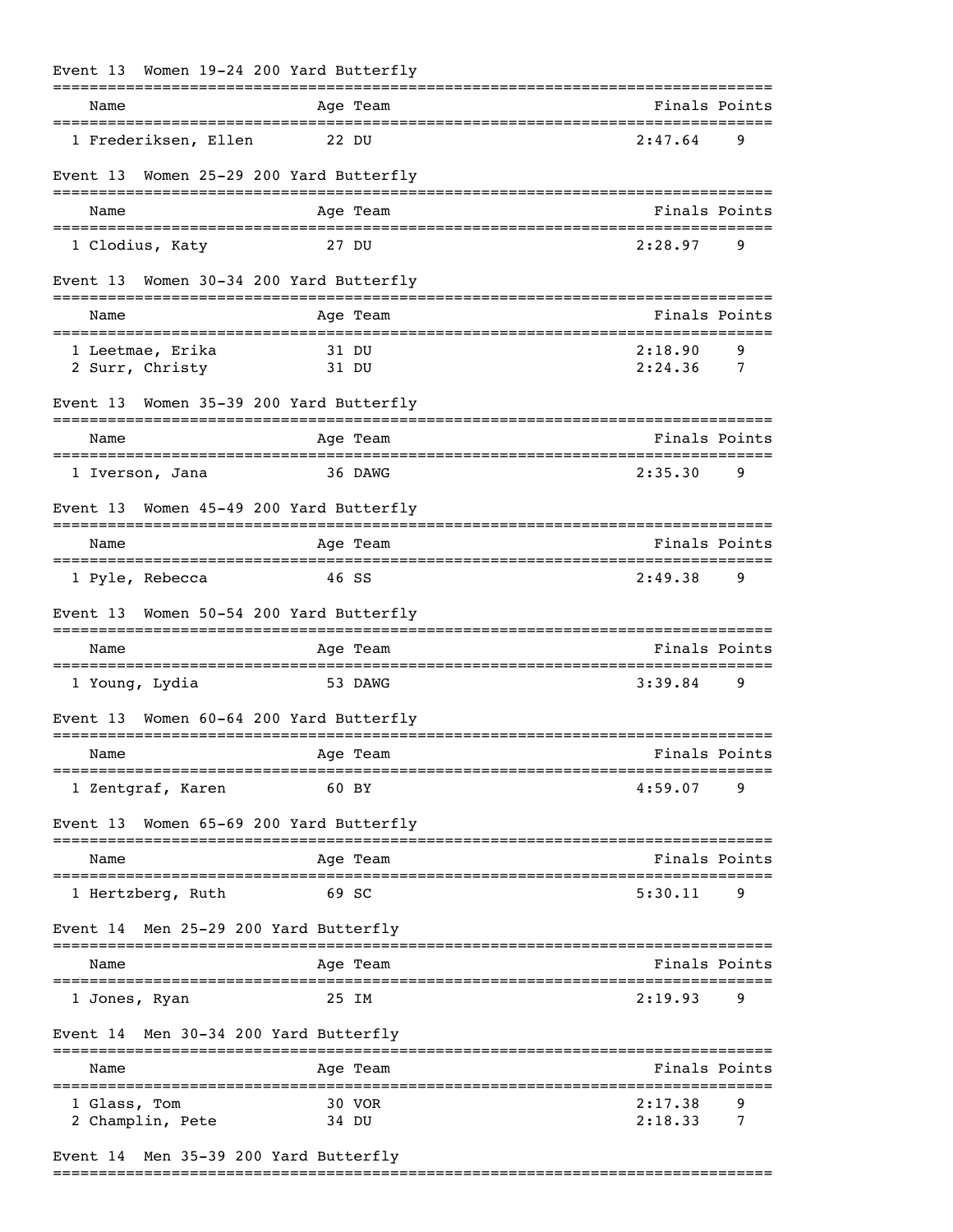## Event 13 Women 19-24 200 Yard Butterfly

| Name | Age | Team | Finals | Points |
|---|---|---|---|---|
| 1 Frederiksen, Ellen | 22 | DU | 2:47.64 | 9 |

## Event 13 Women 25-29 200 Yard Butterfly

| Name | Age | Team | Finals | Points |
|---|---|---|---|---|
| 1 Clodius, Katy | 27 | DU | 2:28.97 | 9 |

## Event 13 Women 30-34 200 Yard Butterfly

| Name | Age | Team | Finals | Points |
|---|---|---|---|---|
| 1 Leetmae, Erika | 31 | DU | 2:18.90 | 9 |
| 2 Surr, Christy | 31 | DU | 2:24.36 | 7 |

## Event 13 Women 35-39 200 Yard Butterfly

| Name | Age | Team | Finals | Points |
|---|---|---|---|---|
| 1 Iverson, Jana | 36 | DAWG | 2:35.30 | 9 |

## Event 13 Women 45-49 200 Yard Butterfly

| Name | Age | Team | Finals | Points |
|---|---|---|---|---|
| 1 Pyle, Rebecca | 46 | SS | 2:49.38 | 9 |

## Event 13 Women 50-54 200 Yard Butterfly

| Name | Age | Team | Finals | Points |
|---|---|---|---|---|
| 1 Young, Lydia | 53 | DAWG | 3:39.84 | 9 |

## Event 13 Women 60-64 200 Yard Butterfly

| Name | Age | Team | Finals | Points |
|---|---|---|---|---|
| 1 Zentgraf, Karen | 60 | BY | 4:59.07 | 9 |

## Event 13 Women 65-69 200 Yard Butterfly

| Name | Age | Team | Finals | Points |
|---|---|---|---|---|
| 1 Hertzberg, Ruth | 69 | SC | 5:30.11 | 9 |

## Event 14 Men 25-29 200 Yard Butterfly

| Name | Age | Team | Finals | Points |
|---|---|---|---|---|
| 1 Jones, Ryan | 25 | IM | 2:19.93 | 9 |

## Event 14 Men 30-34 200 Yard Butterfly

| Name | Age | Team | Finals | Points |
|---|---|---|---|---|
| 1 Glass, Tom | 30 | VOR | 2:17.38 | 9 |
| 2 Champlin, Pete | 34 | DU | 2:18.33 | 7 |

## Event 14 Men 35-39 200 Yard Butterfly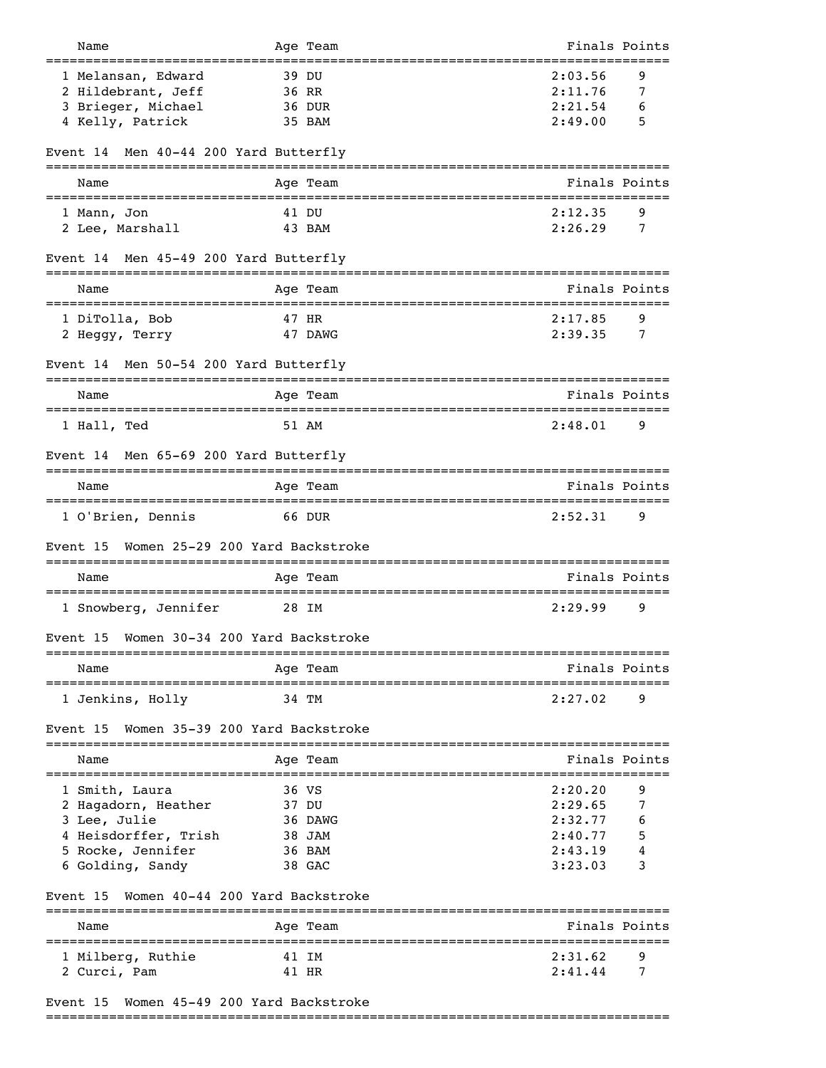| Name | Age | Team | Finals | Points |
|---|---|---|---|---|
| 1 Melansan, Edward | 39 | DU | 2:03.56 | 9 |
| 2 Hildebrant, Jeff | 36 | RR | 2:11.76 | 7 |
| 3 Brieger, Michael | 36 | DUR | 2:21.54 | 6 |
| 4 Kelly, Patrick | 35 | BAM | 2:49.00 | 5 |

### Event 14 Men 40-44 200 Yard Butterfly

| Name | Age | Team | Finals | Points |
|---|---|---|---|---|
| 1 Mann, Jon | 41 | DU | 2:12.35 | 9 |
| 2 Lee, Marshall | 43 | BAM | 2:26.29 | 7 |

### Event 14 Men 45-49 200 Yard Butterfly

| Name | Age | Team | Finals | Points |
|---|---|---|---|---|
| 1 DiTolla, Bob | 47 | HR | 2:17.85 | 9 |
| 2 Heggy, Terry | 47 | DAWG | 2:39.35 | 7 |

### Event 14 Men 50-54 200 Yard Butterfly

| Name | Age | Team | Finals | Points |
|---|---|---|---|---|
| 1 Hall, Ted | 51 | AM | 2:48.01 | 9 |

### Event 14 Men 65-69 200 Yard Butterfly

| Name | Age | Team | Finals | Points |
|---|---|---|---|---|
| 1 O'Brien, Dennis | 66 | DUR | 2:52.31 | 9 |

### Event 15 Women 25-29 200 Yard Backstroke

| Name | Age | Team | Finals | Points |
|---|---|---|---|---|
| 1 Snowberg, Jennifer | 28 | IM | 2:29.99 | 9 |

### Event 15 Women 30-34 200 Yard Backstroke

| Name | Age | Team | Finals | Points |
|---|---|---|---|---|
| 1 Jenkins, Holly | 34 | TM | 2:27.02 | 9 |

### Event 15 Women 35-39 200 Yard Backstroke

| Name | Age | Team | Finals | Points |
|---|---|---|---|---|
| 1 Smith, Laura | 36 | VS | 2:20.20 | 9 |
| 2 Hagadorn, Heather | 37 | DU | 2:29.65 | 7 |
| 3 Lee, Julie | 36 | DAWG | 2:32.77 | 6 |
| 4 Heisdorffer, Trish | 38 | JAM | 2:40.77 | 5 |
| 5 Rocke, Jennifer | 36 | BAM | 2:43.19 | 4 |
| 6 Golding, Sandy | 38 | GAC | 3:23.03 | 3 |

### Event 15 Women 40-44 200 Yard Backstroke

| Name | Age | Team | Finals | Points |
|---|---|---|---|---|
| 1 Milberg, Ruthie | 41 | IM | 2:31.62 | 9 |
| 2 Curci, Pam | 41 | HR | 2:41.44 | 7 |

### Event 15 Women 45-49 200 Yard Backstroke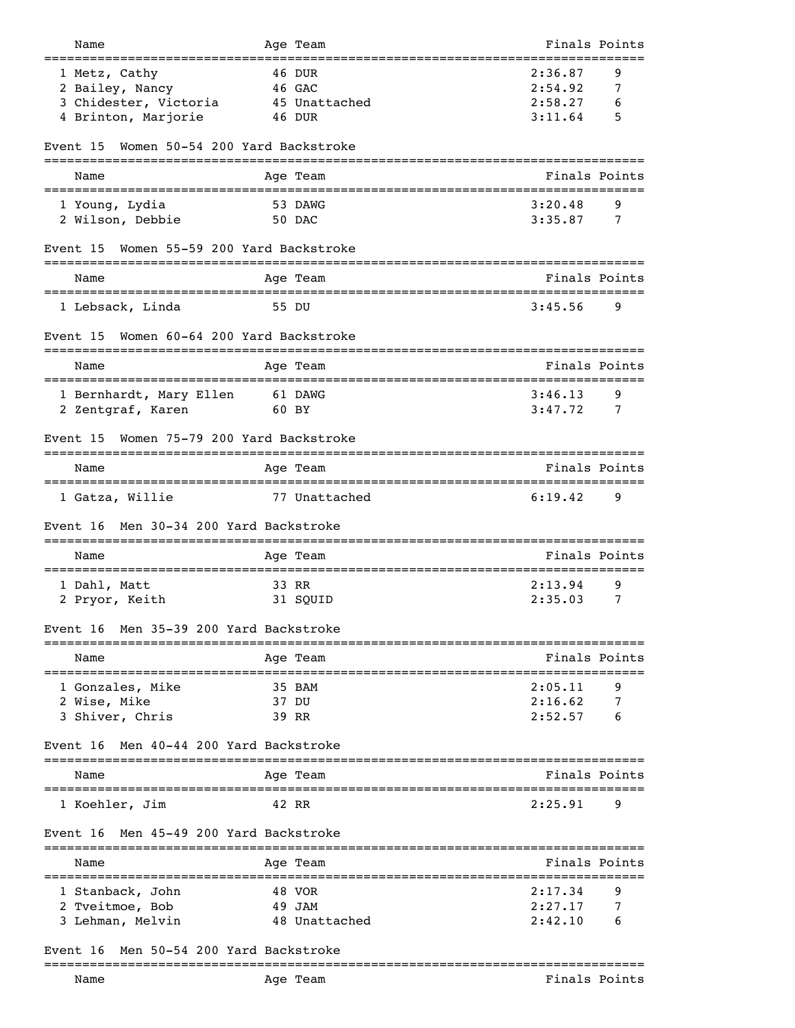| Name | Age | Team | Finals | Points |
|---|---|---|---|---|
| 1 Metz, Cathy | 46 | DUR | 2:36.87 | 9 |
| 2 Bailey, Nancy | 46 | GAC | 2:54.92 | 7 |
| 3 Chidester, Victoria | 45 | Unattached | 2:58.27 | 6 |
| 4 Brinton, Marjorie | 46 | DUR | 3:11.64 | 5 |

## Event 15 Women 50-54 200 Yard Backstroke

| Name | Age | Team | Finals | Points |
|---|---|---|---|---|
| 1 Young, Lydia | 53 | DAWG | 3:20.48 | 9 |
| 2 Wilson, Debbie | 50 | DAC | 3:35.87 | 7 |

## Event 15 Women 55-59 200 Yard Backstroke

| Name | Age | Team | Finals | Points |
|---|---|---|---|---|
| 1 Lebsack, Linda | 55 | DU | 3:45.56 | 9 |

## Event 15 Women 60-64 200 Yard Backstroke

| Name | Age | Team | Finals | Points |
|---|---|---|---|---|
| 1 Bernhardt, Mary Ellen | 61 | DAWG | 3:46.13 | 9 |
| 2 Zentgraf, Karen | 60 | BY | 3:47.72 | 7 |

## Event 15 Women 75-79 200 Yard Backstroke

| Name | Age | Team | Finals | Points |
|---|---|---|---|---|
| 1 Gatza, Willie | 77 | Unattached | 6:19.42 | 9 |

## Event 16 Men 30-34 200 Yard Backstroke

| Name | Age | Team | Finals | Points |
|---|---|---|---|---|
| 1 Dahl, Matt | 33 | RR | 2:13.94 | 9 |
| 2 Pryor, Keith | 31 | SQUID | 2:35.03 | 7 |

## Event 16 Men 35-39 200 Yard Backstroke

| Name | Age | Team | Finals | Points |
|---|---|---|---|---|
| 1 Gonzales, Mike | 35 | BAM | 2:05.11 | 9 |
| 2 Wise, Mike | 37 | DU | 2:16.62 | 7 |
| 3 Shiver, Chris | 39 | RR | 2:52.57 | 6 |

## Event 16 Men 40-44 200 Yard Backstroke

| Name | Age | Team | Finals | Points |
|---|---|---|---|---|
| 1 Koehler, Jim | 42 | RR | 2:25.91 | 9 |

## Event 16 Men 45-49 200 Yard Backstroke

| Name | Age | Team | Finals | Points |
|---|---|---|---|---|
| 1 Stanback, John | 48 | VOR | 2:17.34 | 9 |
| 2 Tveitmoe, Bob | 49 | JAM | 2:27.17 | 7 |
| 3 Lehman, Melvin | 48 | Unattached | 2:42.10 | 6 |

## Event 16 Men 50-54 200 Yard Backstroke

| Name | Age | Team | Finals | Points |
|---|---|---|---|---|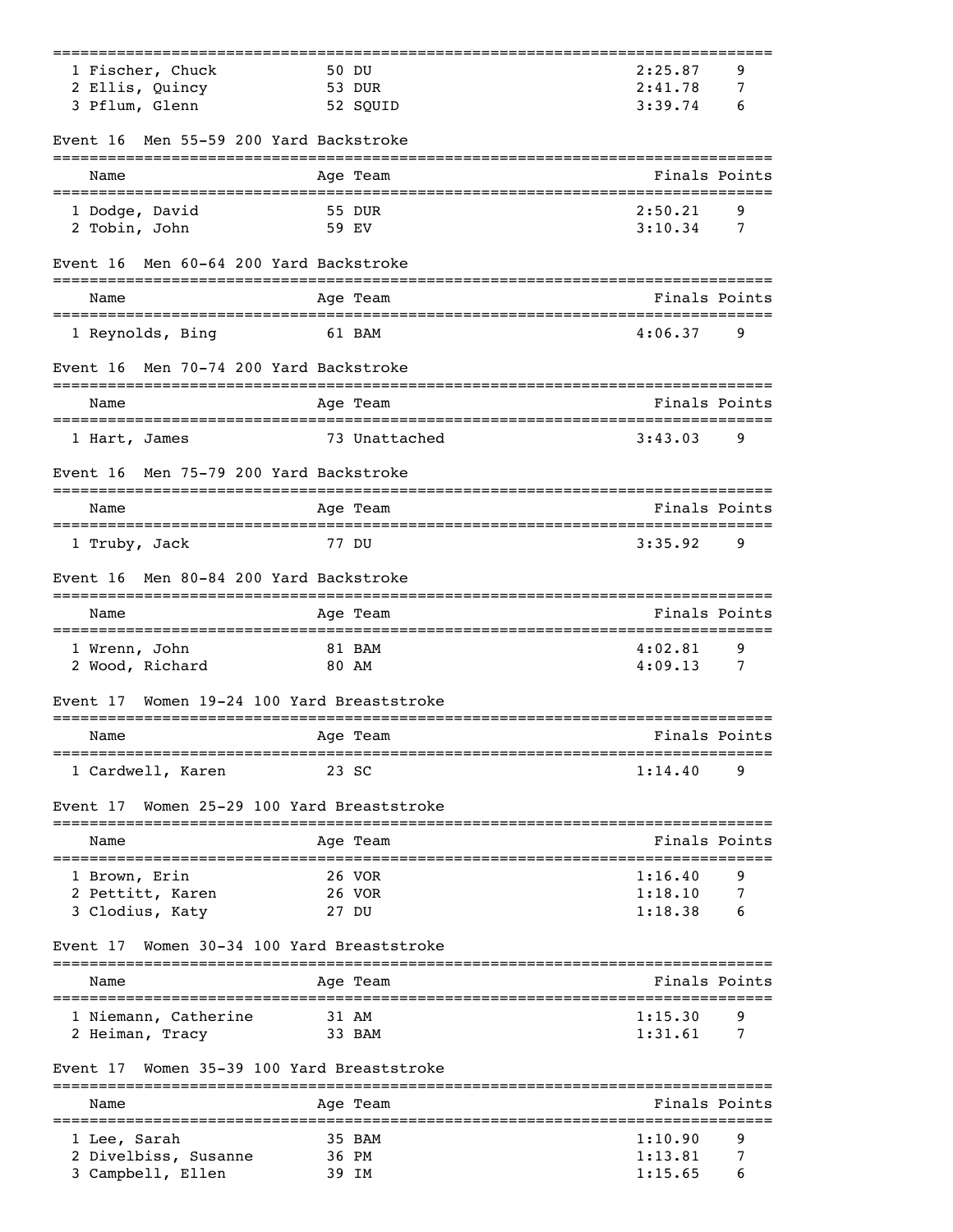| Name | Age | Team | Finals | Points |
|---|---|---|---|---|
| 1 Fischer, Chuck | 50 | DU | 2:25.87 | 9 |
| 2 Ellis, Quincy | 53 | DUR | 2:41.78 | 7 |
| 3 Pflum, Glenn | 52 | SQUID | 3:39.74 | 6 |

### Event 16 Men 55-59 200 Yard Backstroke

| Name | Age | Team | Finals | Points |
|---|---|---|---|---|
| 1 Dodge, David | 55 | DUR | 2:50.21 | 9 |
| 2 Tobin, John | 59 | EV | 3:10.34 | 7 |

### Event 16 Men 60-64 200 Yard Backstroke

| Name | Age | Team | Finals | Points |
|---|---|---|---|---|
| 1 Reynolds, Bing | 61 | BAM | 4:06.37 | 9 |

### Event 16 Men 70-74 200 Yard Backstroke

| Name | Age | Team | Finals | Points |
|---|---|---|---|---|
| 1 Hart, James | 73 | Unattached | 3:43.03 | 9 |

### Event 16 Men 75-79 200 Yard Backstroke

| Name | Age | Team | Finals | Points |
|---|---|---|---|---|
| 1 Truby, Jack | 77 | DU | 3:35.92 | 9 |

### Event 16 Men 80-84 200 Yard Backstroke

| Name | Age | Team | Finals | Points |
|---|---|---|---|---|
| 1 Wrenn, John | 81 | BAM | 4:02.81 | 9 |
| 2 Wood, Richard | 80 | AM | 4:09.13 | 7 |

### Event 17 Women 19-24 100 Yard Breaststroke

| Name | Age | Team | Finals | Points |
|---|---|---|---|---|
| 1 Cardwell, Karen | 23 | SC | 1:14.40 | 9 |

### Event 17 Women 25-29 100 Yard Breaststroke

| Name | Age | Team | Finals | Points |
|---|---|---|---|---|
| 1 Brown, Erin | 26 | VOR | 1:16.40 | 9 |
| 2 Pettitt, Karen | 26 | VOR | 1:18.10 | 7 |
| 3 Clodius, Katy | 27 | DU | 1:18.38 | 6 |

### Event 17 Women 30-34 100 Yard Breaststroke

| Name | Age | Team | Finals | Points |
|---|---|---|---|---|
| 1 Niemann, Catherine | 31 | AM | 1:15.30 | 9 |
| 2 Heiman, Tracy | 33 | BAM | 1:31.61 | 7 |

### Event 17 Women 35-39 100 Yard Breaststroke

| Name | Age | Team | Finals | Points |
|---|---|---|---|---|
| 1 Lee, Sarah | 35 | BAM | 1:10.90 | 9 |
| 2 Divelbiss, Susanne | 36 | PM | 1:13.81 | 7 |
| 3 Campbell, Ellen | 39 | IM | 1:15.65 | 6 |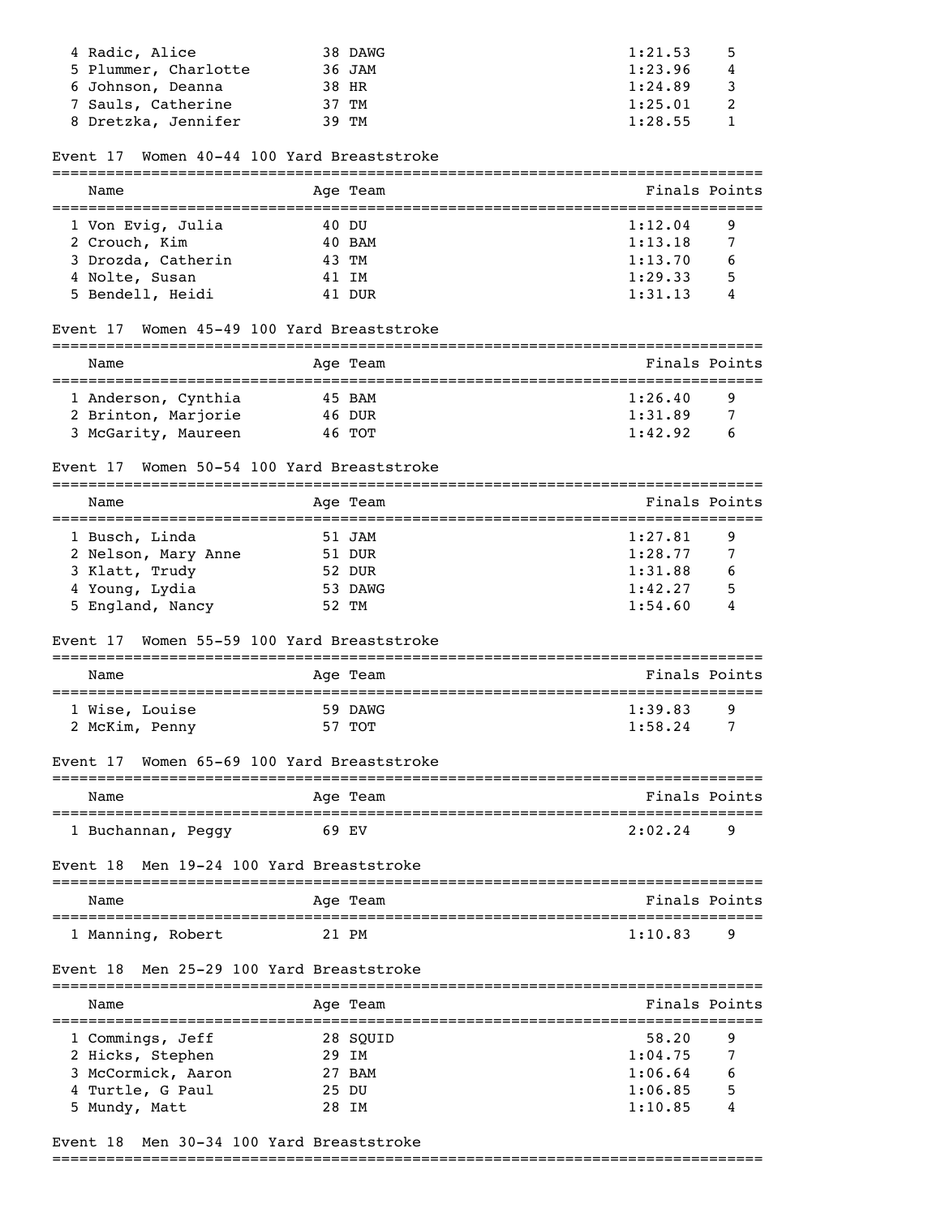| | Name | Age | Team | Finals | Points |
|---|---|---|---|---|---|
| 4 | Radic, Alice | 38 | DAWG | 1:21.53 | 5 |
| 5 | Plummer, Charlotte | 36 | JAM | 1:23.96 | 4 |
| 6 | Johnson, Deanna | 38 | HR | 1:24.89 | 3 |
| 7 | Sauls, Catherine | 37 | TM | 1:25.01 | 2 |
| 8 | Dretzka, Jennifer | 39 | TM | 1:28.55 | 1 |

### Event 17 Women 40-44 100 Yard Breaststroke

| | Name | Age | Team | Finals | Points |
|---|---|---|---|---|---|
| 1 | Von Evig, Julia | 40 | DU | 1:12.04 | 9 |
| 2 | Crouch, Kim | 40 | BAM | 1:13.18 | 7 |
| 3 | Drozda, Catherin | 43 | TM | 1:13.70 | 6 |
| 4 | Nolte, Susan | 41 | IM | 1:29.33 | 5 |
| 5 | Bendell, Heidi | 41 | DUR | 1:31.13 | 4 |

### Event 17 Women 45-49 100 Yard Breaststroke

| | Name | Age | Team | Finals | Points |
|---|---|---|---|---|---|
| 1 | Anderson, Cynthia | 45 | BAM | 1:26.40 | 9 |
| 2 | Brinton, Marjorie | 46 | DUR | 1:31.89 | 7 |
| 3 | McGarity, Maureen | 46 | TOT | 1:42.92 | 6 |

### Event 17 Women 50-54 100 Yard Breaststroke

| | Name | Age | Team | Finals | Points |
|---|---|---|---|---|---|
| 1 | Busch, Linda | 51 | JAM | 1:27.81 | 9 |
| 2 | Nelson, Mary Anne | 51 | DUR | 1:28.77 | 7 |
| 3 | Klatt, Trudy | 52 | DUR | 1:31.88 | 6 |
| 4 | Young, Lydia | 53 | DAWG | 1:42.27 | 5 |
| 5 | England, Nancy | 52 | TM | 1:54.60 | 4 |

### Event 17 Women 55-59 100 Yard Breaststroke

| | Name | Age | Team | Finals | Points |
|---|---|---|---|---|---|
| 1 | Wise, Louise | 59 | DAWG | 1:39.83 | 9 |
| 2 | McKim, Penny | 57 | TOT | 1:58.24 | 7 |

### Event 17 Women 65-69 100 Yard Breaststroke

| | Name | Age | Team | Finals | Points |
|---|---|---|---|---|---|
| 1 | Buchannan, Peggy | 69 | EV | 2:02.24 | 9 |

### Event 18 Men 19-24 100 Yard Breaststroke

| | Name | Age | Team | Finals | Points |
|---|---|---|---|---|---|
| 1 | Manning, Robert | 21 | PM | 1:10.83 | 9 |

### Event 18 Men 25-29 100 Yard Breaststroke

| | Name | Age | Team | Finals | Points |
|---|---|---|---|---|---|
| 1 | Commings, Jeff | 28 | SQUID | 58.20 | 9 |
| 2 | Hicks, Stephen | 29 | IM | 1:04.75 | 7 |
| 3 | McCormick, Aaron | 27 | BAM | 1:06.64 | 6 |
| 4 | Turtle, G Paul | 25 | DU | 1:06.85 | 5 |
| 5 | Mundy, Matt | 28 | IM | 1:10.85 | 4 |

### Event 18 Men 30-34 100 Yard Breaststroke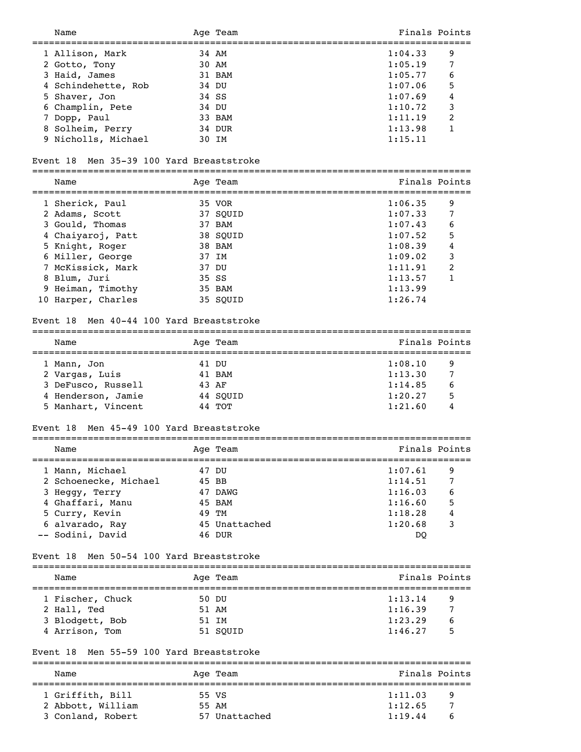| | Name | Age | Team | Finals | Points |
|---|---|---|---|---|---|
| 1 | Allison, Mark | 34 | AM | 1:04.33 | 9 |
| 2 | Gotto, Tony | 30 | AM | 1:05.19 | 7 |
| 3 | Haid, James | 31 | BAM | 1:05.77 | 6 |
| 4 | Schindehette, Rob | 34 | DU | 1:07.06 | 5 |
| 5 | Shaver, Jon | 34 | SS | 1:07.69 | 4 |
| 6 | Champlin, Pete | 34 | DU | 1:10.72 | 3 |
| 7 | Dopp, Paul | 33 | BAM | 1:11.19 | 2 |
| 8 | Solheim, Perry | 34 | DUR | 1:13.98 | 1 |
| 9 | Nicholls, Michael | 30 | IM | 1:15.11 | |

## Event 18 Men 35-39 100 Yard Breaststroke

| | Name | Age | Team | Finals | Points |
|---|---|---|---|---|---|
| 1 | Sherick, Paul | 35 | VOR | 1:06.35 | 9 |
| 2 | Adams, Scott | 37 | SQUID | 1:07.33 | 7 |
| 3 | Gould, Thomas | 37 | BAM | 1:07.43 | 6 |
| 4 | Chaiyaroj, Patt | 38 | SQUID | 1:07.52 | 5 |
| 5 | Knight, Roger | 38 | BAM | 1:08.39 | 4 |
| 6 | Miller, George | 37 | IM | 1:09.02 | 3 |
| 7 | McKissick, Mark | 37 | DU | 1:11.91 | 2 |
| 8 | Blum, Juri | 35 | SS | 1:13.57 | 1 |
| 9 | Heiman, Timothy | 35 | BAM | 1:13.99 | |
| 10 | Harper, Charles | 35 | SQUID | 1:26.74 | |

## Event 18 Men 40-44 100 Yard Breaststroke

| | Name | Age | Team | Finals | Points |
|---|---|---|---|---|---|
| 1 | Mann, Jon | 41 | DU | 1:08.10 | 9 |
| 2 | Vargas, Luis | 41 | BAM | 1:13.30 | 7 |
| 3 | DeFusco, Russell | 43 | AF | 1:14.85 | 6 |
| 4 | Henderson, Jamie | 44 | SQUID | 1:20.27 | 5 |
| 5 | Manhart, Vincent | 44 | TOT | 1:21.60 | 4 |

## Event 18 Men 45-49 100 Yard Breaststroke

| | Name | Age | Team | Finals | Points |
|---|---|---|---|---|---|
| 1 | Mann, Michael | 47 | DU | 1:07.61 | 9 |
| 2 | Schoenecke, Michael | 45 | BB | 1:14.51 | 7 |
| 3 | Heggy, Terry | 47 | DAWG | 1:16.03 | 6 |
| 4 | Ghaffari, Manu | 45 | BAM | 1:16.60 | 5 |
| 5 | Curry, Kevin | 49 | TM | 1:18.28 | 4 |
| 6 | alvarado, Ray | 45 | Unattached | 1:20.68 | 3 |
| -- | Sodini, David | 46 | DUR | DQ | |

## Event 18 Men 50-54 100 Yard Breaststroke

| | Name | Age | Team | Finals | Points |
|---|---|---|---|---|---|
| 1 | Fischer, Chuck | 50 | DU | 1:13.14 | 9 |
| 2 | Hall, Ted | 51 | AM | 1:16.39 | 7 |
| 3 | Blodgett, Bob | 51 | IM | 1:23.29 | 6 |
| 4 | Arrison, Tom | 51 | SQUID | 1:46.27 | 5 |

## Event 18 Men 55-59 100 Yard Breaststroke

| | Name | Age | Team | Finals | Points |
|---|---|---|---|---|---|
| 1 | Griffith, Bill | 55 | VS | 1:11.03 | 9 |
| 2 | Abbott, William | 55 | AM | 1:12.65 | 7 |
| 3 | Conland, Robert | 57 | Unattached | 1:19.44 | 6 |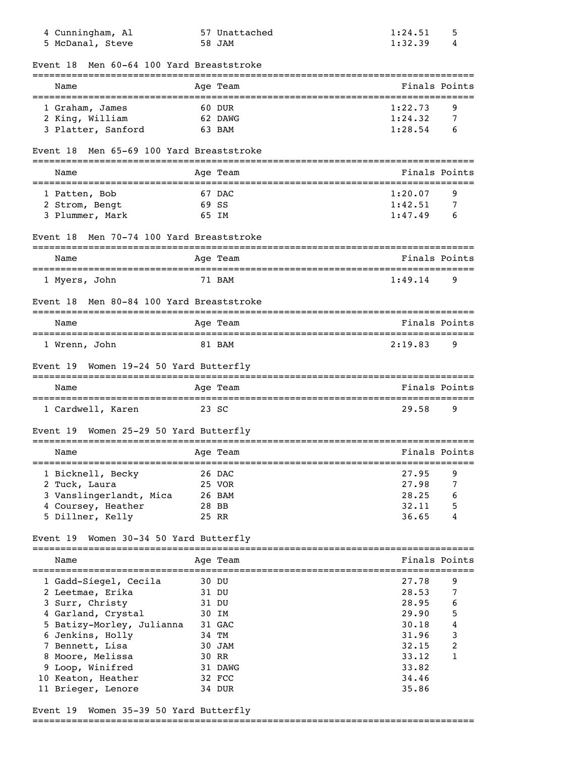| | Name | Age | Team | Finals | Points |
|---|---|---|---|---|---|
| 4 | Cunningham, Al | 57 | Unattached | 1:24.51 | 5 |
| 5 | McDanal, Steve | 58 | JAM | 1:32.39 | 4 |

### Event 18 Men 60-64 100 Yard Breaststroke

| | Name | Age | Team | Finals | Points |
|---|---|---|---|---|---|
| 1 | Graham, James | 60 | DUR | 1:22.73 | 9 |
| 2 | King, William | 62 | DAWG | 1:24.32 | 7 |
| 3 | Platter, Sanford | 63 | BAM | 1:28.54 | 6 |

### Event 18 Men 65-69 100 Yard Breaststroke

| | Name | Age | Team | Finals | Points |
|---|---|---|---|---|---|
| 1 | Patten, Bob | 67 | DAC | 1:20.07 | 9 |
| 2 | Strom, Bengt | 69 | SS | 1:42.51 | 7 |
| 3 | Plummer, Mark | 65 | IM | 1:47.49 | 6 |

### Event 18 Men 70-74 100 Yard Breaststroke

| | Name | Age | Team | Finals | Points |
|---|---|---|---|---|---|
| 1 | Myers, John | 71 | BAM | 1:49.14 | 9 |

### Event 18 Men 80-84 100 Yard Breaststroke

| | Name | Age | Team | Finals | Points |
|---|---|---|---|---|---|
| 1 | Wrenn, John | 81 | BAM | 2:19.83 | 9 |

### Event 19 Women 19-24 50 Yard Butterfly

| | Name | Age | Team | Finals | Points |
|---|---|---|---|---|---|
| 1 | Cardwell, Karen | 23 | SC | 29.58 | 9 |

### Event 19 Women 25-29 50 Yard Butterfly

| | Name | Age | Team | Finals | Points |
|---|---|---|---|---|---|
| 1 | Bicknell, Becky | 26 | DAC | 27.95 | 9 |
| 2 | Tuck, Laura | 25 | VOR | 27.98 | 7 |
| 3 | Vanslingerlandt, Mica | 26 | BAM | 28.25 | 6 |
| 4 | Coursey, Heather | 28 | BB | 32.11 | 5 |
| 5 | Dillner, Kelly | 25 | RR | 36.65 | 4 |

### Event 19 Women 30-34 50 Yard Butterfly

| | Name | Age | Team | Finals | Points |
|---|---|---|---|---|---|
| 1 | Gadd-Siegel, Cecila | 30 | DU | 27.78 | 9 |
| 2 | Leetmae, Erika | 31 | DU | 28.53 | 7 |
| 3 | Surr, Christy | 31 | DU | 28.95 | 6 |
| 4 | Garland, Crystal | 30 | IM | 29.90 | 5 |
| 5 | Batizy-Morley, Julianna | 31 | GAC | 30.18 | 4 |
| 6 | Jenkins, Holly | 34 | TM | 31.96 | 3 |
| 7 | Bennett, Lisa | 30 | JAM | 32.15 | 2 |
| 8 | Moore, Melissa | 30 | RR | 33.12 | 1 |
| 9 | Loop, Winifred | 31 | DAWG | 33.82 | |
| 10 | Keaton, Heather | 32 | FCC | 34.46 | |
| 11 | Brieger, Lenore | 34 | DUR | 35.86 | |

### Event 19 Women 35-39 50 Yard Butterfly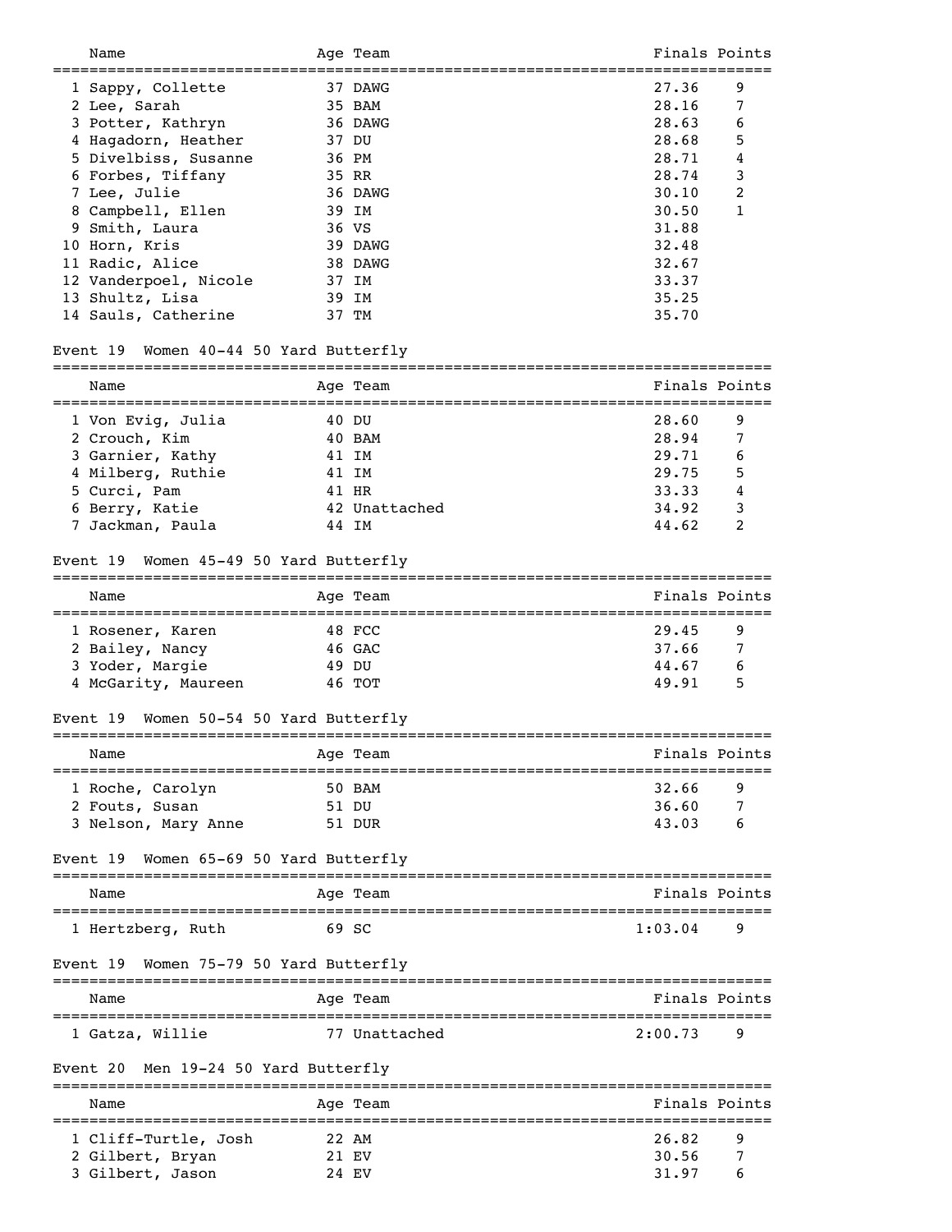| | Name | Age | Team | Finals | Points |
|---|---|---|---|---|---|
| 1 | Sappy, Collette | 37 | DAWG | 27.36 | 9 |
| 2 | Lee, Sarah | 35 | BAM | 28.16 | 7 |
| 3 | Potter, Kathryn | 36 | DAWG | 28.63 | 6 |
| 4 | Hagadorn, Heather | 37 | DU | 28.68 | 5 |
| 5 | Divelbiss, Susanne | 36 | PM | 28.71 | 4 |
| 6 | Forbes, Tiffany | 35 | RR | 28.74 | 3 |
| 7 | Lee, Julie | 36 | DAWG | 30.10 | 2 |
| 8 | Campbell, Ellen | 39 | IM | 30.50 | 1 |
| 9 | Smith, Laura | 36 | VS | 31.88 | |
| 10 | Horn, Kris | 39 | DAWG | 32.48 | |
| 11 | Radic, Alice | 38 | DAWG | 32.67 | |
| 12 | Vanderpoel, Nicole | 37 | IM | 33.37 | |
| 13 | Shultz, Lisa | 39 | IM | 35.25 | |
| 14 | Sauls, Catherine | 37 | TM | 35.70 | |

Event 19 Women 40-44 50 Yard Butterfly

| | Name | Age | Team | Finals | Points |
|---|---|---|---|---|---|
| 1 | Von Evig, Julia | 40 | DU | 28.60 | 9 |
| 2 | Crouch, Kim | 40 | BAM | 28.94 | 7 |
| 3 | Garnier, Kathy | 41 | IM | 29.71 | 6 |
| 4 | Milberg, Ruthie | 41 | IM | 29.75 | 5 |
| 5 | Curci, Pam | 41 | HR | 33.33 | 4 |
| 6 | Berry, Katie | 42 | Unattached | 34.92 | 3 |
| 7 | Jackman, Paula | 44 | IM | 44.62 | 2 |

Event 19 Women 45-49 50 Yard Butterfly

| | Name | Age | Team | Finals | Points |
|---|---|---|---|---|---|
| 1 | Rosener, Karen | 48 | FCC | 29.45 | 9 |
| 2 | Bailey, Nancy | 46 | GAC | 37.66 | 7 |
| 3 | Yoder, Margie | 49 | DU | 44.67 | 6 |
| 4 | McGarity, Maureen | 46 | TOT | 49.91 | 5 |

Event 19 Women 50-54 50 Yard Butterfly

| | Name | Age | Team | Finals | Points |
|---|---|---|---|---|---|
| 1 | Roche, Carolyn | 50 | BAM | 32.66 | 9 |
| 2 | Fouts, Susan | 51 | DU | 36.60 | 7 |
| 3 | Nelson, Mary Anne | 51 | DUR | 43.03 | 6 |

Event 19 Women 65-69 50 Yard Butterfly

| | Name | Age | Team | Finals | Points |
|---|---|---|---|---|---|
| 1 | Hertzberg, Ruth | 69 | SC | 1:03.04 | 9 |

Event 19 Women 75-79 50 Yard Butterfly

| | Name | Age | Team | Finals | Points |
|---|---|---|---|---|---|
| 1 | Gatza, Willie | 77 | Unattached | 2:00.73 | 9 |

Event 20 Men 19-24 50 Yard Butterfly

| | Name | Age | Team | Finals | Points |
|---|---|---|---|---|---|
| 1 | Cliff-Turtle, Josh | 22 | AM | 26.82 | 9 |
| 2 | Gilbert, Bryan | 21 | EV | 30.56 | 7 |
| 3 | Gilbert, Jason | 24 | EV | 31.97 | 6 |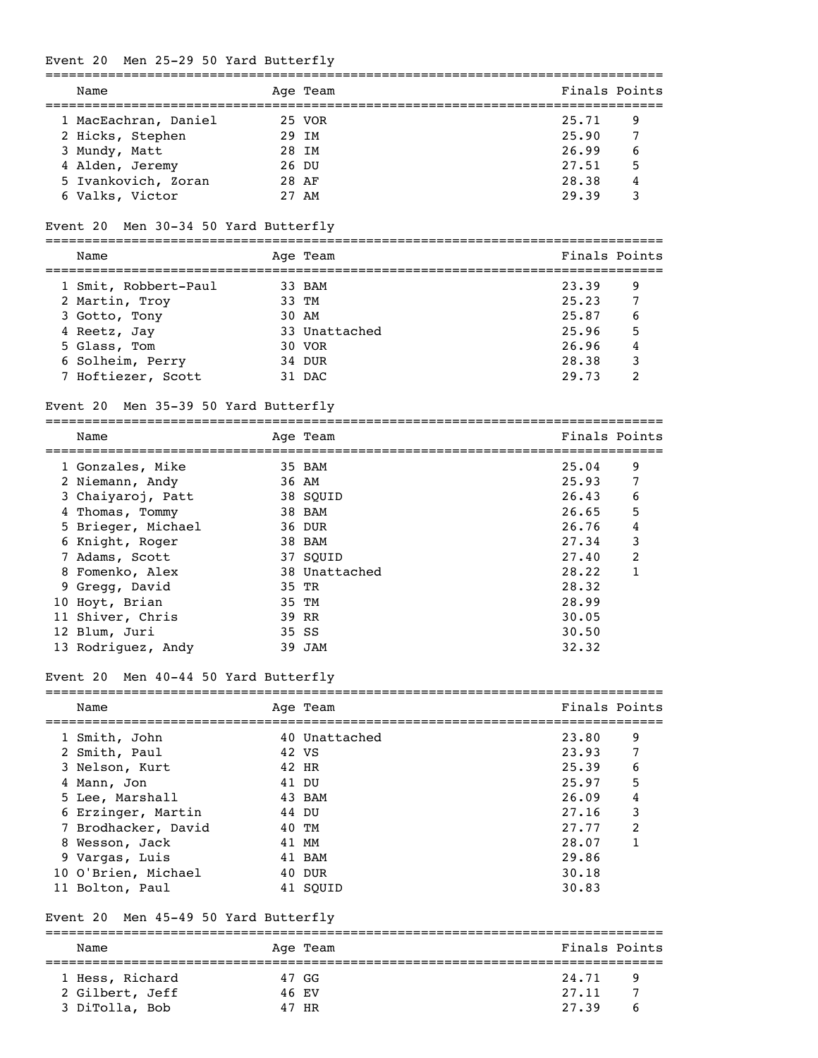### Event 20 Men 25-29 50 Yard Butterfly

| | Name | Age | Team | Finals | Points |
|---|---|---|---|---|---|
| 1 | MacEachran, Daniel | 25 | VOR | 25.71 | 9 |
| 2 | Hicks, Stephen | 29 | IM | 25.90 | 7 |
| 3 | Mundy, Matt | 28 | IM | 26.99 | 6 |
| 4 | Alden, Jeremy | 26 | DU | 27.51 | 5 |
| 5 | Ivankovich, Zoran | 28 | AF | 28.38 | 4 |
| 6 | Valks, Victor | 27 | AM | 29.39 | 3 |

### Event 20 Men 30-34 50 Yard Butterfly

| | Name | Age | Team | Finals | Points |
|---|---|---|---|---|---|
| 1 | Smit, Robbert-Paul | 33 | BAM | 23.39 | 9 |
| 2 | Martin, Troy | 33 | TM | 25.23 | 7 |
| 3 | Gotto, Tony | 30 | AM | 25.87 | 6 |
| 4 | Reetz, Jay | 33 | Unattached | 25.96 | 5 |
| 5 | Glass, Tom | 30 | VOR | 26.96 | 4 |
| 6 | Solheim, Perry | 34 | DUR | 28.38 | 3 |
| 7 | Hoftiezer, Scott | 31 | DAC | 29.73 | 2 |

### Event 20 Men 35-39 50 Yard Butterfly

| | Name | Age | Team | Finals | Points |
|---|---|---|---|---|---|
| 1 | Gonzales, Mike | 35 | BAM | 25.04 | 9 |
| 2 | Niemann, Andy | 36 | AM | 25.93 | 7 |
| 3 | Chaiyaroj, Patt | 38 | SQUID | 26.43 | 6 |
| 4 | Thomas, Tommy | 38 | BAM | 26.65 | 5 |
| 5 | Brieger, Michael | 36 | DUR | 26.76 | 4 |
| 6 | Knight, Roger | 38 | BAM | 27.34 | 3 |
| 7 | Adams, Scott | 37 | SQUID | 27.40 | 2 |
| 8 | Fomenko, Alex | 38 | Unattached | 28.22 | 1 |
| 9 | Gregg, David | 35 | TR | 28.32 | |
| 10 | Hoyt, Brian | 35 | TM | 28.99 | |
| 11 | Shiver, Chris | 39 | RR | 30.05 | |
| 12 | Blum, Juri | 35 | SS | 30.50 | |
| 13 | Rodriguez, Andy | 39 | JAM | 32.32 | |

### Event 20 Men 40-44 50 Yard Butterfly

| | Name | Age | Team | Finals | Points |
|---|---|---|---|---|---|
| 1 | Smith, John | 40 | Unattached | 23.80 | 9 |
| 2 | Smith, Paul | 42 | VS | 23.93 | 7 |
| 3 | Nelson, Kurt | 42 | HR | 25.39 | 6 |
| 4 | Mann, Jon | 41 | DU | 25.97 | 5 |
| 5 | Lee, Marshall | 43 | BAM | 26.09 | 4 |
| 6 | Erzinger, Martin | 44 | DU | 27.16 | 3 |
| 7 | Brodhacker, David | 40 | TM | 27.77 | 2 |
| 8 | Wesson, Jack | 41 | MM | 28.07 | 1 |
| 9 | Vargas, Luis | 41 | BAM | 29.86 | |
| 10 | O'Brien, Michael | 40 | DUR | 30.18 | |
| 11 | Bolton, Paul | 41 | SQUID | 30.83 | |

### Event 20 Men 45-49 50 Yard Butterfly

| | Name | Age | Team | Finals | Points |
|---|---|---|---|---|---|
| 1 | Hess, Richard | 47 | GG | 24.71 | 9 |
| 2 | Gilbert, Jeff | 46 | EV | 27.11 | 7 |
| 3 | DiTolla, Bob | 47 | HR | 27.39 | 6 |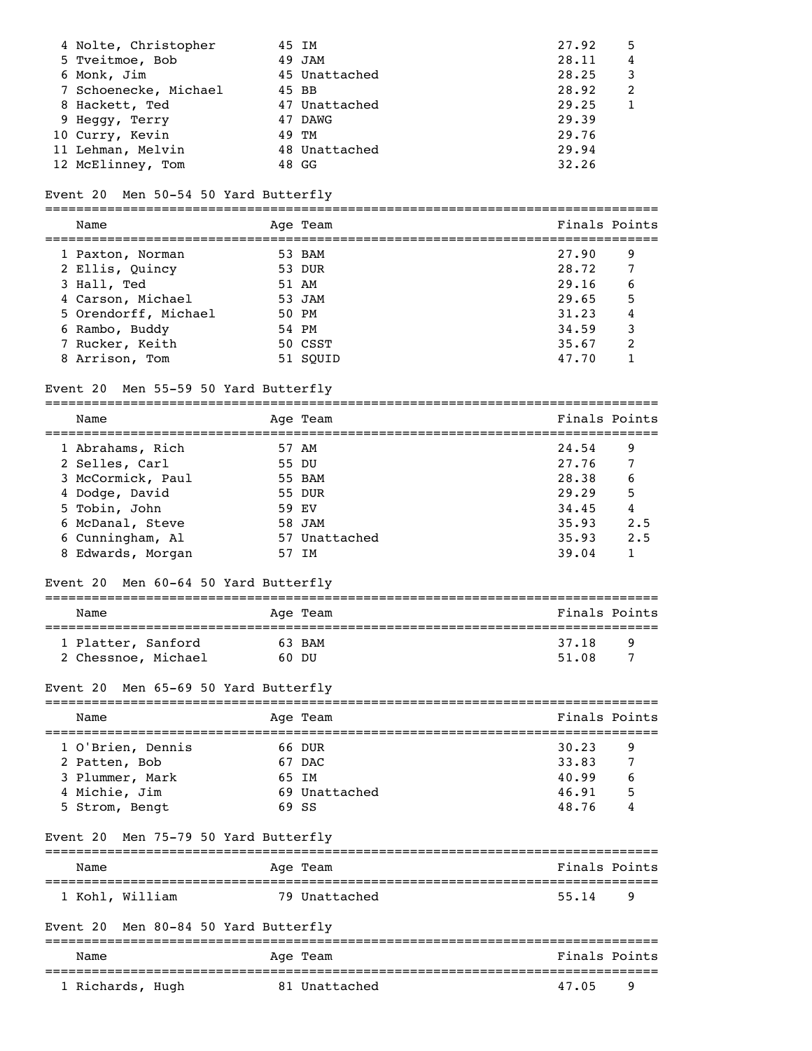| Name | Age | Team | Finals | Points |
|---|---|---|---|---|
| 4 Nolte, Christopher | 45 | IM | 27.92 | 5 |
| 5 Tveitmoe, Bob | 49 | JAM | 28.11 | 4 |
| 6 Monk, Jim | 45 | Unattached | 28.25 | 3 |
| 7 Schoenecke, Michael | 45 | BB | 28.92 | 2 |
| 8 Hackett, Ted | 47 | Unattached | 29.25 | 1 |
| 9 Heggy, Terry | 47 | DAWG | 29.39 | |
| 10 Curry, Kevin | 49 | TM | 29.76 | |
| 11 Lehman, Melvin | 48 | Unattached | 29.94 | |
| 12 McElinney, Tom | 48 | GG | 32.26 | |

## Event 20 Men 50-54 50 Yard Butterfly

| Name | Age | Team | Finals | Points |
|---|---|---|---|---|
| 1 Paxton, Norman | 53 | BAM | 27.90 | 9 |
| 2 Ellis, Quincy | 53 | DUR | 28.72 | 7 |
| 3 Hall, Ted | 51 | AM | 29.16 | 6 |
| 4 Carson, Michael | 53 | JAM | 29.65 | 5 |
| 5 Orendorff, Michael | 50 | PM | 31.23 | 4 |
| 6 Rambo, Buddy | 54 | PM | 34.59 | 3 |
| 7 Rucker, Keith | 50 | CSST | 35.67 | 2 |
| 8 Arrison, Tom | 51 | SQUID | 47.70 | 1 |

## Event 20 Men 55-59 50 Yard Butterfly

| Name | Age | Team | Finals | Points |
|---|---|---|---|---|
| 1 Abrahams, Rich | 57 | AM | 24.54 | 9 |
| 2 Selles, Carl | 55 | DU | 27.76 | 7 |
| 3 McCormick, Paul | 55 | BAM | 28.38 | 6 |
| 4 Dodge, David | 55 | DUR | 29.29 | 5 |
| 5 Tobin, John | 59 | EV | 34.45 | 4 |
| 6 McDanal, Steve | 58 | JAM | 35.93 | 2.5 |
| 6 Cunningham, Al | 57 | Unattached | 35.93 | 2.5 |
| 8 Edwards, Morgan | 57 | IM | 39.04 | 1 |

## Event 20 Men 60-64 50 Yard Butterfly

| Name | Age | Team | Finals | Points |
|---|---|---|---|---|
| 1 Platter, Sanford | 63 | BAM | 37.18 | 9 |
| 2 Chessnoe, Michael | 60 | DU | 51.08 | 7 |

## Event 20 Men 65-69 50 Yard Butterfly

| Name | Age | Team | Finals | Points |
|---|---|---|---|---|
| 1 O'Brien, Dennis | 66 | DUR | 30.23 | 9 |
| 2 Patten, Bob | 67 | DAC | 33.83 | 7 |
| 3 Plummer, Mark | 65 | IM | 40.99 | 6 |
| 4 Michie, Jim | 69 | Unattached | 46.91 | 5 |
| 5 Strom, Bengt | 69 | SS | 48.76 | 4 |

## Event 20 Men 75-79 50 Yard Butterfly

| Name | Age | Team | Finals | Points |
|---|---|---|---|---|
| 1 Kohl, William | 79 | Unattached | 55.14 | 9 |

## Event 20 Men 80-84 50 Yard Butterfly

| Name | Age | Team | Finals | Points |
|---|---|---|---|---|
| 1 Richards, Hugh | 81 | Unattached | 47.05 | 9 |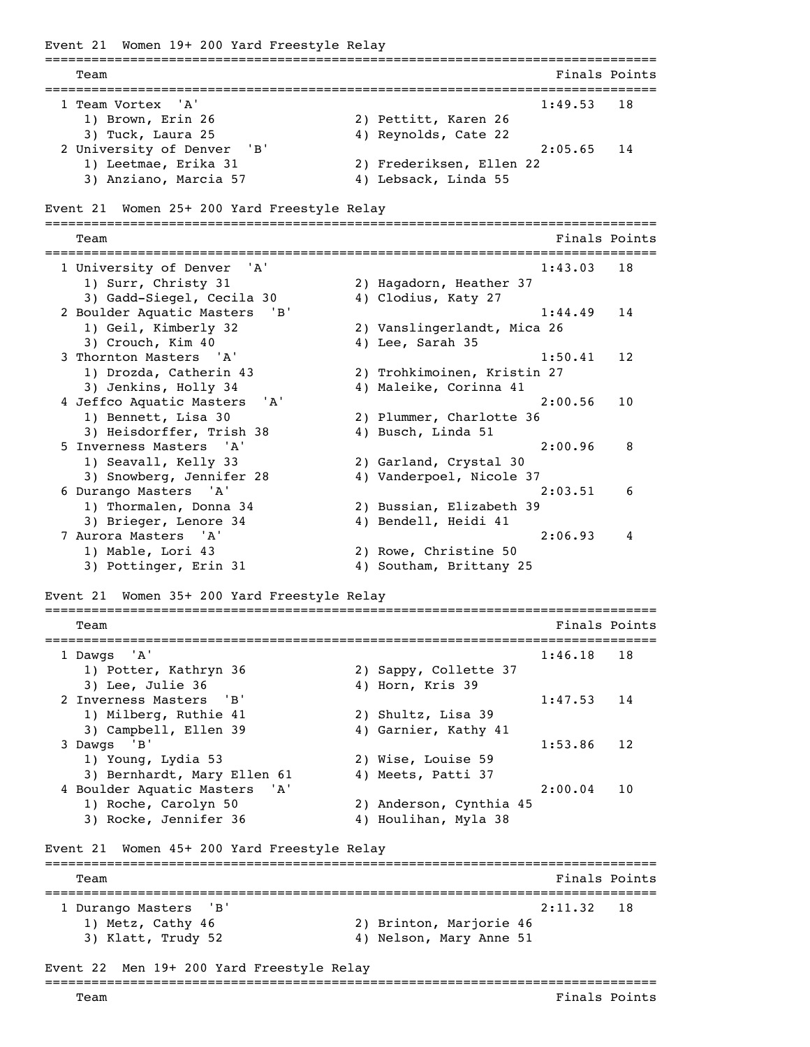Event 21 Women 19+ 200 Yard Freestyle Relay

| Team | | Finals | Points |
|---|---|---|---|
| 1 Team Vortex 'A' | | 1:49.53 | 18 |
| 1) Brown, Erin 26 | 2) Pettitt, Karen 26 | | |
| 3) Tuck, Laura 25 | 4) Reynolds, Cate 22 | | |
| 2 University of Denver 'B' | | 2:05.65 | 14 |
| 1) Leetmae, Erika 31 | 2) Frederiksen, Ellen 22 | | |
| 3) Anziano, Marcia 57 | 4) Lebsack, Linda 55 | | |

Event 21 Women 25+ 200 Yard Freestyle Relay

| Team | | Finals | Points |
|---|---|---|---|
| 1 University of Denver 'A' | | 1:43.03 | 18 |
| 1) Surr, Christy 31 | 2) Hagadorn, Heather 37 | | |
| 3) Gadd-Siegel, Cecila 30 | 4) Clodius, Katy 27 | | |
| 2 Boulder Aquatic Masters 'B' | | 1:44.49 | 14 |
| 1) Geil, Kimberly 32 | 2) Vanslingerlandt, Mica 26 | | |
| 3) Crouch, Kim 40 | 4) Lee, Sarah 35 | | |
| 3 Thornton Masters 'A' | | 1:50.41 | 12 |
| 1) Drozda, Catherin 43 | 2) Trohkimoinen, Kristin 27 | | |
| 3) Jenkins, Holly 34 | 4) Maleike, Corinna 41 | | |
| 4 Jeffco Aquatic Masters 'A' | | 2:00.56 | 10 |
| 1) Bennett, Lisa 30 | 2) Plummer, Charlotte 36 | | |
| 3) Heisdorffer, Trish 38 | 4) Busch, Linda 51 | | |
| 5 Inverness Masters 'A' | | 2:00.96 | 8 |
| 1) Seavall, Kelly 33 | 2) Garland, Crystal 30 | | |
| 3) Snowberg, Jennifer 28 | 4) Vanderpoel, Nicole 37 | | |
| 6 Durango Masters 'A' | | 2:03.51 | 6 |
| 1) Thormalen, Donna 34 | 2) Bussian, Elizabeth 39 | | |
| 3) Brieger, Lenore 34 | 4) Bendell, Heidi 41 | | |
| 7 Aurora Masters 'A' | | 2:06.93 | 4 |
| 1) Mable, Lori 43 | 2) Rowe, Christine 50 | | |
| 3) Pottinger, Erin 31 | 4) Southam, Brittany 25 | | |

Event 21 Women 35+ 200 Yard Freestyle Relay

| Team | | Finals | Points |
|---|---|---|---|
| 1 Dawgs 'A' | | 1:46.18 | 18 |
| 1) Potter, Kathryn 36 | 2) Sappy, Collette 37 | | |
| 3) Lee, Julie 36 | 4) Horn, Kris 39 | | |
| 2 Inverness Masters 'B' | | 1:47.53 | 14 |
| 1) Milberg, Ruthie 41 | 2) Shultz, Lisa 39 | | |
| 3) Campbell, Ellen 39 | 4) Garnier, Kathy 41 | | |
| 3 Dawgs 'B' | | 1:53.86 | 12 |
| 1) Young, Lydia 53 | 2) Wise, Louise 59 | | |
| 3) Bernhardt, Mary Ellen 61 | 4) Meets, Patti 37 | | |
| 4 Boulder Aquatic Masters 'A' | | 2:00.04 | 10 |
| 1) Roche, Carolyn 50 | 2) Anderson, Cynthia 45 | | |
| 3) Rocke, Jennifer 36 | 4) Houlihan, Myla 38 | | |

Event 21 Women 45+ 200 Yard Freestyle Relay

| Team | | Finals | Points |
|---|---|---|---|
| 1 Durango Masters 'B' | | 2:11.32 | 18 |
| 1) Metz, Cathy 46 | 2) Brinton, Marjorie 46 | | |
| 3) Klatt, Trudy 52 | 4) Nelson, Mary Anne 51 | | |

Event 22 Men 19+ 200 Yard Freestyle Relay

| Team | | Finals | Points |
|---|---|---|---|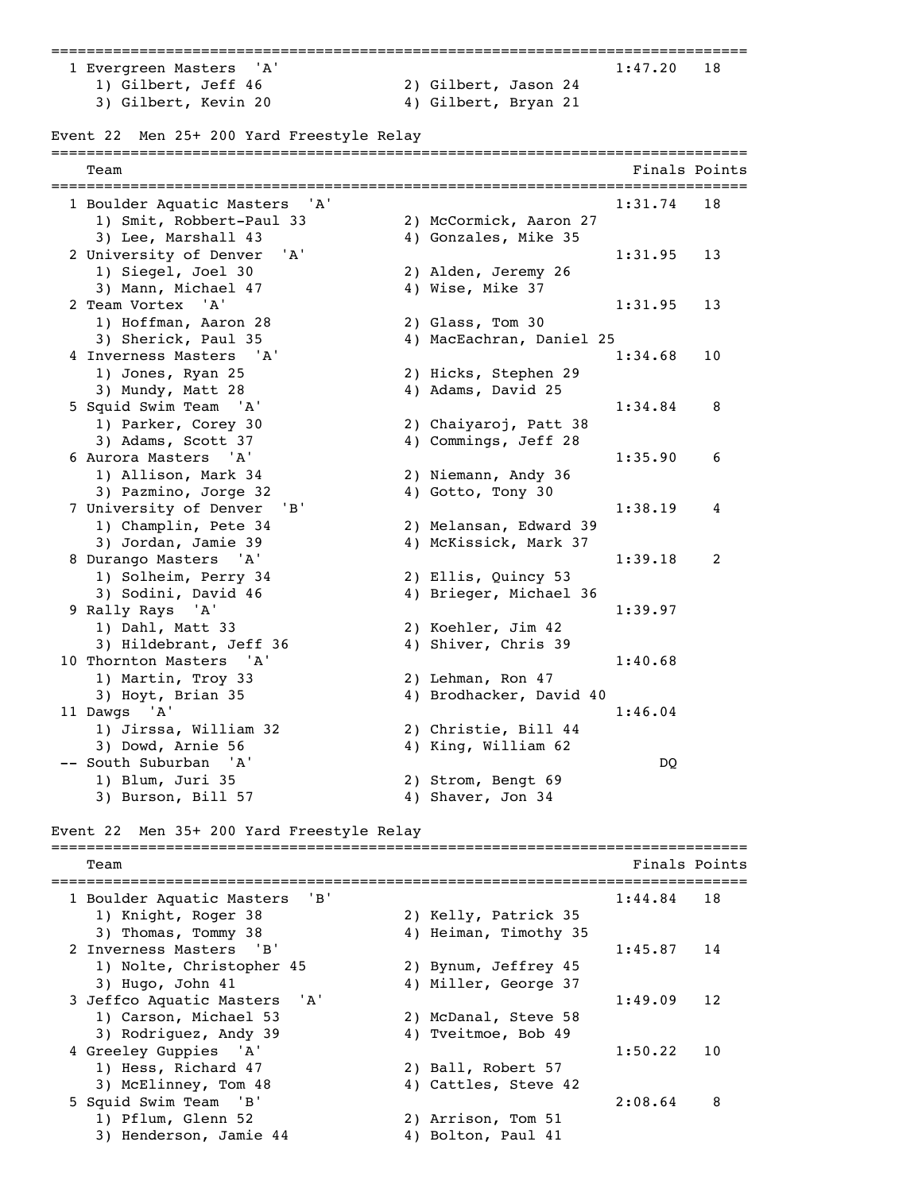| Place | Team | Swimmers | Finals | Points |
|---|---|---|---|---|
| 1 | Evergreen Masters 'A' | 1) Gilbert, Jeff 46; 2) Gilbert, Jason 24; 3) Gilbert, Kevin 20; 4) Gilbert, Bryan 21 | 1:47.20 | 18 |

## Event 22 Men 25+ 200 Yard Freestyle Relay

| Place | Team | Swimmers | Finals | Points |
|---|---|---|---|---|
| 1 | Boulder Aquatic Masters 'A' | 1) Smit, Robbert-Paul 33; 2) McCormick, Aaron 27; 3) Lee, Marshall 43; 4) Gonzales, Mike 35 | 1:31.74 | 18 |
| 2 | University of Denver 'A' | 1) Siegel, Joel 30; 2) Alden, Jeremy 26; 3) Mann, Michael 47; 4) Wise, Mike 37 | 1:31.95 | 13 |
| 2 | Team Vortex 'A' | 1) Hoffman, Aaron 28; 2) Glass, Tom 30; 3) Sherick, Paul 35; 4) MacEachran, Daniel 25 | 1:31.95 | 13 |
| 4 | Inverness Masters 'A' | 1) Jones, Ryan 25; 2) Hicks, Stephen 29; 3) Mundy, Matt 28; 4) Adams, David 25 | 1:34.68 | 10 |
| 5 | Squid Swim Team 'A' | 1) Parker, Corey 30; 2) Chaiyaroj, Patt 38; 3) Adams, Scott 37; 4) Commings, Jeff 28 | 1:34.84 | 8 |
| 6 | Aurora Masters 'A' | 1) Allison, Mark 34; 2) Niemann, Andy 36; 3) Pazmino, Jorge 32; 4) Gotto, Tony 30 | 1:35.90 | 6 |
| 7 | University of Denver 'B' | 1) Champlin, Pete 34; 2) Melansan, Edward 39; 3) Jordan, Jamie 39; 4) McKissick, Mark 37 | 1:38.19 | 4 |
| 8 | Durango Masters 'A' | 1) Solheim, Perry 34; 2) Ellis, Quincy 53; 3) Sodini, David 46; 4) Brieger, Michael 36 | 1:39.18 | 2 |
| 9 | Rally Rays 'A' | 1) Dahl, Matt 33; 2) Koehler, Jim 42; 3) Hildebrant, Jeff 36; 4) Shiver, Chris 39 | 1:39.97 | |
| 10 | Thornton Masters 'A' | 1) Martin, Troy 33; 2) Lehman, Ron 47; 3) Hoyt, Brian 35; 4) Brodhacker, David 40 | 1:40.68 | |
| 11 | Dawgs 'A' | 1) Jirssa, William 32; 2) Christie, Bill 44; 3) Dowd, Arnie 56; 4) King, William 62 | 1:46.04 | |
| -- | South Suburban 'A' | 1) Blum, Juri 35; 2) Strom, Bengt 69; 3) Burson, Bill 57; 4) Shaver, Jon 34 | DQ | |

## Event 22 Men 35+ 200 Yard Freestyle Relay

| Place | Team | Swimmers | Finals | Points |
|---|---|---|---|---|
| 1 | Boulder Aquatic Masters 'B' | 1) Knight, Roger 38; 2) Kelly, Patrick 35; 3) Thomas, Tommy 38; 4) Heiman, Timothy 35 | 1:44.84 | 18 |
| 2 | Inverness Masters 'B' | 1) Nolte, Christopher 45; 2) Bynum, Jeffrey 45; 3) Hugo, John 41; 4) Miller, George 37 | 1:45.87 | 14 |
| 3 | Jeffco Aquatic Masters 'A' | 1) Carson, Michael 53; 2) McDanal, Steve 58; 3) Rodriguez, Andy 39; 4) Tveitmoe, Bob 49 | 1:49.09 | 12 |
| 4 | Greeley Guppies 'A' | 1) Hess, Richard 47; 2) Ball, Robert 57; 3) McElinney, Tom 48; 4) Cattles, Steve 42 | 1:50.22 | 10 |
| 5 | Squid Swim Team 'B' | 1) Pflum, Glenn 52; 2) Arrison, Tom 51; 3) Henderson, Jamie 44; 4) Bolton, Paul 41 | 2:08.64 | 8 |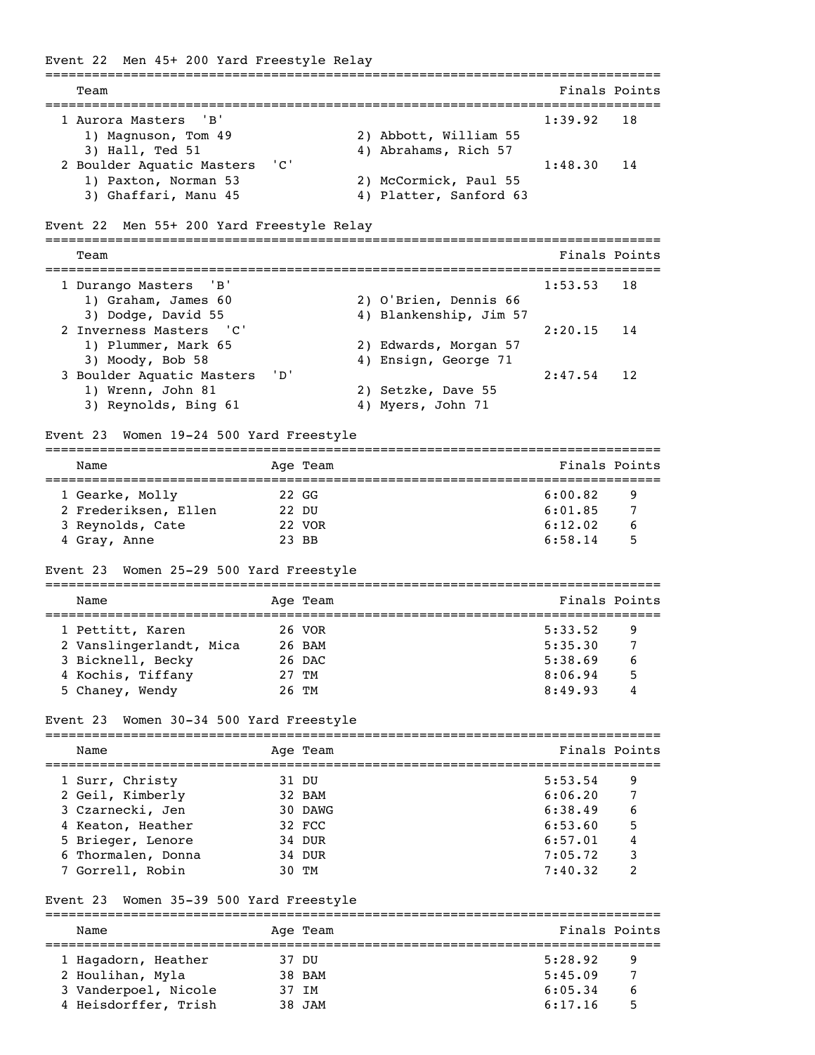### Event 22 Men 45+ 200 Yard Freestyle Relay

| | Team | Finals | Points |
|---|---|---|---|
| 1 | Aurora Masters 'B' | 1:39.92 | 18 |
| | 1) Magnuson, Tom 49; 2) Abbott, William 55; 3) Hall, Ted 51; 4) Abrahams, Rich 57 | | |
| 2 | Boulder Aquatic Masters 'C' | 1:48.30 | 14 |
| | 1) Paxton, Norman 53; 2) McCormick, Paul 55; 3) Ghaffari, Manu 45; 4) Platter, Sanford 63 | | |

### Event 22 Men 55+ 200 Yard Freestyle Relay

| | Team | Finals | Points |
|---|---|---|---|
| 1 | Durango Masters 'B' | 1:53.53 | 18 |
| | 1) Graham, James 60; 2) O'Brien, Dennis 66; 3) Dodge, David 55; 4) Blankenship, Jim 57 | | |
| 2 | Inverness Masters 'C' | 2:20.15 | 14 |
| | 1) Plummer, Mark 65; 2) Edwards, Morgan 57; 3) Moody, Bob 58; 4) Ensign, George 71 | | |
| 3 | Boulder Aquatic Masters 'D' | 2:47.54 | 12 |
| | 1) Wrenn, John 81; 2) Setzke, Dave 55; 3) Reynolds, Bing 61; 4) Myers, John 71 | | |

### Event 23 Women 19-24 500 Yard Freestyle

| | Name | Age | Team | Finals | Points |
|---|---|---|---|---|---|
| 1 | Gearke, Molly | 22 | GG | 6:00.82 | 9 |
| 2 | Frederiksen, Ellen | 22 | DU | 6:01.85 | 7 |
| 3 | Reynolds, Cate | 22 | VOR | 6:12.02 | 6 |
| 4 | Gray, Anne | 23 | BB | 6:58.14 | 5 |

### Event 23 Women 25-29 500 Yard Freestyle

| | Name | Age | Team | Finals | Points |
|---|---|---|---|---|---|
| 1 | Pettitt, Karen | 26 | VOR | 5:33.52 | 9 |
| 2 | Vanslingerlandt, Mica | 26 | BAM | 5:35.30 | 7 |
| 3 | Bicknell, Becky | 26 | DAC | 5:38.69 | 6 |
| 4 | Kochis, Tiffany | 27 | TM | 8:06.94 | 5 |
| 5 | Chaney, Wendy | 26 | TM | 8:49.93 | 4 |

### Event 23 Women 30-34 500 Yard Freestyle

| | Name | Age | Team | Finals | Points |
|---|---|---|---|---|---|
| 1 | Surr, Christy | 31 | DU | 5:53.54 | 9 |
| 2 | Geil, Kimberly | 32 | BAM | 6:06.20 | 7 |
| 3 | Czarnecki, Jen | 30 | DAWG | 6:38.49 | 6 |
| 4 | Keaton, Heather | 32 | FCC | 6:53.60 | 5 |
| 5 | Brieger, Lenore | 34 | DUR | 6:57.01 | 4 |
| 6 | Thormalen, Donna | 34 | DUR | 7:05.72 | 3 |
| 7 | Gorrell, Robin | 30 | TM | 7:40.32 | 2 |

### Event 23 Women 35-39 500 Yard Freestyle

| | Name | Age | Team | Finals | Points |
|---|---|---|---|---|---|
| 1 | Hagadorn, Heather | 37 | DU | 5:28.92 | 9 |
| 2 | Houlihan, Myla | 38 | BAM | 5:45.09 | 7 |
| 3 | Vanderpoel, Nicole | 37 | IM | 6:05.34 | 6 |
| 4 | Heisdorffer, Trish | 38 | JAM | 6:17.16 | 5 |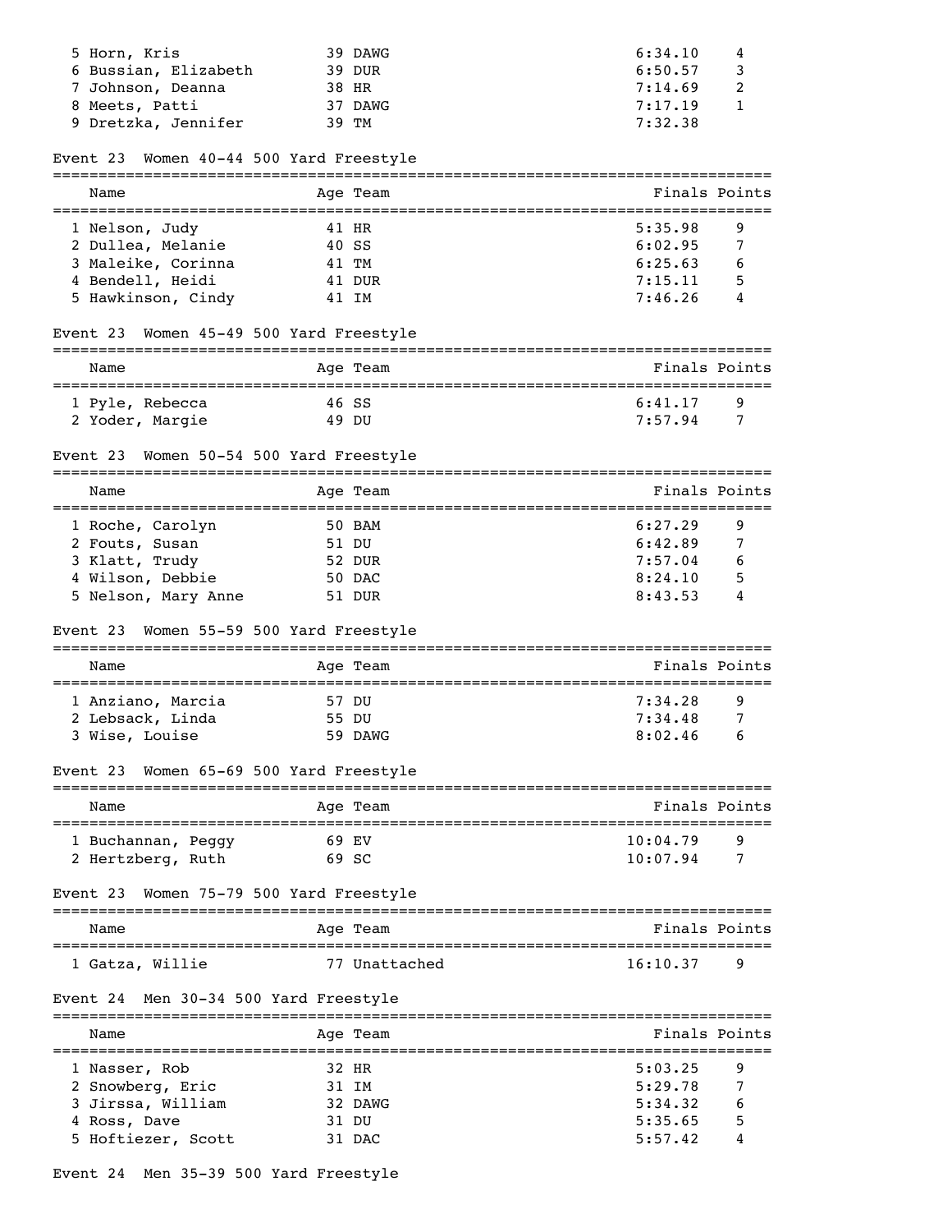| Name | Age | Team | Finals | Points |
|---|---|---|---|---|
| 5 Horn, Kris | 39 | DAWG | 6:34.10 | 4 |
| 6 Bussian, Elizabeth | 39 | DUR | 6:50.57 | 3 |
| 7 Johnson, Deanna | 38 | HR | 7:14.69 | 2 |
| 8 Meets, Patti | 37 | DAWG | 7:17.19 | 1 |
| 9 Dretzka, Jennifer | 39 | TM | 7:32.38 | |

## Event 23 Women 40-44 500 Yard Freestyle

| Name | Age | Team | Finals | Points |
|---|---|---|---|---|
| 1 Nelson, Judy | 41 | HR | 5:35.98 | 9 |
| 2 Dullea, Melanie | 40 | SS | 6:02.95 | 7 |
| 3 Maleike, Corinna | 41 | TM | 6:25.63 | 6 |
| 4 Bendell, Heidi | 41 | DUR | 7:15.11 | 5 |
| 5 Hawkinson, Cindy | 41 | IM | 7:46.26 | 4 |

## Event 23 Women 45-49 500 Yard Freestyle

| Name | Age | Team | Finals | Points |
|---|---|---|---|---|
| 1 Pyle, Rebecca | 46 | SS | 6:41.17 | 9 |
| 2 Yoder, Margie | 49 | DU | 7:57.94 | 7 |

## Event 23 Women 50-54 500 Yard Freestyle

| Name | Age | Team | Finals | Points |
|---|---|---|---|---|
| 1 Roche, Carolyn | 50 | BAM | 6:27.29 | 9 |
| 2 Fouts, Susan | 51 | DU | 6:42.89 | 7 |
| 3 Klatt, Trudy | 52 | DUR | 7:57.04 | 6 |
| 4 Wilson, Debbie | 50 | DAC | 8:24.10 | 5 |
| 5 Nelson, Mary Anne | 51 | DUR | 8:43.53 | 4 |

## Event 23 Women 55-59 500 Yard Freestyle

| Name | Age | Team | Finals | Points |
|---|---|---|---|---|
| 1 Anziano, Marcia | 57 | DU | 7:34.28 | 9 |
| 2 Lebsack, Linda | 55 | DU | 7:34.48 | 7 |
| 3 Wise, Louise | 59 | DAWG | 8:02.46 | 6 |

## Event 23 Women 65-69 500 Yard Freestyle

| Name | Age | Team | Finals | Points |
|---|---|---|---|---|
| 1 Buchannan, Peggy | 69 | EV | 10:04.79 | 9 |
| 2 Hertzberg, Ruth | 69 | SC | 10:07.94 | 7 |

## Event 23 Women 75-79 500 Yard Freestyle

| Name | Age | Team | Finals | Points |
|---|---|---|---|---|
| 1 Gatza, Willie | 77 | Unattached | 16:10.37 | 9 |

## Event 24 Men 30-34 500 Yard Freestyle

| Name | Age | Team | Finals | Points |
|---|---|---|---|---|
| 1 Nasser, Rob | 32 | HR | 5:03.25 | 9 |
| 2 Snowberg, Eric | 31 | IM | 5:29.78 | 7 |
| 3 Jirssa, William | 32 | DAWG | 5:34.32 | 6 |
| 4 Ross, Dave | 31 | DU | 5:35.65 | 5 |
| 5 Hoftiezer, Scott | 31 | DAC | 5:57.42 | 4 |

## Event 24 Men 35-39 500 Yard Freestyle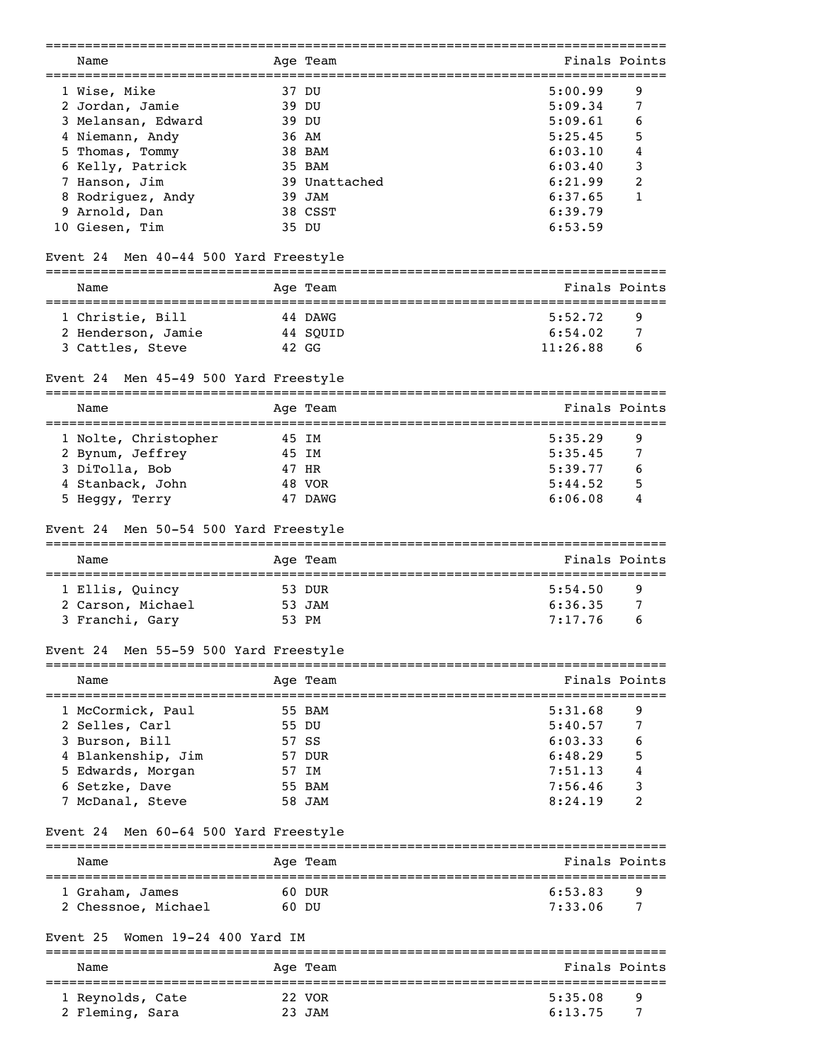| Name | Age | Team | Finals | Points |
|---|---|---|---|---|
| 1 Wise, Mike | 37 | DU | 5:00.99 | 9 |
| 2 Jordan, Jamie | 39 | DU | 5:09.34 | 7 |
| 3 Melansan, Edward | 39 | DU | 5:09.61 | 6 |
| 4 Niemann, Andy | 36 | AM | 5:25.45 | 5 |
| 5 Thomas, Tommy | 38 | BAM | 6:03.10 | 4 |
| 6 Kelly, Patrick | 35 | BAM | 6:03.40 | 3 |
| 7 Hanson, Jim | 39 | Unattached | 6:21.99 | 2 |
| 8 Rodriguez, Andy | 39 | JAM | 6:37.65 | 1 |
| 9 Arnold, Dan | 38 | CSST | 6:39.79 | |
| 10 Giesen, Tim | 35 | DU | 6:53.59 | |

## Event 24 Men 40-44 500 Yard Freestyle

| Name | Age | Team | Finals | Points |
|---|---|---|---|---|
| 1 Christie, Bill | 44 | DAWG | 5:52.72 | 9 |
| 2 Henderson, Jamie | 44 | SQUID | 6:54.02 | 7 |
| 3 Cattles, Steve | 42 | GG | 11:26.88 | 6 |

## Event 24 Men 45-49 500 Yard Freestyle

| Name | Age | Team | Finals | Points |
|---|---|---|---|---|
| 1 Nolte, Christopher | 45 | IM | 5:35.29 | 9 |
| 2 Bynum, Jeffrey | 45 | IM | 5:35.45 | 7 |
| 3 DiTolla, Bob | 47 | HR | 5:39.77 | 6 |
| 4 Stanback, John | 48 | VOR | 5:44.52 | 5 |
| 5 Heggy, Terry | 47 | DAWG | 6:06.08 | 4 |

## Event 24 Men 50-54 500 Yard Freestyle

| Name | Age | Team | Finals | Points |
|---|---|---|---|---|
| 1 Ellis, Quincy | 53 | DUR | 5:54.50 | 9 |
| 2 Carson, Michael | 53 | JAM | 6:36.35 | 7 |
| 3 Franchi, Gary | 53 | PM | 7:17.76 | 6 |

## Event 24 Men 55-59 500 Yard Freestyle

| Name | Age | Team | Finals | Points |
|---|---|---|---|---|
| 1 McCormick, Paul | 55 | BAM | 5:31.68 | 9 |
| 2 Selles, Carl | 55 | DU | 5:40.57 | 7 |
| 3 Burson, Bill | 57 | SS | 6:03.33 | 6 |
| 4 Blankenship, Jim | 57 | DUR | 6:48.29 | 5 |
| 5 Edwards, Morgan | 57 | IM | 7:51.13 | 4 |
| 6 Setzke, Dave | 55 | BAM | 7:56.46 | 3 |
| 7 McDanal, Steve | 58 | JAM | 8:24.19 | 2 |

## Event 24 Men 60-64 500 Yard Freestyle

| Name | Age | Team | Finals | Points |
|---|---|---|---|---|
| 1 Graham, James | 60 | DUR | 6:53.83 | 9 |
| 2 Chessnoe, Michael | 60 | DU | 7:33.06 | 7 |

## Event 25 Women 19-24 400 Yard IM

| Name | Age | Team | Finals | Points |
|---|---|---|---|---|
| 1 Reynolds, Cate | 22 | VOR | 5:35.08 | 9 |
| 2 Fleming, Sara | 23 | JAM | 6:13.75 | 7 |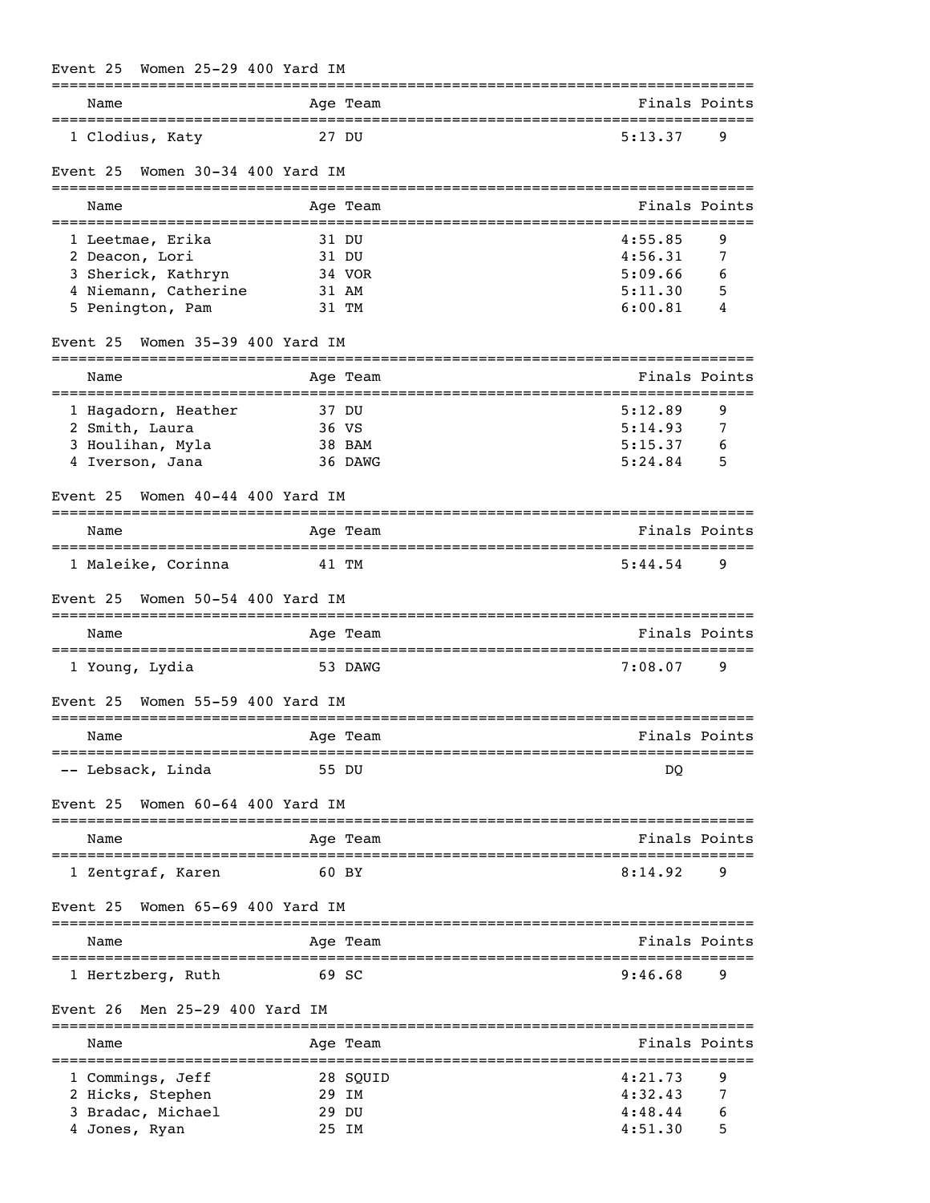### Event 25 Women 25-29 400 Yard IM

| | Name | Age | Team | Finals | Points |
|---|---|---|---|---|---|
| 1 | Clodius, Katy | 27 | DU | 5:13.37 | 9 |

### Event 25 Women 30-34 400 Yard IM

| | Name | Age | Team | Finals | Points |
|---|---|---|---|---|---|
| 1 | Leetmae, Erika | 31 | DU | 4:55.85 | 9 |
| 2 | Deacon, Lori | 31 | DU | 4:56.31 | 7 |
| 3 | Sherick, Kathryn | 34 | VOR | 5:09.66 | 6 |
| 4 | Niemann, Catherine | 31 | AM | 5:11.30 | 5 |
| 5 | Penington, Pam | 31 | TM | 6:00.81 | 4 |

### Event 25 Women 35-39 400 Yard IM

| | Name | Age | Team | Finals | Points |
|---|---|---|---|---|---|
| 1 | Hagadorn, Heather | 37 | DU | 5:12.89 | 9 |
| 2 | Smith, Laura | 36 | VS | 5:14.93 | 7 |
| 3 | Houlihan, Myla | 38 | BAM | 5:15.37 | 6 |
| 4 | Iverson, Jana | 36 | DAWG | 5:24.84 | 5 |

### Event 25 Women 40-44 400 Yard IM

| | Name | Age | Team | Finals | Points |
|---|---|---|---|---|---|
| 1 | Maleike, Corinna | 41 | TM | 5:44.54 | 9 |

### Event 25 Women 50-54 400 Yard IM

| | Name | Age | Team | Finals | Points |
|---|---|---|---|---|---|
| 1 | Young, Lydia | 53 | DAWG | 7:08.07 | 9 |

### Event 25 Women 55-59 400 Yard IM

| | Name | Age | Team | Finals | Points |
|---|---|---|---|---|---|
| -- | Lebsack, Linda | 55 | DU | DQ | |

### Event 25 Women 60-64 400 Yard IM

| | Name | Age | Team | Finals | Points |
|---|---|---|---|---|---|
| 1 | Zentgraf, Karen | 60 | BY | 8:14.92 | 9 |

### Event 25 Women 65-69 400 Yard IM

| | Name | Age | Team | Finals | Points |
|---|---|---|---|---|---|
| 1 | Hertzberg, Ruth | 69 | SC | 9:46.68 | 9 |

### Event 26 Men 25-29 400 Yard IM

| | Name | Age | Team | Finals | Points |
|---|---|---|---|---|---|
| 1 | Commings, Jeff | 28 | SQUID | 4:21.73 | 9 |
| 2 | Hicks, Stephen | 29 | IM | 4:32.43 | 7 |
| 3 | Bradac, Michael | 29 | DU | 4:48.44 | 6 |
| 4 | Jones, Ryan | 25 | IM | 4:51.30 | 5 |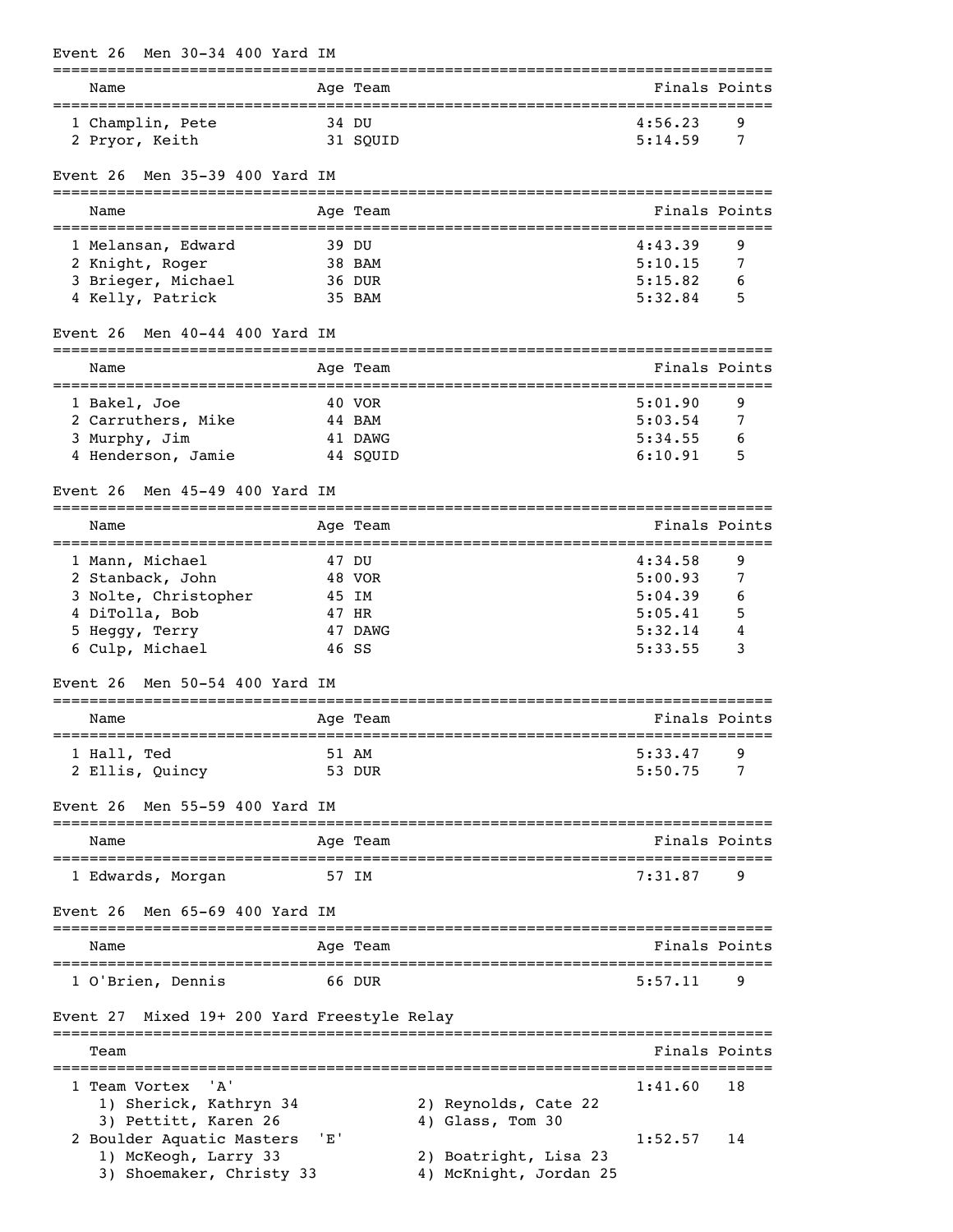### Event 26 Men 30-34 400 Yard IM

| Name | Age | Team | Finals | Points |
|---|---|---|---|---|
| 1 Champlin, Pete | 34 | DU | 4:56.23 | 9 |
| 2 Pryor, Keith | 31 | SQUID | 5:14.59 | 7 |

### Event 26 Men 35-39 400 Yard IM

| Name | Age | Team | Finals | Points |
|---|---|---|---|---|
| 1 Melansan, Edward | 39 | DU | 4:43.39 | 9 |
| 2 Knight, Roger | 38 | BAM | 5:10.15 | 7 |
| 3 Brieger, Michael | 36 | DUR | 5:15.82 | 6 |
| 4 Kelly, Patrick | 35 | BAM | 5:32.84 | 5 |

### Event 26 Men 40-44 400 Yard IM

| Name | Age | Team | Finals | Points |
|---|---|---|---|---|
| 1 Bakel, Joe | 40 | VOR | 5:01.90 | 9 |
| 2 Carruthers, Mike | 44 | BAM | 5:03.54 | 7 |
| 3 Murphy, Jim | 41 | DAWG | 5:34.55 | 6 |
| 4 Henderson, Jamie | 44 | SQUID | 6:10.91 | 5 |

### Event 26 Men 45-49 400 Yard IM

| Name | Age | Team | Finals | Points |
|---|---|---|---|---|
| 1 Mann, Michael | 47 | DU | 4:34.58 | 9 |
| 2 Stanback, John | 48 | VOR | 5:00.93 | 7 |
| 3 Nolte, Christopher | 45 | IM | 5:04.39 | 6 |
| 4 DiTolla, Bob | 47 | HR | 5:05.41 | 5 |
| 5 Heggy, Terry | 47 | DAWG | 5:32.14 | 4 |
| 6 Culp, Michael | 46 | SS | 5:33.55 | 3 |

### Event 26 Men 50-54 400 Yard IM

| Name | Age | Team | Finals | Points |
|---|---|---|---|---|
| 1 Hall, Ted | 51 | AM | 5:33.47 | 9 |
| 2 Ellis, Quincy | 53 | DUR | 5:50.75 | 7 |

### Event 26 Men 55-59 400 Yard IM

| Name | Age | Team | Finals | Points |
|---|---|---|---|---|
| 1 Edwards, Morgan | 57 | IM | 7:31.87 | 9 |

### Event 26 Men 65-69 400 Yard IM

| Name | Age | Team | Finals | Points |
|---|---|---|---|---|
| 1 O'Brien, Dennis | 66 | DUR | 5:57.11 | 9 |

### Event 27 Mixed 19+ 200 Yard Freestyle Relay

| Team | Finals | Points |
|---|---|---|
| 1 Team Vortex 'A' | 1:41.60 | 18 |
| 1) Sherick, Kathryn 34; 2) Reynolds, Cate 22; 3) Pettitt, Karen 26; 4) Glass, Tom 30 | | |
| 2 Boulder Aquatic Masters 'E' | 1:52.57 | 14 |
| 1) McKeogh, Larry 33; 2) Boatright, Lisa 23; 3) Shoemaker, Christy 33; 4) McKnight, Jordan 25 | | |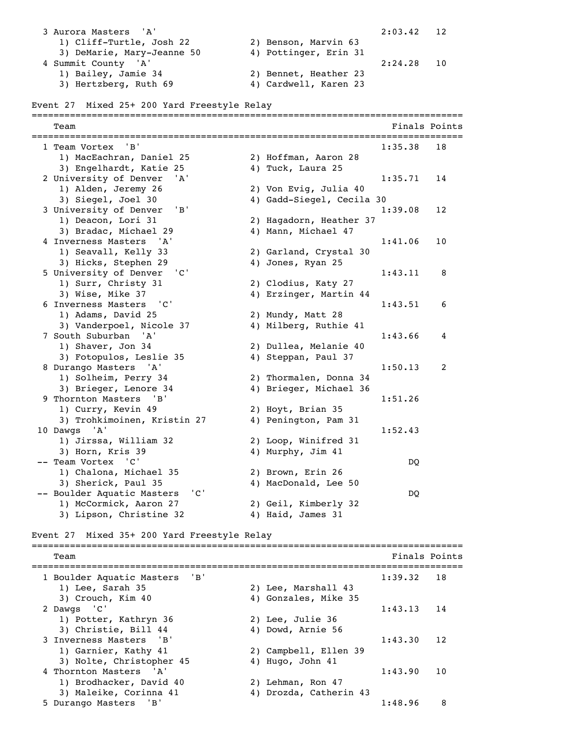```
  3 Aurora Masters  'A'                                   2:03.42   12
     1) Cliff-Turtle, Josh 22          2) Benson, Marvin 63
     3) DeMarie, Mary-Jeanne 50        4) Pottinger, Erin 31
  4 Summit County  'A'                                    2:24.28   10
     1) Bailey, Jamie 34               2) Bennet, Heather 23
     3) Hertzberg, Ruth 69             4) Cardwell, Karen 23
```

## Event 27  Mixed 25+ 200 Yard Freestyle Relay

```
===============================================================================
    Team                                                    Finals Points
===============================================================================
  1 Team Vortex  'B'                                      1:35.38   18
     1) MacEachran, Daniel 25          2) Hoffman, Aaron 28
     3) Engelhardt, Katie 25           4) Tuck, Laura 25
  2 University of Denver  'A'                             1:35.71   14
     1) Alden, Jeremy 26               2) Von Evig, Julia 40
     3) Siegel, Joel 30                4) Gadd-Siegel, Cecila 30
  3 University of Denver  'B'                             1:39.08   12
     1) Deacon, Lori 31                2) Hagadorn, Heather 37
     3) Bradac, Michael 29             4) Mann, Michael 47
  4 Inverness Masters  'A'                                1:41.06   10
     1) Seavall, Kelly 33              2) Garland, Crystal 30
     3) Hicks, Stephen 29              4) Jones, Ryan 25
  5 University of Denver  'C'                             1:43.11    8
     1) Surr, Christy 31               2) Clodius, Katy 27
     3) Wise, Mike 37                  4) Erzinger, Martin 44
  6 Inverness Masters  'C'                                1:43.51    6
     1) Adams, David 25                2) Mundy, Matt 28
     3) Vanderpoel, Nicole 37          4) Milberg, Ruthie 41
  7 South Suburban  'A'                                   1:43.66    4
     1) Shaver, Jon 34                 2) Dullea, Melanie 40
     3) Fotopulos, Leslie 35           4) Steppan, Paul 37
  8 Durango Masters  'A'                                  1:50.13    2
     1) Solheim, Perry 34              2) Thormalen, Donna 34
     3) Brieger, Lenore 34             4) Brieger, Michael 36
  9 Thornton Masters  'B'                                 1:51.26
     1) Curry, Kevin 49                2) Hoyt, Brian 35
     3) Trohkimoinen, Kristin 27       4) Penington, Pam 31
 10 Dawgs  'A'                                            1:52.43
     1) Jirssa, William 32             2) Loop, Winifred 31
     3) Horn, Kris 39                  4) Murphy, Jim 41
 -- Team Vortex  'C'                                           DQ
     1) Chalona, Michael 35            2) Brown, Erin 26
     3) Sherick, Paul 35               4) MacDonald, Lee 50
 -- Boulder Aquatic Masters  'C'                               DQ
     1) McCormick, Aaron 27            2) Geil, Kimberly 32
     3) Lipson, Christine 32           4) Haid, James 31
```

## Event 27  Mixed 35+ 200 Yard Freestyle Relay

```
===============================================================================
    Team                                                    Finals Points
===============================================================================
  1 Boulder Aquatic Masters  'B'                          1:39.32   18
     1) Lee, Sarah 35                  2) Lee, Marshall 43
     3) Crouch, Kim 40                 4) Gonzales, Mike 35
  2 Dawgs  'C'                                            1:43.13   14
     1) Potter, Kathryn 36             2) Lee, Julie 36
     3) Christie, Bill 44              4) Dowd, Arnie 56
  3 Inverness Masters  'B'                                1:43.30   12
     1) Garnier, Kathy 41              2) Campbell, Ellen 39
     3) Nolte, Christopher 45          4) Hugo, John 41
  4 Thornton Masters  'A'                                 1:43.90   10
     1) Brodhacker, David 40           2) Lehman, Ron 47
     3) Maleike, Corinna 41            4) Drozda, Catherin 43
  5 Durango Masters  'B'                                  1:48.96    8
```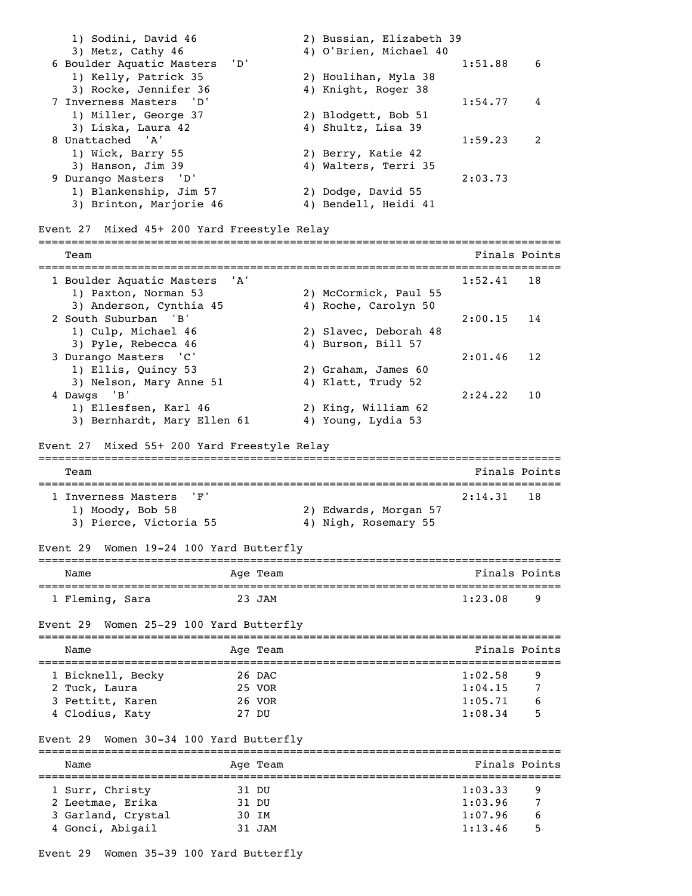| Place | Team | Swimmers | Finals | Points |
|---|---|---|---|---|
| | | 1) Sodini, David 46; 2) Bussian, Elizabeth 39; 3) Metz, Cathy 46; 4) O'Brien, Michael 40 | | |
| 6 | Boulder Aquatic Masters 'D' | 1) Kelly, Patrick 35; 2) Houlihan, Myla 38; 3) Rocke, Jennifer 36; 4) Knight, Roger 38 | 1:51.88 | 6 |
| 7 | Inverness Masters 'D' | 1) Miller, George 37; 2) Blodgett, Bob 51; 3) Liska, Laura 42; 4) Shultz, Lisa 39 | 1:54.77 | 4 |
| 8 | Unattached 'A' | 1) Wick, Barry 55; 2) Berry, Katie 42; 3) Hanson, Jim 39; 4) Walters, Terri 35 | 1:59.23 | 2 |
| 9 | Durango Masters 'D' | 1) Blankenship, Jim 57; 2) Dodge, David 55; 3) Brinton, Marjorie 46; 4) Bendell, Heidi 41 | 2:03.73 | |

## Event 27 Mixed 45+ 200 Yard Freestyle Relay

| Place | Team | Swimmers | Finals | Points |
|---|---|---|---|---|
| 1 | Boulder Aquatic Masters 'A' | 1) Paxton, Norman 53; 2) McCormick, Paul 55; 3) Anderson, Cynthia 45; 4) Roche, Carolyn 50 | 1:52.41 | 18 |
| 2 | South Suburban 'B' | 1) Culp, Michael 46; 2) Slavec, Deborah 48; 3) Pyle, Rebecca 46; 4) Burson, Bill 57 | 2:00.15 | 14 |
| 3 | Durango Masters 'C' | 1) Ellis, Quincy 53; 2) Graham, James 60; 3) Nelson, Mary Anne 51; 4) Klatt, Trudy 52 | 2:01.46 | 12 |
| 4 | Dawgs 'B' | 1) Ellesfsen, Karl 46; 2) King, William 62; 3) Bernhardt, Mary Ellen 61; 4) Young, Lydia 53 | 2:24.22 | 10 |

## Event 27 Mixed 55+ 200 Yard Freestyle Relay

| Place | Team | Swimmers | Finals | Points |
|---|---|---|---|---|
| 1 | Inverness Masters 'F' | 1) Moody, Bob 58; 2) Edwards, Morgan 57; 3) Pierce, Victoria 55; 4) Nigh, Rosemary 55 | 2:14.31 | 18 |

## Event 29 Women 19-24 100 Yard Butterfly

| Place | Name | Age | Team | Finals | Points |
|---|---|---|---|---|---|
| 1 | Fleming, Sara | 23 | JAM | 1:23.08 | 9 |

## Event 29 Women 25-29 100 Yard Butterfly

| Place | Name | Age | Team | Finals | Points |
|---|---|---|---|---|---|
| 1 | Bicknell, Becky | 26 | DAC | 1:02.58 | 9 |
| 2 | Tuck, Laura | 25 | VOR | 1:04.15 | 7 |
| 3 | Pettitt, Karen | 26 | VOR | 1:05.71 | 6 |
| 4 | Clodius, Katy | 27 | DU | 1:08.34 | 5 |

## Event 29 Women 30-34 100 Yard Butterfly

| Place | Name | Age | Team | Finals | Points |
|---|---|---|---|---|---|
| 1 | Surr, Christy | 31 | DU | 1:03.33 | 9 |
| 2 | Leetmae, Erika | 31 | DU | 1:03.96 | 7 |
| 3 | Garland, Crystal | 30 | IM | 1:07.96 | 6 |
| 4 | Gonci, Abigail | 31 | JAM | 1:13.46 | 5 |

## Event 29 Women 35-39 100 Yard Butterfly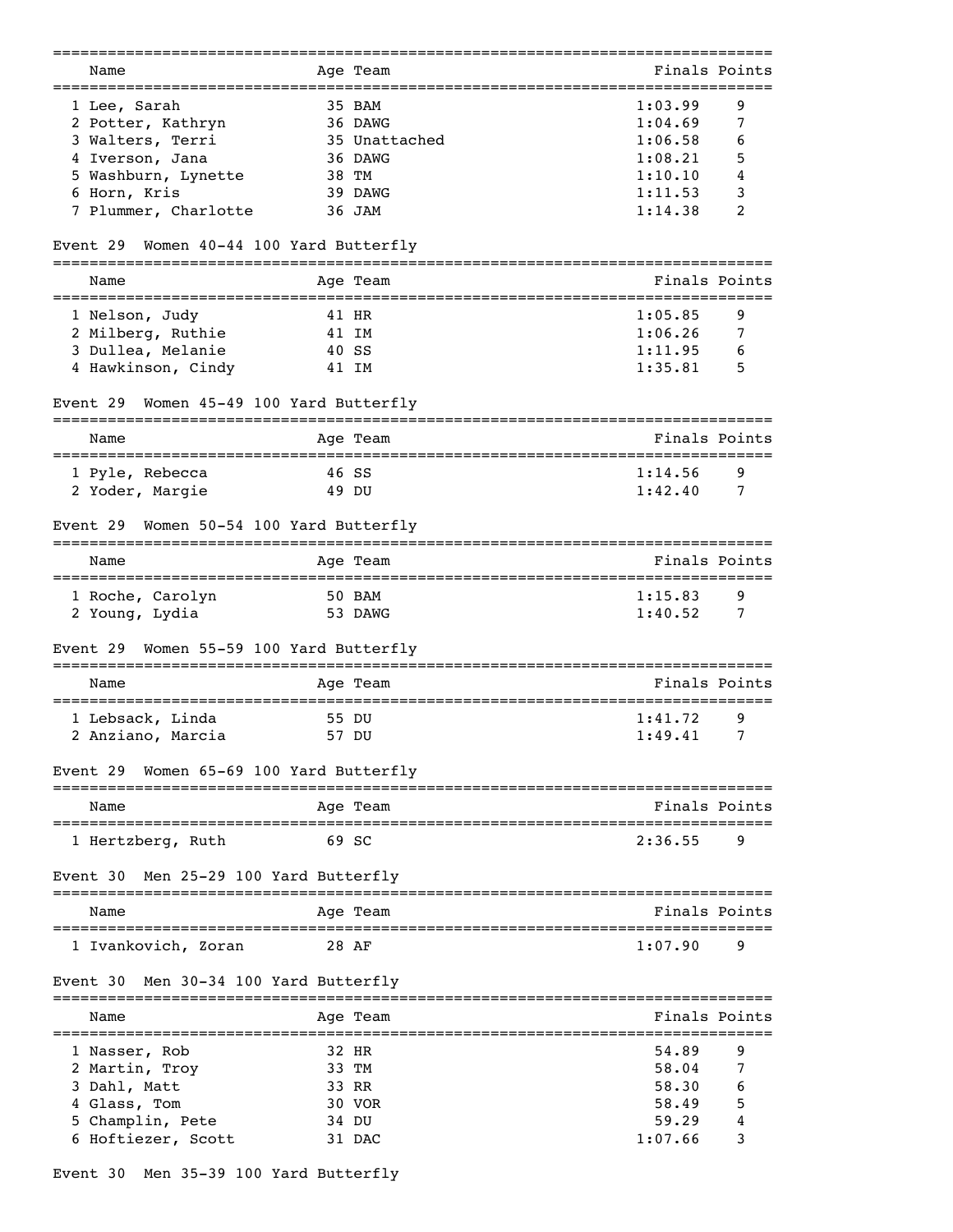| | Name | Age | Team | Finals | Points |
|---|---|---|---|---|---|
| 1 | Lee, Sarah | 35 | BAM | 1:03.99 | 9 |
| 2 | Potter, Kathryn | 36 | DAWG | 1:04.69 | 7 |
| 3 | Walters, Terri | 35 | Unattached | 1:06.58 | 6 |
| 4 | Iverson, Jana | 36 | DAWG | 1:08.21 | 5 |
| 5 | Washburn, Lynette | 38 | TM | 1:10.10 | 4 |
| 6 | Horn, Kris | 39 | DAWG | 1:11.53 | 3 |
| 7 | Plummer, Charlotte | 36 | JAM | 1:14.38 | 2 |

### Event 29 Women 40-44 100 Yard Butterfly

| | Name | Age | Team | Finals | Points |
|---|---|---|---|---|---|
| 1 | Nelson, Judy | 41 | HR | 1:05.85 | 9 |
| 2 | Milberg, Ruthie | 41 | IM | 1:06.26 | 7 |
| 3 | Dullea, Melanie | 40 | SS | 1:11.95 | 6 |
| 4 | Hawkinson, Cindy | 41 | IM | 1:35.81 | 5 |

### Event 29 Women 45-49 100 Yard Butterfly

| | Name | Age | Team | Finals | Points |
|---|---|---|---|---|---|
| 1 | Pyle, Rebecca | 46 | SS | 1:14.56 | 9 |
| 2 | Yoder, Margie | 49 | DU | 1:42.40 | 7 |

### Event 29 Women 50-54 100 Yard Butterfly

| | Name | Age | Team | Finals | Points |
|---|---|---|---|---|---|
| 1 | Roche, Carolyn | 50 | BAM | 1:15.83 | 9 |
| 2 | Young, Lydia | 53 | DAWG | 1:40.52 | 7 |

### Event 29 Women 55-59 100 Yard Butterfly

| | Name | Age | Team | Finals | Points |
|---|---|---|---|---|---|
| 1 | Lebsack, Linda | 55 | DU | 1:41.72 | 9 |
| 2 | Anziano, Marcia | 57 | DU | 1:49.41 | 7 |

### Event 29 Women 65-69 100 Yard Butterfly

| | Name | Age | Team | Finals | Points |
|---|---|---|---|---|---|
| 1 | Hertzberg, Ruth | 69 | SC | 2:36.55 | 9 |

### Event 30 Men 25-29 100 Yard Butterfly

| | Name | Age | Team | Finals | Points |
|---|---|---|---|---|---|
| 1 | Ivankovich, Zoran | 28 | AF | 1:07.90 | 9 |

### Event 30 Men 30-34 100 Yard Butterfly

| | Name | Age | Team | Finals | Points |
|---|---|---|---|---|---|
| 1 | Nasser, Rob | 32 | HR | 54.89 | 9 |
| 2 | Martin, Troy | 33 | TM | 58.04 | 7 |
| 3 | Dahl, Matt | 33 | RR | 58.30 | 6 |
| 4 | Glass, Tom | 30 | VOR | 58.49 | 5 |
| 5 | Champlin, Pete | 34 | DU | 59.29 | 4 |
| 6 | Hoftiezer, Scott | 31 | DAC | 1:07.66 | 3 |

### Event 30 Men 35-39 100 Yard Butterfly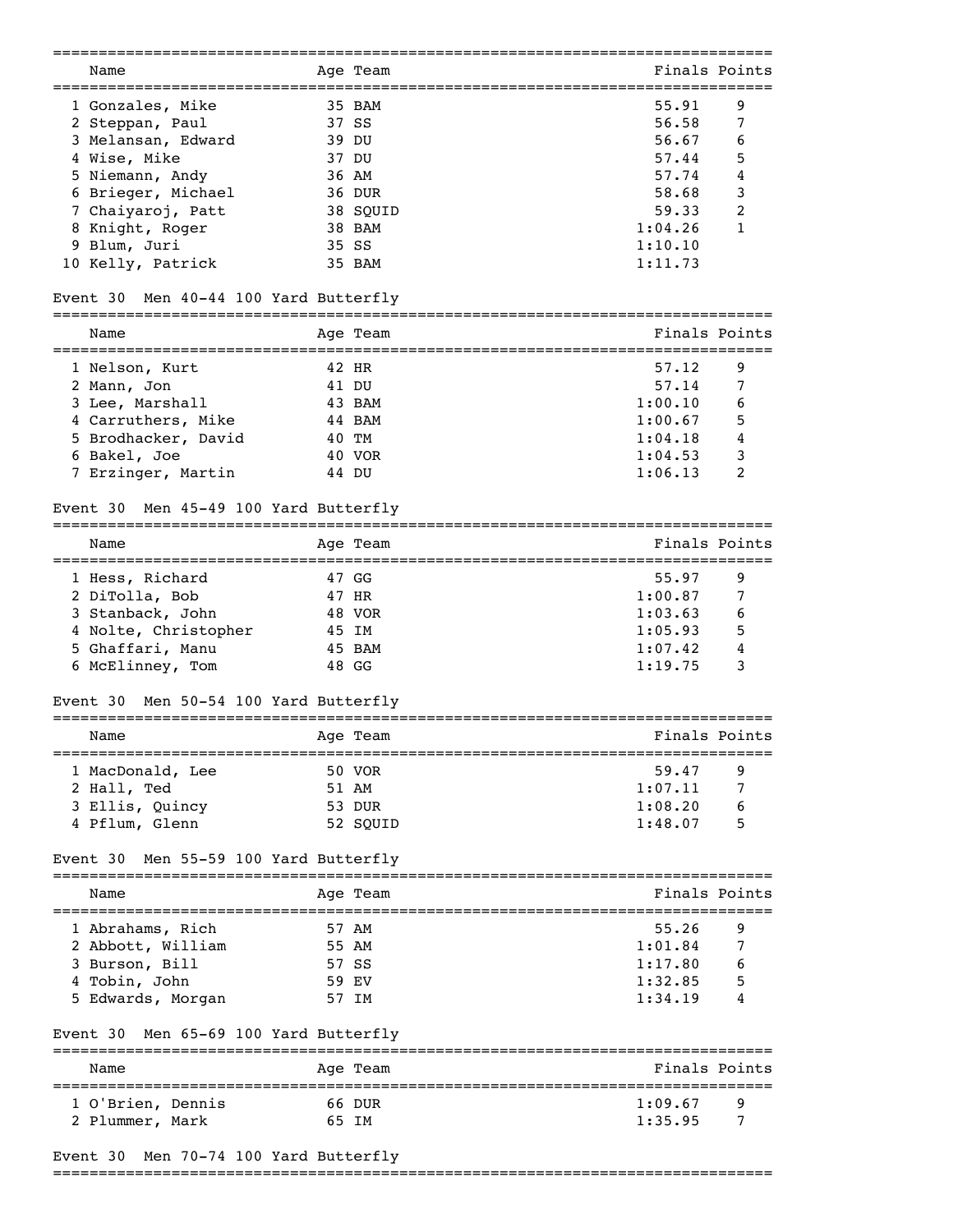| | Name | Age | Team | Finals | Points |
|---|---|---|---|---|---|
| 1 | Gonzales, Mike | 35 | BAM | 55.91 | 9 |
| 2 | Steppan, Paul | 37 | SS | 56.58 | 7 |
| 3 | Melansan, Edward | 39 | DU | 56.67 | 6 |
| 4 | Wise, Mike | 37 | DU | 57.44 | 5 |
| 5 | Niemann, Andy | 36 | AM | 57.74 | 4 |
| 6 | Brieger, Michael | 36 | DUR | 58.68 | 3 |
| 7 | Chaiyaroj, Patt | 38 | SQUID | 59.33 | 2 |
| 8 | Knight, Roger | 38 | BAM | 1:04.26 | 1 |
| 9 | Blum, Juri | 35 | SS | 1:10.10 | |
| 10 | Kelly, Patrick | 35 | BAM | 1:11.73 | |

### Event 30 Men 40-44 100 Yard Butterfly

| | Name | Age | Team | Finals | Points |
|---|---|---|---|---|---|
| 1 | Nelson, Kurt | 42 | HR | 57.12 | 9 |
| 2 | Mann, Jon | 41 | DU | 57.14 | 7 |
| 3 | Lee, Marshall | 43 | BAM | 1:00.10 | 6 |
| 4 | Carruthers, Mike | 44 | BAM | 1:00.67 | 5 |
| 5 | Brodhacker, David | 40 | TM | 1:04.18 | 4 |
| 6 | Bakel, Joe | 40 | VOR | 1:04.53 | 3 |
| 7 | Erzinger, Martin | 44 | DU | 1:06.13 | 2 |

### Event 30 Men 45-49 100 Yard Butterfly

| | Name | Age | Team | Finals | Points |
|---|---|---|---|---|---|
| 1 | Hess, Richard | 47 | GG | 55.97 | 9 |
| 2 | DiTolla, Bob | 47 | HR | 1:00.87 | 7 |
| 3 | Stanback, John | 48 | VOR | 1:03.63 | 6 |
| 4 | Nolte, Christopher | 45 | IM | 1:05.93 | 5 |
| 5 | Ghaffari, Manu | 45 | BAM | 1:07.42 | 4 |
| 6 | McElinney, Tom | 48 | GG | 1:19.75 | 3 |

### Event 30 Men 50-54 100 Yard Butterfly

| | Name | Age | Team | Finals | Points |
|---|---|---|---|---|---|
| 1 | MacDonald, Lee | 50 | VOR | 59.47 | 9 |
| 2 | Hall, Ted | 51 | AM | 1:07.11 | 7 |
| 3 | Ellis, Quincy | 53 | DUR | 1:08.20 | 6 |
| 4 | Pflum, Glenn | 52 | SQUID | 1:48.07 | 5 |

### Event 30 Men 55-59 100 Yard Butterfly

| | Name | Age | Team | Finals | Points |
|---|---|---|---|---|---|
| 1 | Abrahams, Rich | 57 | AM | 55.26 | 9 |
| 2 | Abbott, William | 55 | AM | 1:01.84 | 7 |
| 3 | Burson, Bill | 57 | SS | 1:17.80 | 6 |
| 4 | Tobin, John | 59 | EV | 1:32.85 | 5 |
| 5 | Edwards, Morgan | 57 | IM | 1:34.19 | 4 |

### Event 30 Men 65-69 100 Yard Butterfly

| | Name | Age | Team | Finals | Points |
|---|---|---|---|---|---|
| 1 | O'Brien, Dennis | 66 | DUR | 1:09.67 | 9 |
| 2 | Plummer, Mark | 65 | IM | 1:35.95 | 7 |

### Event 30 Men 70-74 100 Yard Butterfly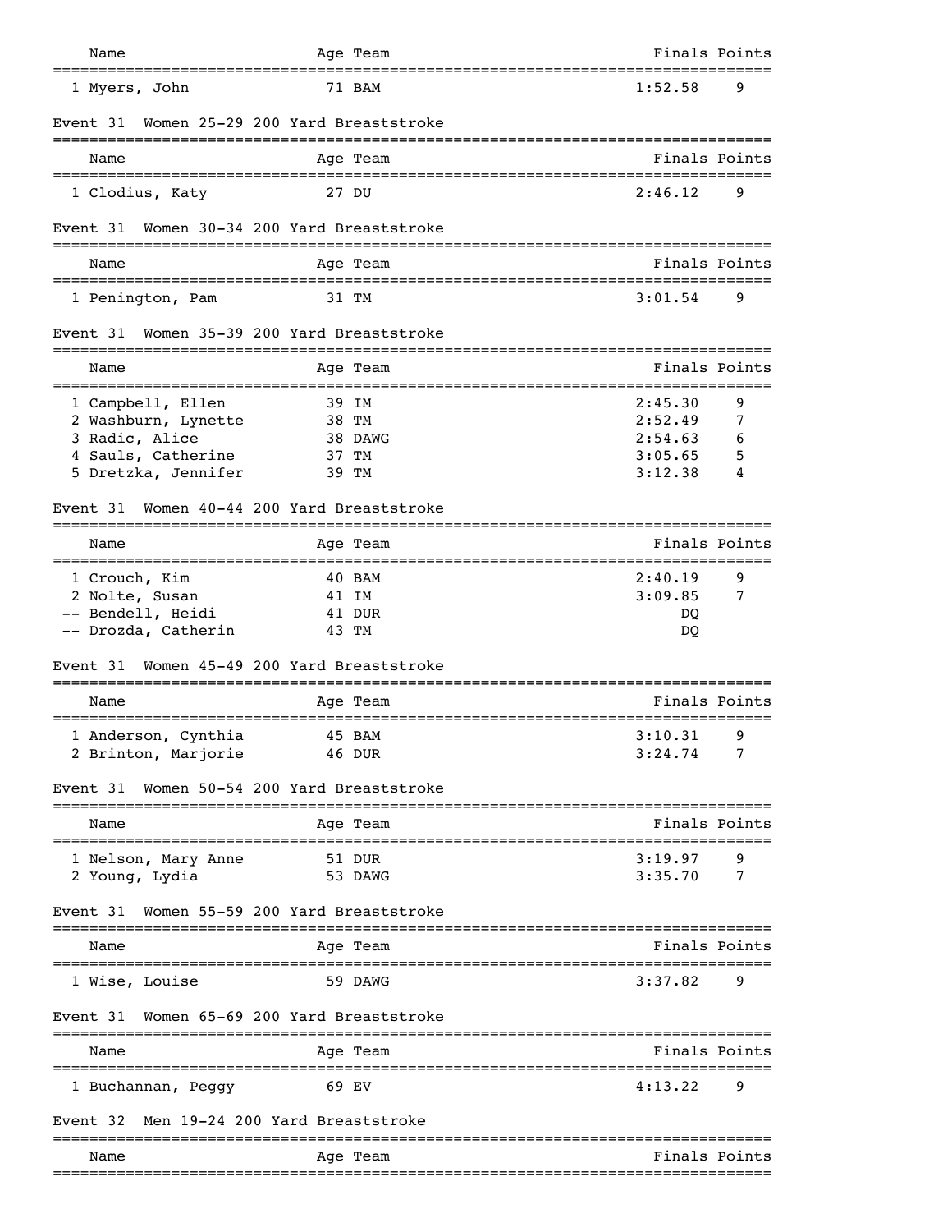| Name | Age | Team | Finals | Points |
|---|---|---|---|---|
| 1 Myers, John | 71 | BAM | 1:52.58 | 9 |

### Event 31 Women 25-29 200 Yard Breaststroke

| Name | Age | Team | Finals | Points |
|---|---|---|---|---|
| 1 Clodius, Katy | 27 | DU | 2:46.12 | 9 |

### Event 31 Women 30-34 200 Yard Breaststroke

| Name | Age | Team | Finals | Points |
|---|---|---|---|---|
| 1 Penington, Pam | 31 | TM | 3:01.54 | 9 |

### Event 31 Women 35-39 200 Yard Breaststroke

| Name | Age | Team | Finals | Points |
|---|---|---|---|---|
| 1 Campbell, Ellen | 39 | IM | 2:45.30 | 9 |
| 2 Washburn, Lynette | 38 | TM | 2:52.49 | 7 |
| 3 Radic, Alice | 38 | DAWG | 2:54.63 | 6 |
| 4 Sauls, Catherine | 37 | TM | 3:05.65 | 5 |
| 5 Dretzka, Jennifer | 39 | TM | 3:12.38 | 4 |

### Event 31 Women 40-44 200 Yard Breaststroke

| Name | Age | Team | Finals | Points |
|---|---|---|---|---|
| 1 Crouch, Kim | 40 | BAM | 2:40.19 | 9 |
| 2 Nolte, Susan | 41 | IM | 3:09.85 | 7 |
| -- Bendell, Heidi | 41 | DUR | DQ | |
| -- Drozda, Catherin | 43 | TM | DQ | |

### Event 31 Women 45-49 200 Yard Breaststroke

| Name | Age | Team | Finals | Points |
|---|---|---|---|---|
| 1 Anderson, Cynthia | 45 | BAM | 3:10.31 | 9 |
| 2 Brinton, Marjorie | 46 | DUR | 3:24.74 | 7 |

### Event 31 Women 50-54 200 Yard Breaststroke

| Name | Age | Team | Finals | Points |
|---|---|---|---|---|
| 1 Nelson, Mary Anne | 51 | DUR | 3:19.97 | 9 |
| 2 Young, Lydia | 53 | DAWG | 3:35.70 | 7 |

### Event 31 Women 55-59 200 Yard Breaststroke

| Name | Age | Team | Finals | Points |
|---|---|---|---|---|
| 1 Wise, Louise | 59 | DAWG | 3:37.82 | 9 |

### Event 31 Women 65-69 200 Yard Breaststroke

| Name | Age | Team | Finals | Points |
|---|---|---|---|---|
| 1 Buchannan, Peggy | 69 | EV | 4:13.22 | 9 |

### Event 32 Men 19-24 200 Yard Breaststroke

| Name | Age | Team | Finals | Points |
|---|---|---|---|---|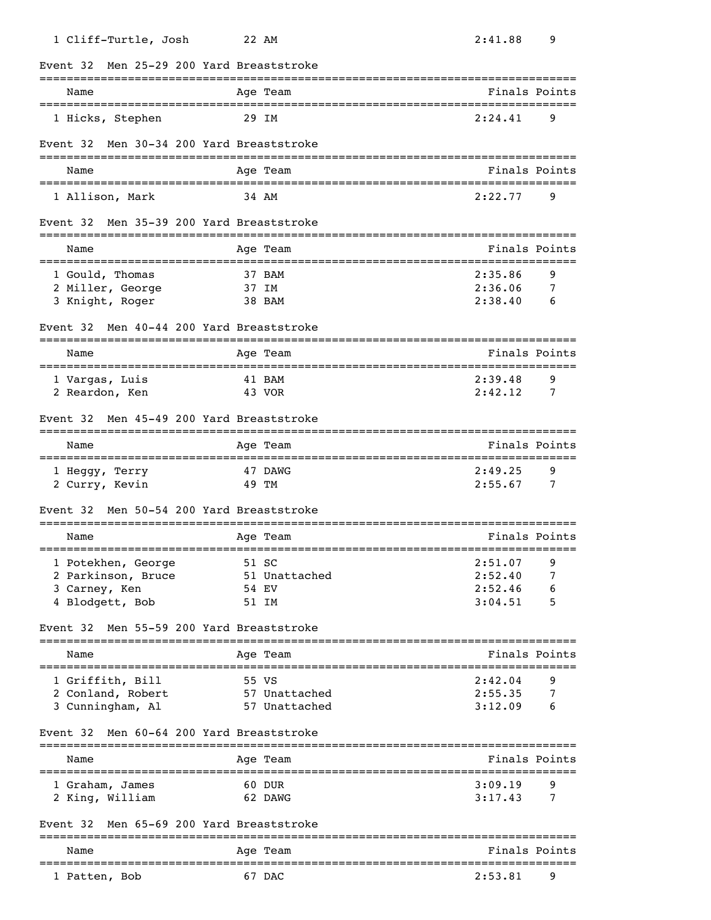| Name | Age | Team | Finals | Points |
|---|---|---|---|---|
| 1 Cliff-Turtle, Josh | 22 | AM | 2:41.88 | 9 |

### Event 32 Men 25-29 200 Yard Breaststroke

| Name | Age | Team | Finals | Points |
|---|---|---|---|---|
| 1 Hicks, Stephen | 29 | IM | 2:24.41 | 9 |

### Event 32 Men 30-34 200 Yard Breaststroke

| Name | Age | Team | Finals | Points |
|---|---|---|---|---|
| 1 Allison, Mark | 34 | AM | 2:22.77 | 9 |

### Event 32 Men 35-39 200 Yard Breaststroke

| Name | Age | Team | Finals | Points |
|---|---|---|---|---|
| 1 Gould, Thomas | 37 | BAM | 2:35.86 | 9 |
| 2 Miller, George | 37 | IM | 2:36.06 | 7 |
| 3 Knight, Roger | 38 | BAM | 2:38.40 | 6 |

### Event 32 Men 40-44 200 Yard Breaststroke

| Name | Age | Team | Finals | Points |
|---|---|---|---|---|
| 1 Vargas, Luis | 41 | BAM | 2:39.48 | 9 |
| 2 Reardon, Ken | 43 | VOR | 2:42.12 | 7 |

### Event 32 Men 45-49 200 Yard Breaststroke

| Name | Age | Team | Finals | Points |
|---|---|---|---|---|
| 1 Heggy, Terry | 47 | DAWG | 2:49.25 | 9 |
| 2 Curry, Kevin | 49 | TM | 2:55.67 | 7 |

### Event 32 Men 50-54 200 Yard Breaststroke

| Name | Age | Team | Finals | Points |
|---|---|---|---|---|
| 1 Potekhen, George | 51 | SC | 2:51.07 | 9 |
| 2 Parkinson, Bruce | 51 | Unattached | 2:52.40 | 7 |
| 3 Carney, Ken | 54 | EV | 2:52.46 | 6 |
| 4 Blodgett, Bob | 51 | IM | 3:04.51 | 5 |

### Event 32 Men 55-59 200 Yard Breaststroke

| Name | Age | Team | Finals | Points |
|---|---|---|---|---|
| 1 Griffith, Bill | 55 | VS | 2:42.04 | 9 |
| 2 Conland, Robert | 57 | Unattached | 2:55.35 | 7 |
| 3 Cunningham, Al | 57 | Unattached | 3:12.09 | 6 |

### Event 32 Men 60-64 200 Yard Breaststroke

| Name | Age | Team | Finals | Points |
|---|---|---|---|---|
| 1 Graham, James | 60 | DUR | 3:09.19 | 9 |
| 2 King, William | 62 | DAWG | 3:17.43 | 7 |

### Event 32 Men 65-69 200 Yard Breaststroke

| Name | Age | Team | Finals | Points |
|---|---|---|---|---|
| 1 Patten, Bob | 67 | DAC | 2:53.81 | 9 |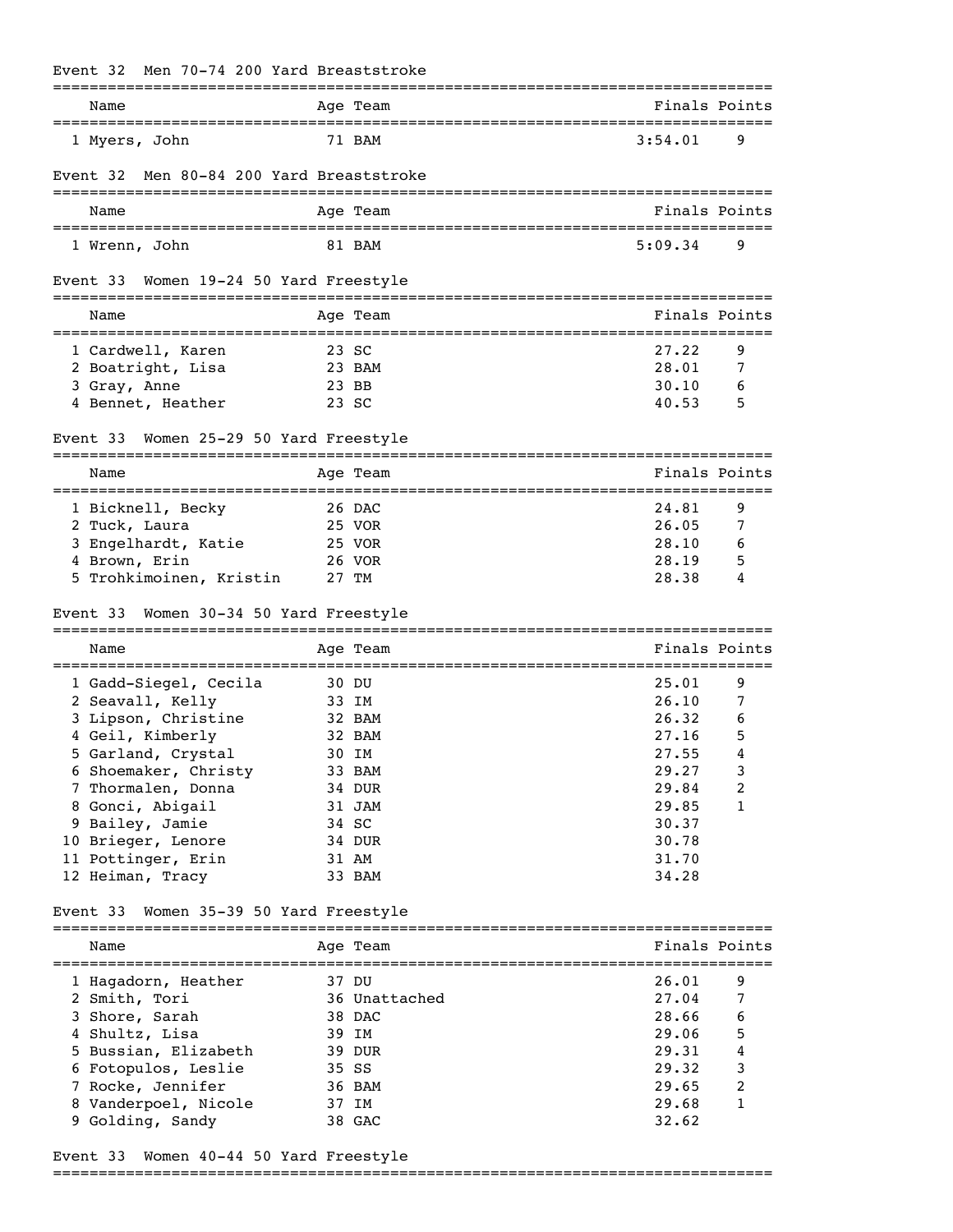### Event 32 Men 70-74 200 Yard Breaststroke

| Name | Age | Team | Finals | Points |
|---|---|---|---|---|
| 1 Myers, John | 71 | BAM | 3:54.01 | 9 |

### Event 32 Men 80-84 200 Yard Breaststroke

| Name | Age | Team | Finals | Points |
|---|---|---|---|---|
| 1 Wrenn, John | 81 | BAM | 5:09.34 | 9 |

### Event 33 Women 19-24 50 Yard Freestyle

| Name | Age | Team | Finals | Points |
|---|---|---|---|---|
| 1 Cardwell, Karen | 23 | SC | 27.22 | 9 |
| 2 Boatright, Lisa | 23 | BAM | 28.01 | 7 |
| 3 Gray, Anne | 23 | BB | 30.10 | 6 |
| 4 Bennet, Heather | 23 | SC | 40.53 | 5 |

### Event 33 Women 25-29 50 Yard Freestyle

| Name | Age | Team | Finals | Points |
|---|---|---|---|---|
| 1 Bicknell, Becky | 26 | DAC | 24.81 | 9 |
| 2 Tuck, Laura | 25 | VOR | 26.05 | 7 |
| 3 Engelhardt, Katie | 25 | VOR | 28.10 | 6 |
| 4 Brown, Erin | 26 | VOR | 28.19 | 5 |
| 5 Trohkimoinen, Kristin | 27 | TM | 28.38 | 4 |

### Event 33 Women 30-34 50 Yard Freestyle

| Name | Age | Team | Finals | Points |
|---|---|---|---|---|
| 1 Gadd-Siegel, Cecila | 30 | DU | 25.01 | 9 |
| 2 Seavall, Kelly | 33 | IM | 26.10 | 7 |
| 3 Lipson, Christine | 32 | BAM | 26.32 | 6 |
| 4 Geil, Kimberly | 32 | BAM | 27.16 | 5 |
| 5 Garland, Crystal | 30 | IM | 27.55 | 4 |
| 6 Shoemaker, Christy | 33 | BAM | 29.27 | 3 |
| 7 Thormalen, Donna | 34 | DUR | 29.84 | 2 |
| 8 Gonci, Abigail | 31 | JAM | 29.85 | 1 |
| 9 Bailey, Jamie | 34 | SC | 30.37 | |
| 10 Brieger, Lenore | 34 | DUR | 30.78 | |
| 11 Pottinger, Erin | 31 | AM | 31.70 | |
| 12 Heiman, Tracy | 33 | BAM | 34.28 | |

### Event 33 Women 35-39 50 Yard Freestyle

| Name | Age | Team | Finals | Points |
|---|---|---|---|---|
| 1 Hagadorn, Heather | 37 | DU | 26.01 | 9 |
| 2 Smith, Tori | 36 | Unattached | 27.04 | 7 |
| 3 Shore, Sarah | 38 | DAC | 28.66 | 6 |
| 4 Shultz, Lisa | 39 | IM | 29.06 | 5 |
| 5 Bussian, Elizabeth | 39 | DUR | 29.31 | 4 |
| 6 Fotopulos, Leslie | 35 | SS | 29.32 | 3 |
| 7 Rocke, Jennifer | 36 | BAM | 29.65 | 2 |
| 8 Vanderpoel, Nicole | 37 | IM | 29.68 | 1 |
| 9 Golding, Sandy | 38 | GAC | 32.62 | |

### Event 33 Women 40-44 50 Yard Freestyle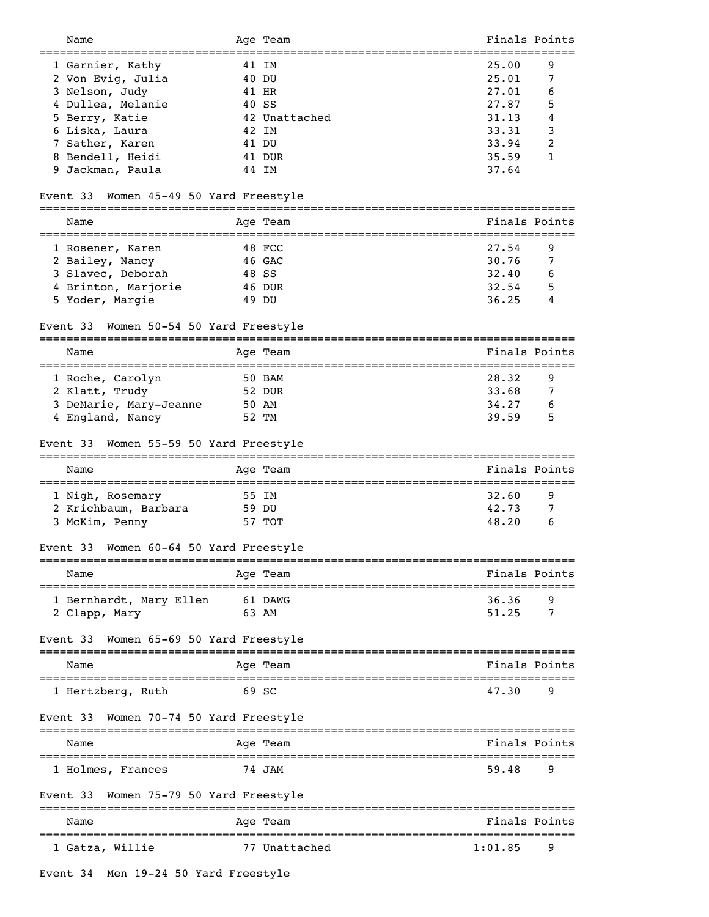| Name | Age | Team | Finals | Points |
|---|---|---|---|---|
| 1 Garnier, Kathy | 41 | IM | 25.00 | 9 |
| 2 Von Evig, Julia | 40 | DU | 25.01 | 7 |
| 3 Nelson, Judy | 41 | HR | 27.01 | 6 |
| 4 Dullea, Melanie | 40 | SS | 27.87 | 5 |
| 5 Berry, Katie | 42 | Unattached | 31.13 | 4 |
| 6 Liska, Laura | 42 | IM | 33.31 | 3 |
| 7 Sather, Karen | 41 | DU | 33.94 | 2 |
| 8 Bendell, Heidi | 41 | DUR | 35.59 | 1 |
| 9 Jackman, Paula | 44 | IM | 37.64 | |

Event 33 Women 45-49 50 Yard Freestyle

| Name | Age | Team | Finals | Points |
|---|---|---|---|---|
| 1 Rosener, Karen | 48 | FCC | 27.54 | 9 |
| 2 Bailey, Nancy | 46 | GAC | 30.76 | 7 |
| 3 Slavec, Deborah | 48 | SS | 32.40 | 6 |
| 4 Brinton, Marjorie | 46 | DUR | 32.54 | 5 |
| 5 Yoder, Margie | 49 | DU | 36.25 | 4 |

Event 33 Women 50-54 50 Yard Freestyle

| Name | Age | Team | Finals | Points |
|---|---|---|---|---|
| 1 Roche, Carolyn | 50 | BAM | 28.32 | 9 |
| 2 Klatt, Trudy | 52 | DUR | 33.68 | 7 |
| 3 DeMarie, Mary-Jeanne | 50 | AM | 34.27 | 6 |
| 4 England, Nancy | 52 | TM | 39.59 | 5 |

Event 33 Women 55-59 50 Yard Freestyle

| Name | Age | Team | Finals | Points |
|---|---|---|---|---|
| 1 Nigh, Rosemary | 55 | IM | 32.60 | 9 |
| 2 Krichbaum, Barbara | 59 | DU | 42.73 | 7 |
| 3 McKim, Penny | 57 | TOT | 48.20 | 6 |

Event 33 Women 60-64 50 Yard Freestyle

| Name | Age | Team | Finals | Points |
|---|---|---|---|---|
| 1 Bernhardt, Mary Ellen | 61 | DAWG | 36.36 | 9 |
| 2 Clapp, Mary | 63 | AM | 51.25 | 7 |

Event 33 Women 65-69 50 Yard Freestyle

| Name | Age | Team | Finals | Points |
|---|---|---|---|---|
| 1 Hertzberg, Ruth | 69 | SC | 47.30 | 9 |

Event 33 Women 70-74 50 Yard Freestyle

| Name | Age | Team | Finals | Points |
|---|---|---|---|---|
| 1 Holmes, Frances | 74 | JAM | 59.48 | 9 |

Event 33 Women 75-79 50 Yard Freestyle

| Name | Age | Team | Finals | Points |
|---|---|---|---|---|
| 1 Gatza, Willie | 77 | Unattached | 1:01.85 | 9 |

Event 34 Men 19-24 50 Yard Freestyle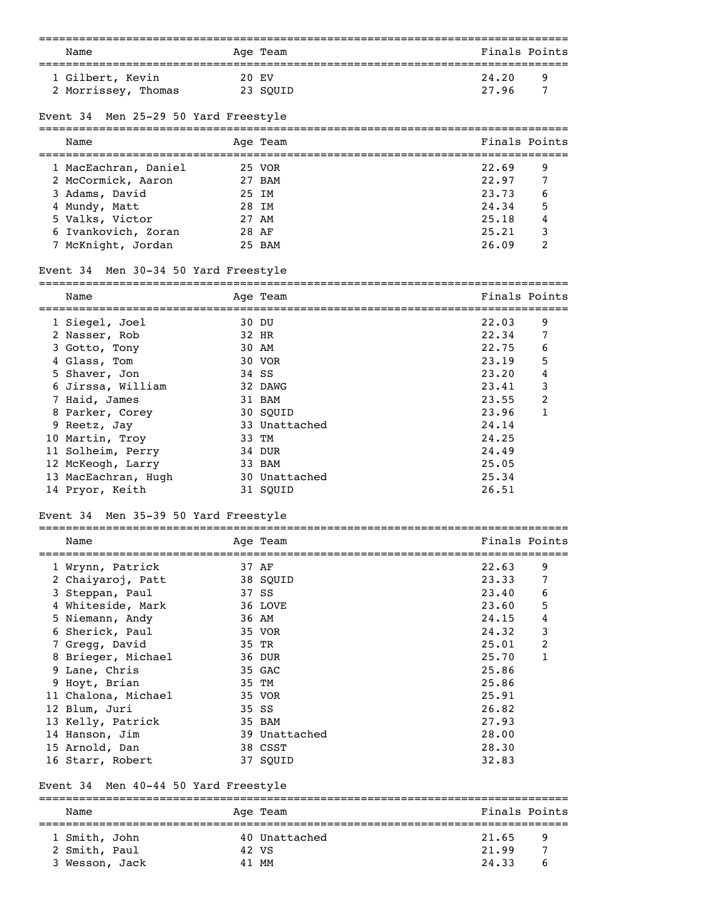| | Name | Age | Team | Finals | Points |
|---|---|---|---|---|---|
| 1 | Gilbert, Kevin | 20 | EV | 24.20 | 9 |
| 2 | Morrissey, Thomas | 23 | SQUID | 27.96 | 7 |

### Event 34 Men 25-29 50 Yard Freestyle

| | Name | Age | Team | Finals | Points |
|---|---|---|---|---|---|
| 1 | MacEachran, Daniel | 25 | VOR | 22.69 | 9 |
| 2 | McCormick, Aaron | 27 | BAM | 22.97 | 7 |
| 3 | Adams, David | 25 | IM | 23.73 | 6 |
| 4 | Mundy, Matt | 28 | IM | 24.34 | 5 |
| 5 | Valks, Victor | 27 | AM | 25.18 | 4 |
| 6 | Ivankovich, Zoran | 28 | AF | 25.21 | 3 |
| 7 | McKnight, Jordan | 25 | BAM | 26.09 | 2 |

### Event 34 Men 30-34 50 Yard Freestyle

| | Name | Age | Team | Finals | Points |
|---|---|---|---|---|---|
| 1 | Siegel, Joel | 30 | DU | 22.03 | 9 |
| 2 | Nasser, Rob | 32 | HR | 22.34 | 7 |
| 3 | Gotto, Tony | 30 | AM | 22.75 | 6 |
| 4 | Glass, Tom | 30 | VOR | 23.19 | 5 |
| 5 | Shaver, Jon | 34 | SS | 23.20 | 4 |
| 6 | Jirssa, William | 32 | DAWG | 23.41 | 3 |
| 7 | Haid, James | 31 | BAM | 23.55 | 2 |
| 8 | Parker, Corey | 30 | SQUID | 23.96 | 1 |
| 9 | Reetz, Jay | 33 | Unattached | 24.14 | |
| 10 | Martin, Troy | 33 | TM | 24.25 | |
| 11 | Solheim, Perry | 34 | DUR | 24.49 | |
| 12 | McKeogh, Larry | 33 | BAM | 25.05 | |
| 13 | MacEachran, Hugh | 30 | Unattached | 25.34 | |
| 14 | Pryor, Keith | 31 | SQUID | 26.51 | |

### Event 34 Men 35-39 50 Yard Freestyle

| | Name | Age | Team | Finals | Points |
|---|---|---|---|---|---|
| 1 | Wrynn, Patrick | 37 | AF | 22.63 | 9 |
| 2 | Chaiyaroj, Patt | 38 | SQUID | 23.33 | 7 |
| 3 | Steppan, Paul | 37 | SS | 23.40 | 6 |
| 4 | Whiteside, Mark | 36 | LOVE | 23.60 | 5 |
| 5 | Niemann, Andy | 36 | AM | 24.15 | 4 |
| 6 | Sherick, Paul | 35 | VOR | 24.32 | 3 |
| 7 | Gregg, David | 35 | TR | 25.01 | 2 |
| 8 | Brieger, Michael | 36 | DUR | 25.70 | 1 |
| 9 | Lane, Chris | 35 | GAC | 25.86 | |
| 9 | Hoyt, Brian | 35 | TM | 25.86 | |
| 11 | Chalona, Michael | 35 | VOR | 25.91 | |
| 12 | Blum, Juri | 35 | SS | 26.82 | |
| 13 | Kelly, Patrick | 35 | BAM | 27.93 | |
| 14 | Hanson, Jim | 39 | Unattached | 28.00 | |
| 15 | Arnold, Dan | 38 | CSST | 28.30 | |
| 16 | Starr, Robert | 37 | SQUID | 32.83 | |

### Event 34 Men 40-44 50 Yard Freestyle

| | Name | Age | Team | Finals | Points |
|---|---|---|---|---|---|
| 1 | Smith, John | 40 | Unattached | 21.65 | 9 |
| 2 | Smith, Paul | 42 | VS | 21.99 | 7 |
| 3 | Wesson, Jack | 41 | MM | 24.33 | 6 |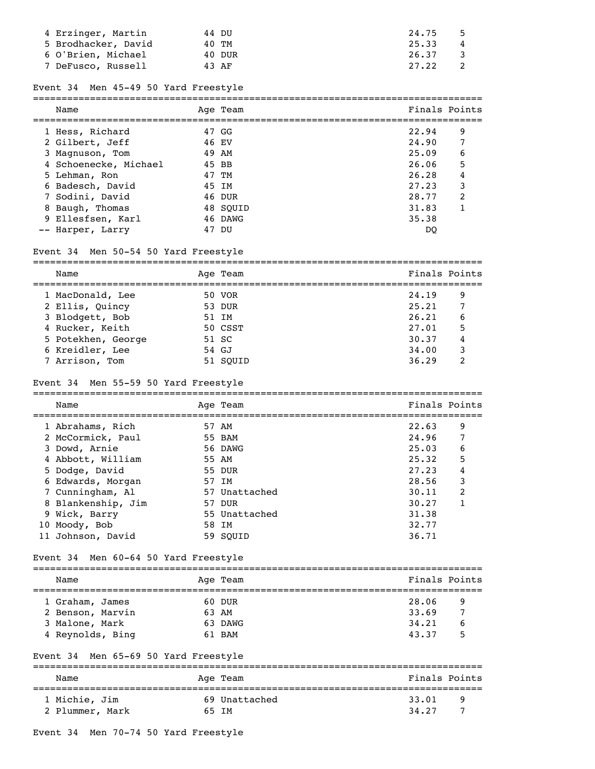| Name | Age | Team | Finals | Points |
|---|---|---|---|---|
| 4 Erzinger, Martin | 44 | DU | 24.75 | 5 |
| 5 Brodhacker, David | 40 | TM | 25.33 | 4 |
| 6 O'Brien, Michael | 40 | DUR | 26.37 | 3 |
| 7 DeFusco, Russell | 43 | AF | 27.22 | 2 |

### Event 34 Men 45-49 50 Yard Freestyle

| Name | Age | Team | Finals | Points |
|---|---|---|---|---|
| 1 Hess, Richard | 47 | GG | 22.94 | 9 |
| 2 Gilbert, Jeff | 46 | EV | 24.90 | 7 |
| 3 Magnuson, Tom | 49 | AM | 25.09 | 6 |
| 4 Schoenecke, Michael | 45 | BB | 26.06 | 5 |
| 5 Lehman, Ron | 47 | TM | 26.28 | 4 |
| 6 Badesch, David | 45 | IM | 27.23 | 3 |
| 7 Sodini, David | 46 | DUR | 28.77 | 2 |
| 8 Baugh, Thomas | 48 | SQUID | 31.83 | 1 |
| 9 Ellesfsen, Karl | 46 | DAWG | 35.38 | |
| -- Harper, Larry | 47 | DU | DQ | |

### Event 34 Men 50-54 50 Yard Freestyle

| Name | Age | Team | Finals | Points |
|---|---|---|---|---|
| 1 MacDonald, Lee | 50 | VOR | 24.19 | 9 |
| 2 Ellis, Quincy | 53 | DUR | 25.21 | 7 |
| 3 Blodgett, Bob | 51 | IM | 26.21 | 6 |
| 4 Rucker, Keith | 50 | CSST | 27.01 | 5 |
| 5 Potekhen, George | 51 | SC | 30.37 | 4 |
| 6 Kreidler, Lee | 54 | GJ | 34.00 | 3 |
| 7 Arrison, Tom | 51 | SQUID | 36.29 | 2 |

### Event 34 Men 55-59 50 Yard Freestyle

| Name | Age | Team | Finals | Points |
|---|---|---|---|---|
| 1 Abrahams, Rich | 57 | AM | 22.63 | 9 |
| 2 McCormick, Paul | 55 | BAM | 24.96 | 7 |
| 3 Dowd, Arnie | 56 | DAWG | 25.03 | 6 |
| 4 Abbott, William | 55 | AM | 25.32 | 5 |
| 5 Dodge, David | 55 | DUR | 27.23 | 4 |
| 6 Edwards, Morgan | 57 | IM | 28.56 | 3 |
| 7 Cunningham, Al | 57 | Unattached | 30.11 | 2 |
| 8 Blankenship, Jim | 57 | DUR | 30.27 | 1 |
| 9 Wick, Barry | 55 | Unattached | 31.38 | |
| 10 Moody, Bob | 58 | IM | 32.77 | |
| 11 Johnson, David | 59 | SQUID | 36.71 | |

### Event 34 Men 60-64 50 Yard Freestyle

| Name | Age | Team | Finals | Points |
|---|---|---|---|---|
| 1 Graham, James | 60 | DUR | 28.06 | 9 |
| 2 Benson, Marvin | 63 | AM | 33.69 | 7 |
| 3 Malone, Mark | 63 | DAWG | 34.21 | 6 |
| 4 Reynolds, Bing | 61 | BAM | 43.37 | 5 |

### Event 34 Men 65-69 50 Yard Freestyle

| Name | Age | Team | Finals | Points |
|---|---|---|---|---|
| 1 Michie, Jim | 69 | Unattached | 33.01 | 9 |
| 2 Plummer, Mark | 65 | IM | 34.27 | 7 |

### Event 34 Men 70-74 50 Yard Freestyle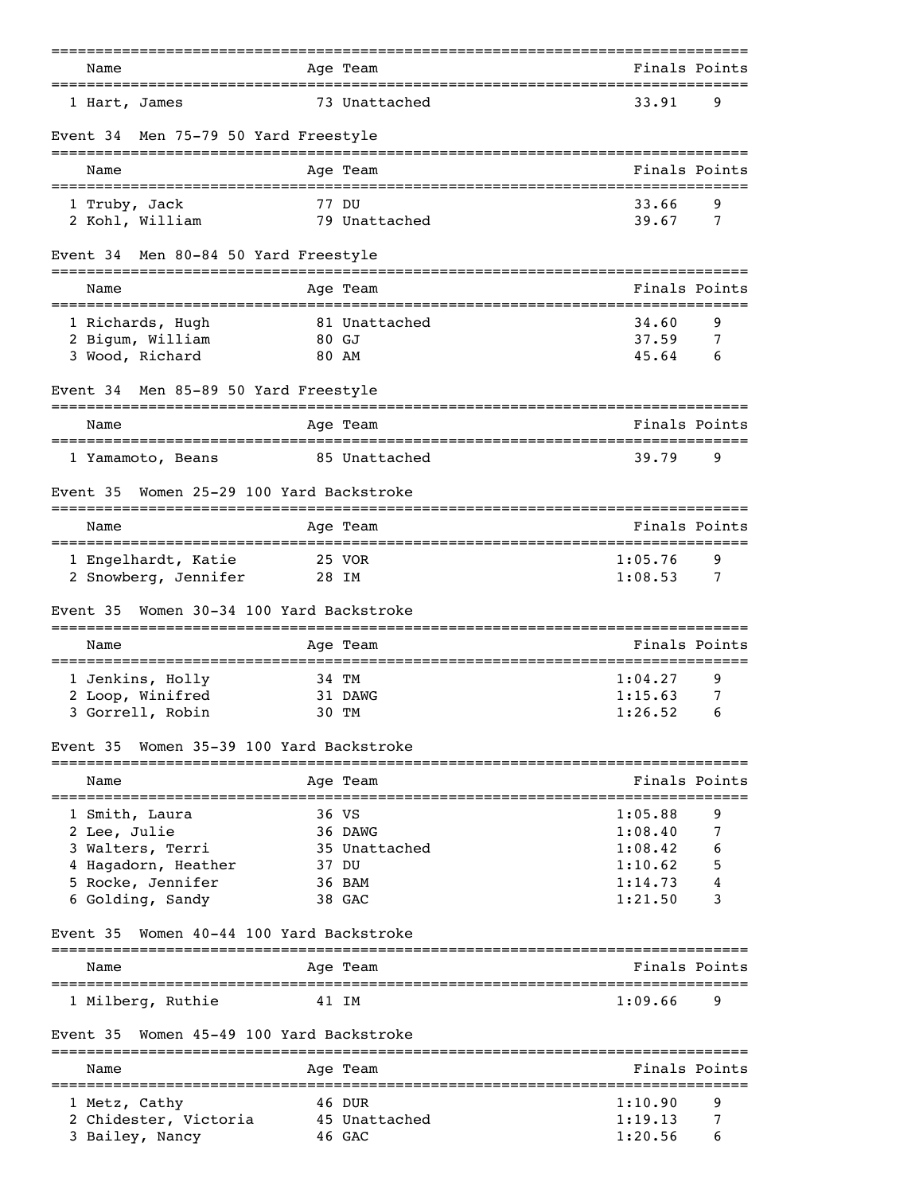| Name | Age | Team | Finals | Points |
|---|---|---|---|---|
| 1 Hart, James | 73 | Unattached | 33.91 | 9 |

### Event 34 Men 75-79 50 Yard Freestyle

| Name | Age | Team | Finals | Points |
|---|---|---|---|---|
| 1 Truby, Jack | 77 | DU | 33.66 | 9 |
| 2 Kohl, William | 79 | Unattached | 39.67 | 7 |

### Event 34 Men 80-84 50 Yard Freestyle

| Name | Age | Team | Finals | Points |
|---|---|---|---|---|
| 1 Richards, Hugh | 81 | Unattached | 34.60 | 9 |
| 2 Bigum, William | 80 | GJ | 37.59 | 7 |
| 3 Wood, Richard | 80 | AM | 45.64 | 6 |

### Event 34 Men 85-89 50 Yard Freestyle

| Name | Age | Team | Finals | Points |
|---|---|---|---|---|
| 1 Yamamoto, Beans | 85 | Unattached | 39.79 | 9 |

### Event 35 Women 25-29 100 Yard Backstroke

| Name | Age | Team | Finals | Points |
|---|---|---|---|---|
| 1 Engelhardt, Katie | 25 | VOR | 1:05.76 | 9 |
| 2 Snowberg, Jennifer | 28 | IM | 1:08.53 | 7 |

### Event 35 Women 30-34 100 Yard Backstroke

| Name | Age | Team | Finals | Points |
|---|---|---|---|---|
| 1 Jenkins, Holly | 34 | TM | 1:04.27 | 9 |
| 2 Loop, Winifred | 31 | DAWG | 1:15.63 | 7 |
| 3 Gorrell, Robin | 30 | TM | 1:26.52 | 6 |

### Event 35 Women 35-39 100 Yard Backstroke

| Name | Age | Team | Finals | Points |
|---|---|---|---|---|
| 1 Smith, Laura | 36 | VS | 1:05.88 | 9 |
| 2 Lee, Julie | 36 | DAWG | 1:08.40 | 7 |
| 3 Walters, Terri | 35 | Unattached | 1:08.42 | 6 |
| 4 Hagadorn, Heather | 37 | DU | 1:10.62 | 5 |
| 5 Rocke, Jennifer | 36 | BAM | 1:14.73 | 4 |
| 6 Golding, Sandy | 38 | GAC | 1:21.50 | 3 |

### Event 35 Women 40-44 100 Yard Backstroke

| Name | Age | Team | Finals | Points |
|---|---|---|---|---|
| 1 Milberg, Ruthie | 41 | IM | 1:09.66 | 9 |

### Event 35 Women 45-49 100 Yard Backstroke

| Name | Age | Team | Finals | Points |
|---|---|---|---|---|
| 1 Metz, Cathy | 46 | DUR | 1:10.90 | 9 |
| 2 Chidester, Victoria | 45 | Unattached | 1:19.13 | 7 |
| 3 Bailey, Nancy | 46 | GAC | 1:20.56 | 6 |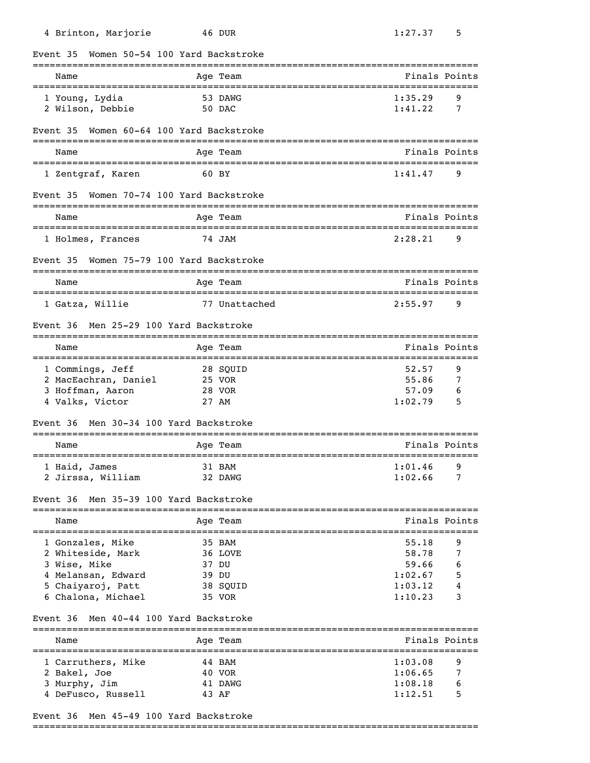| | Name | Age | Team | Finals | Points |
|---|---|---|---|---|---|
| 4 | Brinton, Marjorie | 46 | DUR | 1:27.37 | 5 |

Event 35 Women 50-54 100 Yard Backstroke

| | Name | Age | Team | Finals | Points |
|---|---|---|---|---|---|
| 1 | Young, Lydia | 53 | DAWG | 1:35.29 | 9 |
| 2 | Wilson, Debbie | 50 | DAC | 1:41.22 | 7 |

Event 35 Women 60-64 100 Yard Backstroke

| | Name | Age | Team | Finals | Points |
|---|---|---|---|---|---|
| 1 | Zentgraf, Karen | 60 | BY | 1:41.47 | 9 |

Event 35 Women 70-74 100 Yard Backstroke

| | Name | Age | Team | Finals | Points |
|---|---|---|---|---|---|
| 1 | Holmes, Frances | 74 | JAM | 2:28.21 | 9 |

Event 35 Women 75-79 100 Yard Backstroke

| | Name | Age | Team | Finals | Points |
|---|---|---|---|---|---|
| 1 | Gatza, Willie | 77 | Unattached | 2:55.97 | 9 |

Event 36 Men 25-29 100 Yard Backstroke

| | Name | Age | Team | Finals | Points |
|---|---|---|---|---|---|
| 1 | Commings, Jeff | 28 | SQUID | 52.57 | 9 |
| 2 | MacEachran, Daniel | 25 | VOR | 55.86 | 7 |
| 3 | Hoffman, Aaron | 28 | VOR | 57.09 | 6 |
| 4 | Valks, Victor | 27 | AM | 1:02.79 | 5 |

Event 36 Men 30-34 100 Yard Backstroke

| | Name | Age | Team | Finals | Points |
|---|---|---|---|---|---|
| 1 | Haid, James | 31 | BAM | 1:01.46 | 9 |
| 2 | Jirssa, William | 32 | DAWG | 1:02.66 | 7 |

Event 36 Men 35-39 100 Yard Backstroke

| | Name | Age | Team | Finals | Points |
|---|---|---|---|---|---|
| 1 | Gonzales, Mike | 35 | BAM | 55.18 | 9 |
| 2 | Whiteside, Mark | 36 | LOVE | 58.78 | 7 |
| 3 | Wise, Mike | 37 | DU | 59.66 | 6 |
| 4 | Melansan, Edward | 39 | DU | 1:02.67 | 5 |
| 5 | Chaiyaroj, Patt | 38 | SQUID | 1:03.12 | 4 |
| 6 | Chalona, Michael | 35 | VOR | 1:10.23 | 3 |

Event 36 Men 40-44 100 Yard Backstroke

| | Name | Age | Team | Finals | Points |
|---|---|---|---|---|---|
| 1 | Carruthers, Mike | 44 | BAM | 1:03.08 | 9 |
| 2 | Bakel, Joe | 40 | VOR | 1:06.65 | 7 |
| 3 | Murphy, Jim | 41 | DAWG | 1:08.18 | 6 |
| 4 | DeFusco, Russell | 43 | AF | 1:12.51 | 5 |

Event 36 Men 45-49 100 Yard Backstroke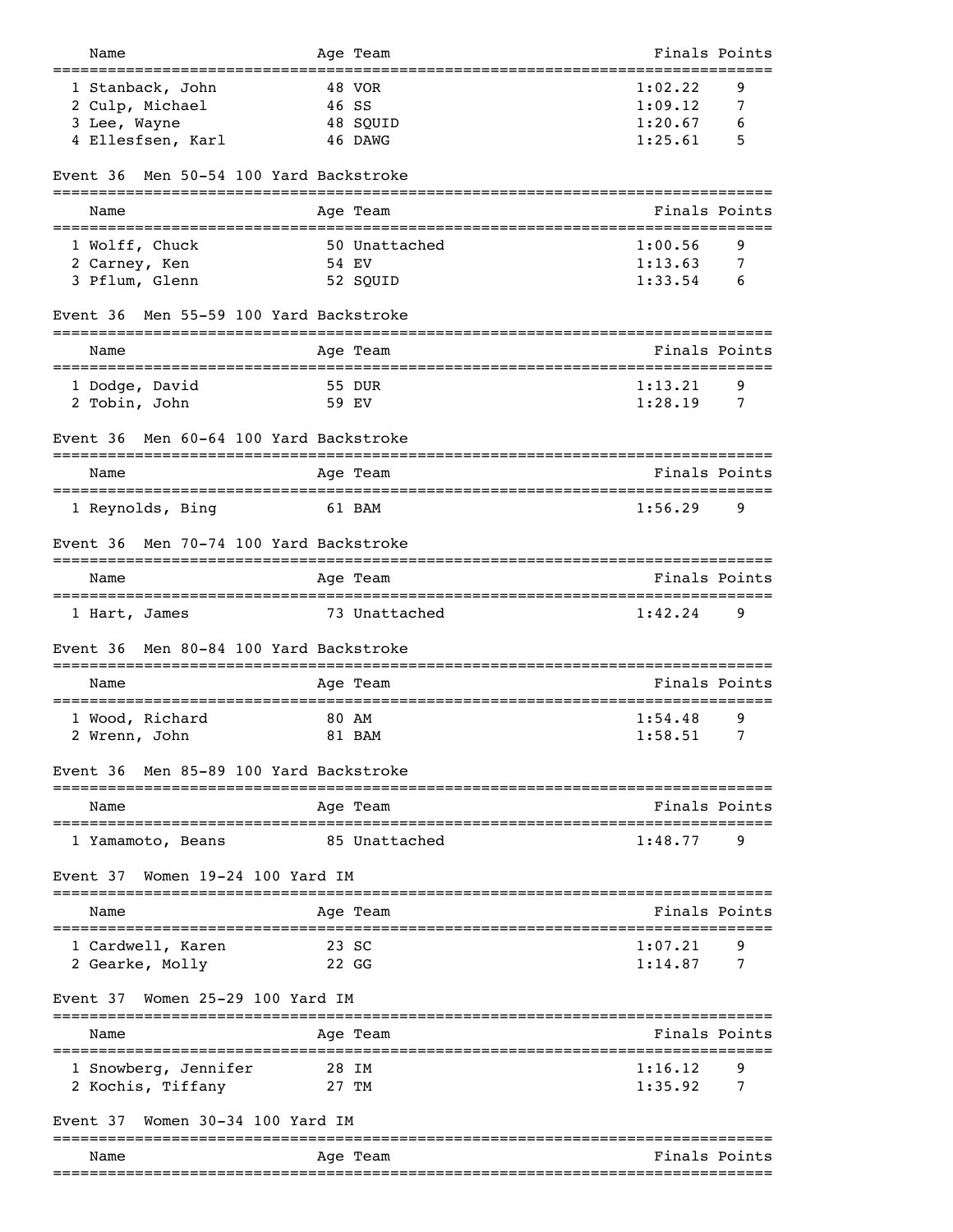| Name | Age | Team | Finals | Points |
|---|---|---|---|---|
| 1 Stanback, John | 48 | VOR | 1:02.22 | 9 |
| 2 Culp, Michael | 46 | SS | 1:09.12 | 7 |
| 3 Lee, Wayne | 48 | SQUID | 1:20.67 | 6 |
| 4 Ellesfsen, Karl | 46 | DAWG | 1:25.61 | 5 |

### Event 36 Men 50-54 100 Yard Backstroke

| Name | Age | Team | Finals | Points |
|---|---|---|---|---|
| 1 Wolff, Chuck | 50 | Unattached | 1:00.56 | 9 |
| 2 Carney, Ken | 54 | EV | 1:13.63 | 7 |
| 3 Pflum, Glenn | 52 | SQUID | 1:33.54 | 6 |

### Event 36 Men 55-59 100 Yard Backstroke

| Name | Age | Team | Finals | Points |
|---|---|---|---|---|
| 1 Dodge, David | 55 | DUR | 1:13.21 | 9 |
| 2 Tobin, John | 59 | EV | 1:28.19 | 7 |

### Event 36 Men 60-64 100 Yard Backstroke

| Name | Age | Team | Finals | Points |
|---|---|---|---|---|
| 1 Reynolds, Bing | 61 | BAM | 1:56.29 | 9 |

### Event 36 Men 70-74 100 Yard Backstroke

| Name | Age | Team | Finals | Points |
|---|---|---|---|---|
| 1 Hart, James | 73 | Unattached | 1:42.24 | 9 |

### Event 36 Men 80-84 100 Yard Backstroke

| Name | Age | Team | Finals | Points |
|---|---|---|---|---|
| 1 Wood, Richard | 80 | AM | 1:54.48 | 9 |
| 2 Wrenn, John | 81 | BAM | 1:58.51 | 7 |

### Event 36 Men 85-89 100 Yard Backstroke

| Name | Age | Team | Finals | Points |
|---|---|---|---|---|
| 1 Yamamoto, Beans | 85 | Unattached | 1:48.77 | 9 |

### Event 37 Women 19-24 100 Yard IM

| Name | Age | Team | Finals | Points |
|---|---|---|---|---|
| 1 Cardwell, Karen | 23 | SC | 1:07.21 | 9 |
| 2 Gearke, Molly | 22 | GG | 1:14.87 | 7 |

### Event 37 Women 25-29 100 Yard IM

| Name | Age | Team | Finals | Points |
|---|---|---|---|---|
| 1 Snowberg, Jennifer | 28 | IM | 1:16.12 | 9 |
| 2 Kochis, Tiffany | 27 | TM | 1:35.92 | 7 |

### Event 37 Women 30-34 100 Yard IM

| Name | Age | Team | Finals | Points |
|---|---|---|---|---|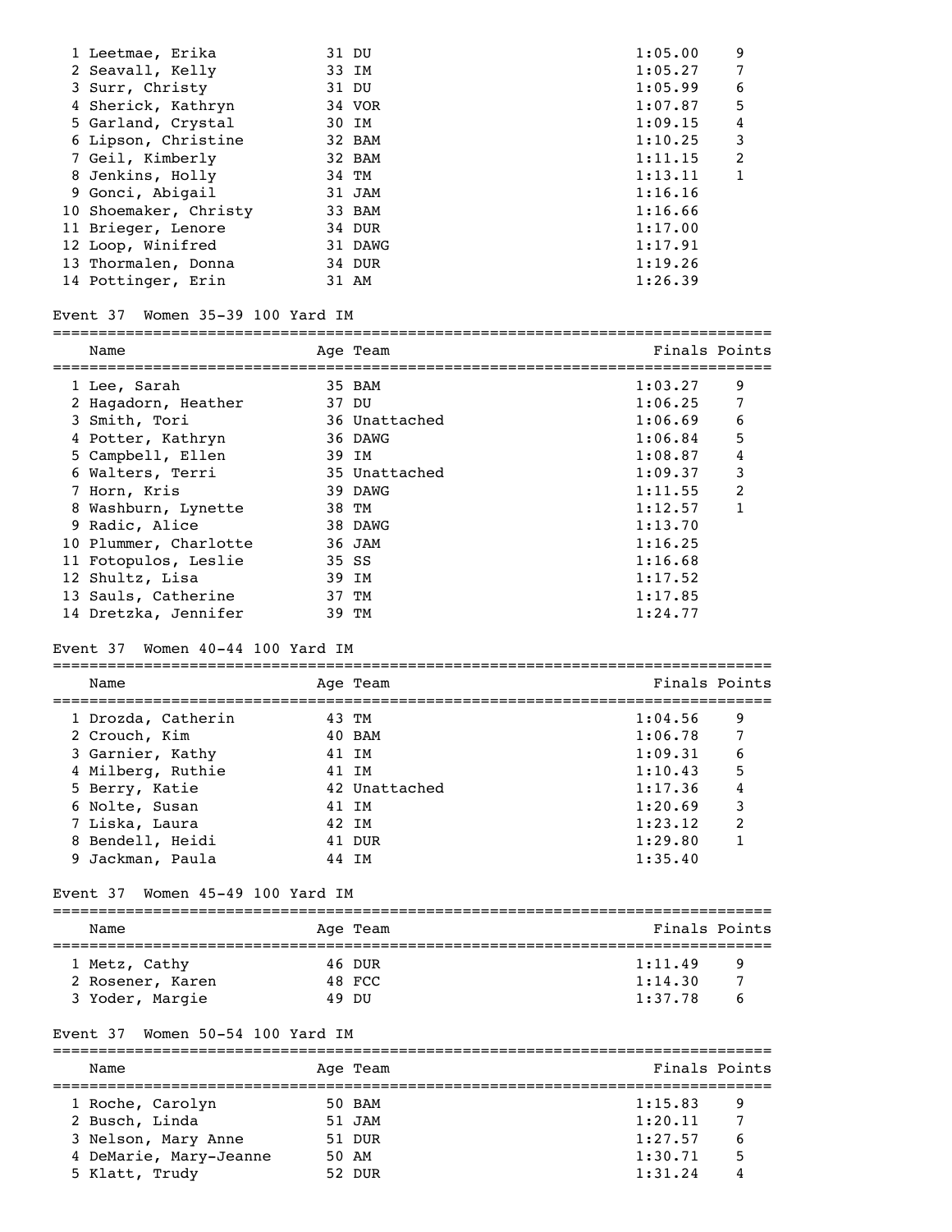| Name | Age | Team | Finals | Points |
|---|---|---|---|---|
| 1 Leetmae, Erika | 31 | DU | 1:05.00 | 9 |
| 2 Seavall, Kelly | 33 | IM | 1:05.27 | 7 |
| 3 Surr, Christy | 31 | DU | 1:05.99 | 6 |
| 4 Sherick, Kathryn | 34 | VOR | 1:07.87 | 5 |
| 5 Garland, Crystal | 30 | IM | 1:09.15 | 4 |
| 6 Lipson, Christine | 32 | BAM | 1:10.25 | 3 |
| 7 Geil, Kimberly | 32 | BAM | 1:11.15 | 2 |
| 8 Jenkins, Holly | 34 | TM | 1:13.11 | 1 |
| 9 Gonci, Abigail | 31 | JAM | 1:16.16 | |
| 10 Shoemaker, Christy | 33 | BAM | 1:16.66 | |
| 11 Brieger, Lenore | 34 | DUR | 1:17.00 | |
| 12 Loop, Winifred | 31 | DAWG | 1:17.91 | |
| 13 Thormalen, Donna | 34 | DUR | 1:19.26 | |
| 14 Pottinger, Erin | 31 | AM | 1:26.39 | |

Event 37 Women 35-39 100 Yard IM

| Name | Age | Team | Finals | Points |
|---|---|---|---|---|
| 1 Lee, Sarah | 35 | BAM | 1:03.27 | 9 |
| 2 Hagadorn, Heather | 37 | DU | 1:06.25 | 7 |
| 3 Smith, Tori | 36 | Unattached | 1:06.69 | 6 |
| 4 Potter, Kathryn | 36 | DAWG | 1:06.84 | 5 |
| 5 Campbell, Ellen | 39 | IM | 1:08.87 | 4 |
| 6 Walters, Terri | 35 | Unattached | 1:09.37 | 3 |
| 7 Horn, Kris | 39 | DAWG | 1:11.55 | 2 |
| 8 Washburn, Lynette | 38 | TM | 1:12.57 | 1 |
| 9 Radic, Alice | 38 | DAWG | 1:13.70 | |
| 10 Plummer, Charlotte | 36 | JAM | 1:16.25 | |
| 11 Fotopulos, Leslie | 35 | SS | 1:16.68 | |
| 12 Shultz, Lisa | 39 | IM | 1:17.52 | |
| 13 Sauls, Catherine | 37 | TM | 1:17.85 | |
| 14 Dretzka, Jennifer | 39 | TM | 1:24.77 | |

Event 37 Women 40-44 100 Yard IM

| Name | Age | Team | Finals | Points |
|---|---|---|---|---|
| 1 Drozda, Catherin | 43 | TM | 1:04.56 | 9 |
| 2 Crouch, Kim | 40 | BAM | 1:06.78 | 7 |
| 3 Garnier, Kathy | 41 | IM | 1:09.31 | 6 |
| 4 Milberg, Ruthie | 41 | IM | 1:10.43 | 5 |
| 5 Berry, Katie | 42 | Unattached | 1:17.36 | 4 |
| 6 Nolte, Susan | 41 | IM | 1:20.69 | 3 |
| 7 Liska, Laura | 42 | IM | 1:23.12 | 2 |
| 8 Bendell, Heidi | 41 | DUR | 1:29.80 | 1 |
| 9 Jackman, Paula | 44 | IM | 1:35.40 | |

Event 37 Women 45-49 100 Yard IM

| Name | Age | Team | Finals | Points |
|---|---|---|---|---|
| 1 Metz, Cathy | 46 | DUR | 1:11.49 | 9 |
| 2 Rosener, Karen | 48 | FCC | 1:14.30 | 7 |
| 3 Yoder, Margie | 49 | DU | 1:37.78 | 6 |

Event 37 Women 50-54 100 Yard IM

| Name | Age | Team | Finals | Points |
|---|---|---|---|---|
| 1 Roche, Carolyn | 50 | BAM | 1:15.83 | 9 |
| 2 Busch, Linda | 51 | JAM | 1:20.11 | 7 |
| 3 Nelson, Mary Anne | 51 | DUR | 1:27.57 | 6 |
| 4 DeMarie, Mary-Jeanne | 50 | AM | 1:30.71 | 5 |
| 5 Klatt, Trudy | 52 | DUR | 1:31.24 | 4 |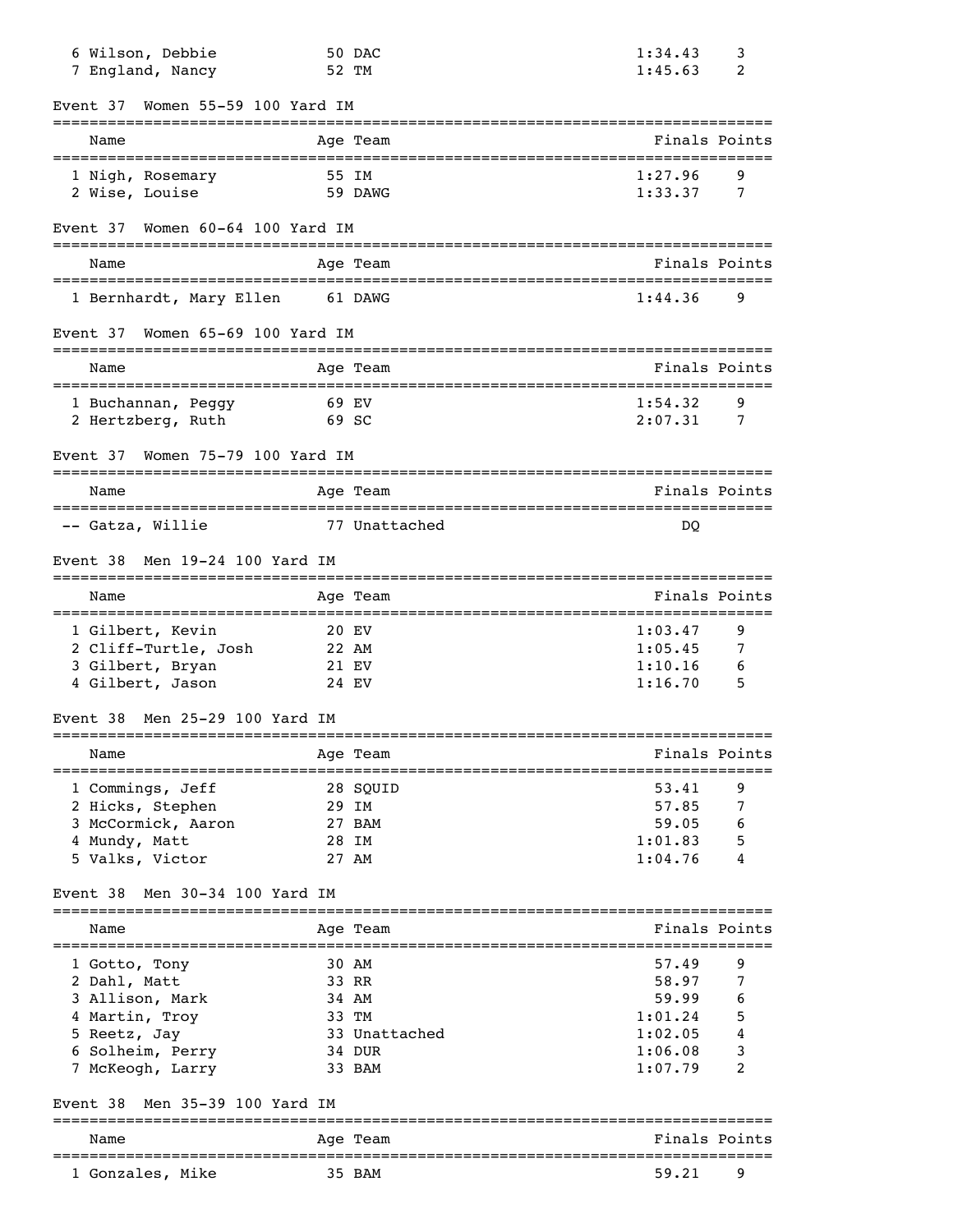| | Name | Age | Team | Finals | Points |
|---|---|---|---|---|---|
| 6 | Wilson, Debbie | 50 | DAC | 1:34.43 | 3 |
| 7 | England, Nancy | 52 | TM | 1:45.63 | 2 |

### Event 37 Women 55-59 100 Yard IM

| | Name | Age | Team | Finals | Points |
|---|---|---|---|---|---|
| 1 | Nigh, Rosemary | 55 | IM | 1:27.96 | 9 |
| 2 | Wise, Louise | 59 | DAWG | 1:33.37 | 7 |

### Event 37 Women 60-64 100 Yard IM

| | Name | Age | Team | Finals | Points |
|---|---|---|---|---|---|
| 1 | Bernhardt, Mary Ellen | 61 | DAWG | 1:44.36 | 9 |

### Event 37 Women 65-69 100 Yard IM

| | Name | Age | Team | Finals | Points |
|---|---|---|---|---|---|
| 1 | Buchannan, Peggy | 69 | EV | 1:54.32 | 9 |
| 2 | Hertzberg, Ruth | 69 | SC | 2:07.31 | 7 |

### Event 37 Women 75-79 100 Yard IM

| | Name | Age | Team | Finals | Points |
|---|---|---|---|---|---|
| -- | Gatza, Willie | 77 | Unattached | DQ | |

### Event 38 Men 19-24 100 Yard IM

| | Name | Age | Team | Finals | Points |
|---|---|---|---|---|---|
| 1 | Gilbert, Kevin | 20 | EV | 1:03.47 | 9 |
| 2 | Cliff-Turtle, Josh | 22 | AM | 1:05.45 | 7 |
| 3 | Gilbert, Bryan | 21 | EV | 1:10.16 | 6 |
| 4 | Gilbert, Jason | 24 | EV | 1:16.70 | 5 |

### Event 38 Men 25-29 100 Yard IM

| | Name | Age | Team | Finals | Points |
|---|---|---|---|---|---|
| 1 | Commings, Jeff | 28 | SQUID | 53.41 | 9 |
| 2 | Hicks, Stephen | 29 | IM | 57.85 | 7 |
| 3 | McCormick, Aaron | 27 | BAM | 59.05 | 6 |
| 4 | Mundy, Matt | 28 | IM | 1:01.83 | 5 |
| 5 | Valks, Victor | 27 | AM | 1:04.76 | 4 |

### Event 38 Men 30-34 100 Yard IM

| | Name | Age | Team | Finals | Points |
|---|---|---|---|---|---|
| 1 | Gotto, Tony | 30 | AM | 57.49 | 9 |
| 2 | Dahl, Matt | 33 | RR | 58.97 | 7 |
| 3 | Allison, Mark | 34 | AM | 59.99 | 6 |
| 4 | Martin, Troy | 33 | TM | 1:01.24 | 5 |
| 5 | Reetz, Jay | 33 | Unattached | 1:02.05 | 4 |
| 6 | Solheim, Perry | 34 | DUR | 1:06.08 | 3 |
| 7 | McKeogh, Larry | 33 | BAM | 1:07.79 | 2 |

### Event 38 Men 35-39 100 Yard IM

| | Name | Age | Team | Finals | Points |
|---|---|---|---|---|---|
| 1 | Gonzales, Mike | 35 | BAM | 59.21 | 9 |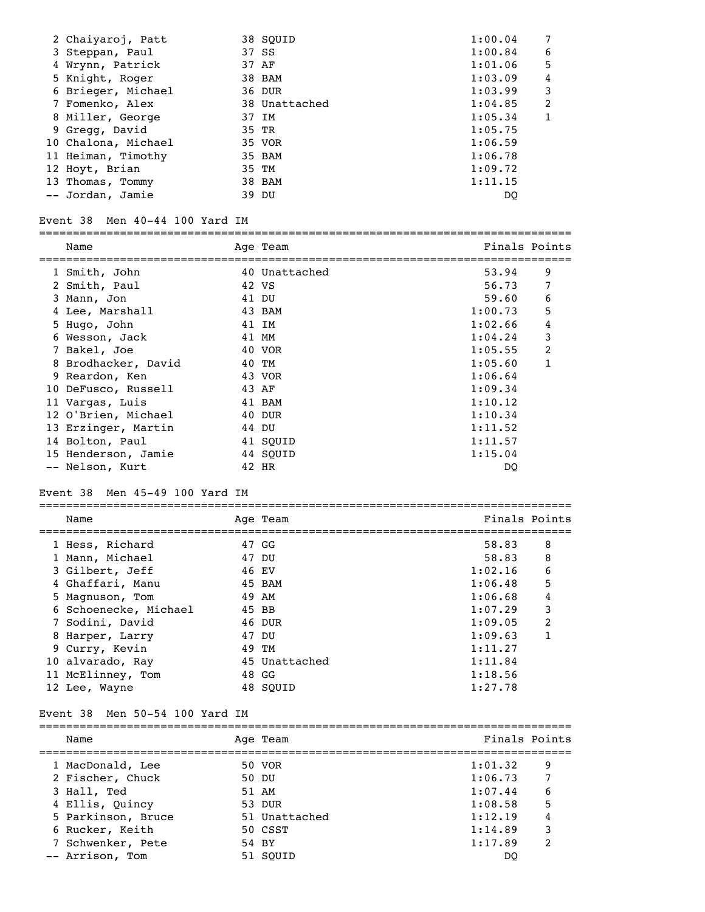| Name | Age | Team | Finals | Points |
|---|---|---|---|---|
| 2 Chaiyaroj, Patt | 38 | SQUID | 1:00.04 | 7 |
| 3 Steppan, Paul | 37 | SS | 1:00.84 | 6 |
| 4 Wrynn, Patrick | 37 | AF | 1:01.06 | 5 |
| 5 Knight, Roger | 38 | BAM | 1:03.09 | 4 |
| 6 Brieger, Michael | 36 | DUR | 1:03.99 | 3 |
| 7 Fomenko, Alex | 38 | Unattached | 1:04.85 | 2 |
| 8 Miller, George | 37 | IM | 1:05.34 | 1 |
| 9 Gregg, David | 35 | TR | 1:05.75 | |
| 10 Chalona, Michael | 35 | VOR | 1:06.59 | |
| 11 Heiman, Timothy | 35 | BAM | 1:06.78 | |
| 12 Hoyt, Brian | 35 | TM | 1:09.72 | |
| 13 Thomas, Tommy | 38 | BAM | 1:11.15 | |
| -- Jordan, Jamie | 39 | DU | DQ | |

## Event 38 Men 40-44 100 Yard IM

| Name | Age | Team | Finals | Points |
|---|---|---|---|---|
| 1 Smith, John | 40 | Unattached | 53.94 | 9 |
| 2 Smith, Paul | 42 | VS | 56.73 | 7 |
| 3 Mann, Jon | 41 | DU | 59.60 | 6 |
| 4 Lee, Marshall | 43 | BAM | 1:00.73 | 5 |
| 5 Hugo, John | 41 | IM | 1:02.66 | 4 |
| 6 Wesson, Jack | 41 | MM | 1:04.24 | 3 |
| 7 Bakel, Joe | 40 | VOR | 1:05.55 | 2 |
| 8 Brodhacker, David | 40 | TM | 1:05.60 | 1 |
| 9 Reardon, Ken | 43 | VOR | 1:06.64 | |
| 10 DeFusco, Russell | 43 | AF | 1:09.34 | |
| 11 Vargas, Luis | 41 | BAM | 1:10.12 | |
| 12 O'Brien, Michael | 40 | DUR | 1:10.34 | |
| 13 Erzinger, Martin | 44 | DU | 1:11.52 | |
| 14 Bolton, Paul | 41 | SQUID | 1:11.57 | |
| 15 Henderson, Jamie | 44 | SQUID | 1:15.04 | |
| -- Nelson, Kurt | 42 | HR | DQ | |

## Event 38 Men 45-49 100 Yard IM

| Name | Age | Team | Finals | Points |
|---|---|---|---|---|
| 1 Hess, Richard | 47 | GG | 58.83 | 8 |
| 1 Mann, Michael | 47 | DU | 58.83 | 8 |
| 3 Gilbert, Jeff | 46 | EV | 1:02.16 | 6 |
| 4 Ghaffari, Manu | 45 | BAM | 1:06.48 | 5 |
| 5 Magnuson, Tom | 49 | AM | 1:06.68 | 4 |
| 6 Schoenecke, Michael | 45 | BB | 1:07.29 | 3 |
| 7 Sodini, David | 46 | DUR | 1:09.05 | 2 |
| 8 Harper, Larry | 47 | DU | 1:09.63 | 1 |
| 9 Curry, Kevin | 49 | TM | 1:11.27 | |
| 10 alvarado, Ray | 45 | Unattached | 1:11.84 | |
| 11 McElinney, Tom | 48 | GG | 1:18.56 | |
| 12 Lee, Wayne | 48 | SQUID | 1:27.78 | |

## Event 38 Men 50-54 100 Yard IM

| Name | Age | Team | Finals | Points |
|---|---|---|---|---|
| 1 MacDonald, Lee | 50 | VOR | 1:01.32 | 9 |
| 2 Fischer, Chuck | 50 | DU | 1:06.73 | 7 |
| 3 Hall, Ted | 51 | AM | 1:07.44 | 6 |
| 4 Ellis, Quincy | 53 | DUR | 1:08.58 | 5 |
| 5 Parkinson, Bruce | 51 | Unattached | 1:12.19 | 4 |
| 6 Rucker, Keith | 50 | CSST | 1:14.89 | 3 |
| 7 Schwenker, Pete | 54 | BY | 1:17.89 | 2 |
| -- Arrison, Tom | 51 | SQUID | DQ | |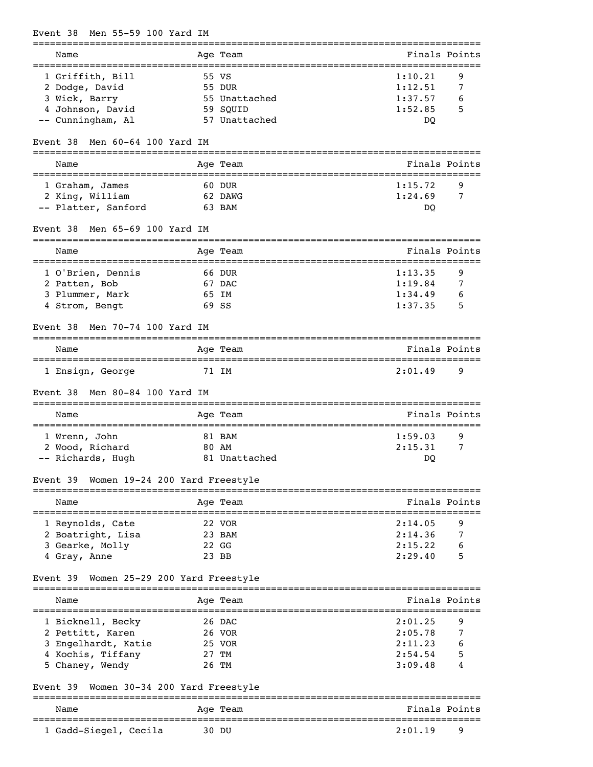### Event 38 Men 55-59 100 Yard IM

| Name | Age | Team | Finals | Points |
|---|---|---|---|---|
| 1 Griffith, Bill | 55 | VS | 1:10.21 | 9 |
| 2 Dodge, David | 55 | DUR | 1:12.51 | 7 |
| 3 Wick, Barry | 55 | Unattached | 1:37.57 | 6 |
| 4 Johnson, David | 59 | SQUID | 1:52.85 | 5 |
| -- Cunningham, Al | 57 | Unattached | DQ | |

### Event 38 Men 60-64 100 Yard IM

| Name | Age | Team | Finals | Points |
|---|---|---|---|---|
| 1 Graham, James | 60 | DUR | 1:15.72 | 9 |
| 2 King, William | 62 | DAWG | 1:24.69 | 7 |
| -- Platter, Sanford | 63 | BAM | DQ | |

### Event 38 Men 65-69 100 Yard IM

| Name | Age | Team | Finals | Points |
|---|---|---|---|---|
| 1 O'Brien, Dennis | 66 | DUR | 1:13.35 | 9 |
| 2 Patten, Bob | 67 | DAC | 1:19.84 | 7 |
| 3 Plummer, Mark | 65 | IM | 1:34.49 | 6 |
| 4 Strom, Bengt | 69 | SS | 1:37.35 | 5 |

### Event 38 Men 70-74 100 Yard IM

| Name | Age | Team | Finals | Points |
|---|---|---|---|---|
| 1 Ensign, George | 71 | IM | 2:01.49 | 9 |

### Event 38 Men 80-84 100 Yard IM

| Name | Age | Team | Finals | Points |
|---|---|---|---|---|
| 1 Wrenn, John | 81 | BAM | 1:59.03 | 9 |
| 2 Wood, Richard | 80 | AM | 2:15.31 | 7 |
| -- Richards, Hugh | 81 | Unattached | DQ | |

### Event 39 Women 19-24 200 Yard Freestyle

| Name | Age | Team | Finals | Points |
|---|---|---|---|---|
| 1 Reynolds, Cate | 22 | VOR | 2:14.05 | 9 |
| 2 Boatright, Lisa | 23 | BAM | 2:14.36 | 7 |
| 3 Gearke, Molly | 22 | GG | 2:15.22 | 6 |
| 4 Gray, Anne | 23 | BB | 2:29.40 | 5 |

### Event 39 Women 25-29 200 Yard Freestyle

| Name | Age | Team | Finals | Points |
|---|---|---|---|---|
| 1 Bicknell, Becky | 26 | DAC | 2:01.25 | 9 |
| 2 Pettitt, Karen | 26 | VOR | 2:05.78 | 7 |
| 3 Engelhardt, Katie | 25 | VOR | 2:11.23 | 6 |
| 4 Kochis, Tiffany | 27 | TM | 2:54.54 | 5 |
| 5 Chaney, Wendy | 26 | TM | 3:09.48 | 4 |

### Event 39 Women 30-34 200 Yard Freestyle

| Name | Age | Team | Finals | Points |
|---|---|---|---|---|
| 1 Gadd-Siegel, Cecila | 30 | DU | 2:01.19 | 9 |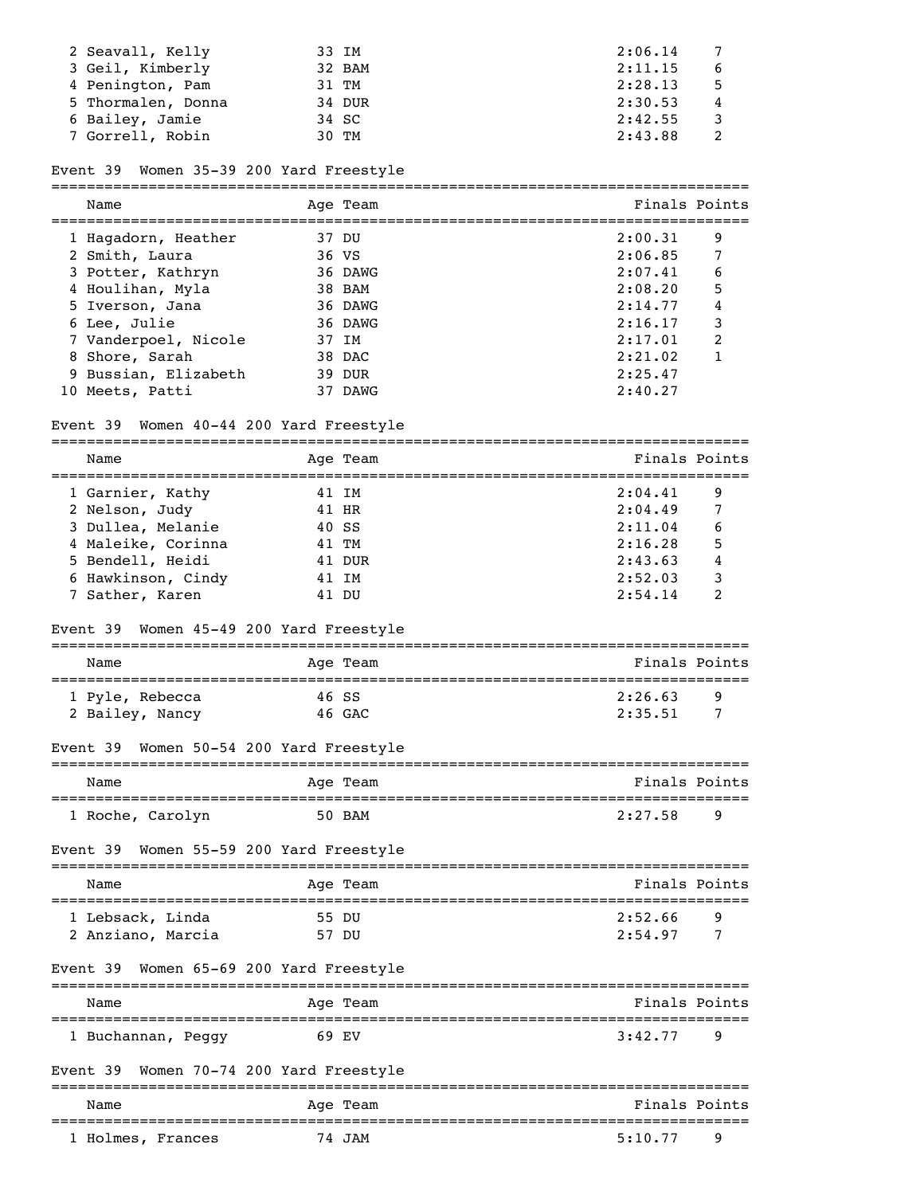| Name | Age | Team | Finals | Points |
|---|---|---|---|---|
| 2 Seavall, Kelly | 33 | IM | 2:06.14 | 7 |
| 3 Geil, Kimberly | 32 | BAM | 2:11.15 | 6 |
| 4 Penington, Pam | 31 | TM | 2:28.13 | 5 |
| 5 Thormalen, Donna | 34 | DUR | 2:30.53 | 4 |
| 6 Bailey, Jamie | 34 | SC | 2:42.55 | 3 |
| 7 Gorrell, Robin | 30 | TM | 2:43.88 | 2 |

### Event 39 Women 35-39 200 Yard Freestyle

| Name | Age | Team | Finals | Points |
|---|---|---|---|---|
| 1 Hagadorn, Heather | 37 | DU | 2:00.31 | 9 |
| 2 Smith, Laura | 36 | VS | 2:06.85 | 7 |
| 3 Potter, Kathryn | 36 | DAWG | 2:07.41 | 6 |
| 4 Houlihan, Myla | 38 | BAM | 2:08.20 | 5 |
| 5 Iverson, Jana | 36 | DAWG | 2:14.77 | 4 |
| 6 Lee, Julie | 36 | DAWG | 2:16.17 | 3 |
| 7 Vanderpoel, Nicole | 37 | IM | 2:17.01 | 2 |
| 8 Shore, Sarah | 38 | DAC | 2:21.02 | 1 |
| 9 Bussian, Elizabeth | 39 | DUR | 2:25.47 | |
| 10 Meets, Patti | 37 | DAWG | 2:40.27 | |

### Event 39 Women 40-44 200 Yard Freestyle

| Name | Age | Team | Finals | Points |
|---|---|---|---|---|
| 1 Garnier, Kathy | 41 | IM | 2:04.41 | 9 |
| 2 Nelson, Judy | 41 | HR | 2:04.49 | 7 |
| 3 Dullea, Melanie | 40 | SS | 2:11.04 | 6 |
| 4 Maleike, Corinna | 41 | TM | 2:16.28 | 5 |
| 5 Bendell, Heidi | 41 | DUR | 2:43.63 | 4 |
| 6 Hawkinson, Cindy | 41 | IM | 2:52.03 | 3 |
| 7 Sather, Karen | 41 | DU | 2:54.14 | 2 |

### Event 39 Women 45-49 200 Yard Freestyle

| Name | Age | Team | Finals | Points |
|---|---|---|---|---|
| 1 Pyle, Rebecca | 46 | SS | 2:26.63 | 9 |
| 2 Bailey, Nancy | 46 | GAC | 2:35.51 | 7 |

### Event 39 Women 50-54 200 Yard Freestyle

| Name | Age | Team | Finals | Points |
|---|---|---|---|---|
| 1 Roche, Carolyn | 50 | BAM | 2:27.58 | 9 |

### Event 39 Women 55-59 200 Yard Freestyle

| Name | Age | Team | Finals | Points |
|---|---|---|---|---|
| 1 Lebsack, Linda | 55 | DU | 2:52.66 | 9 |
| 2 Anziano, Marcia | 57 | DU | 2:54.97 | 7 |

### Event 39 Women 65-69 200 Yard Freestyle

| Name | Age | Team | Finals | Points |
|---|---|---|---|---|
| 1 Buchannan, Peggy | 69 | EV | 3:42.77 | 9 |

### Event 39 Women 70-74 200 Yard Freestyle

| Name | Age | Team | Finals | Points |
|---|---|---|---|---|
| 1 Holmes, Frances | 74 | JAM | 5:10.77 | 9 |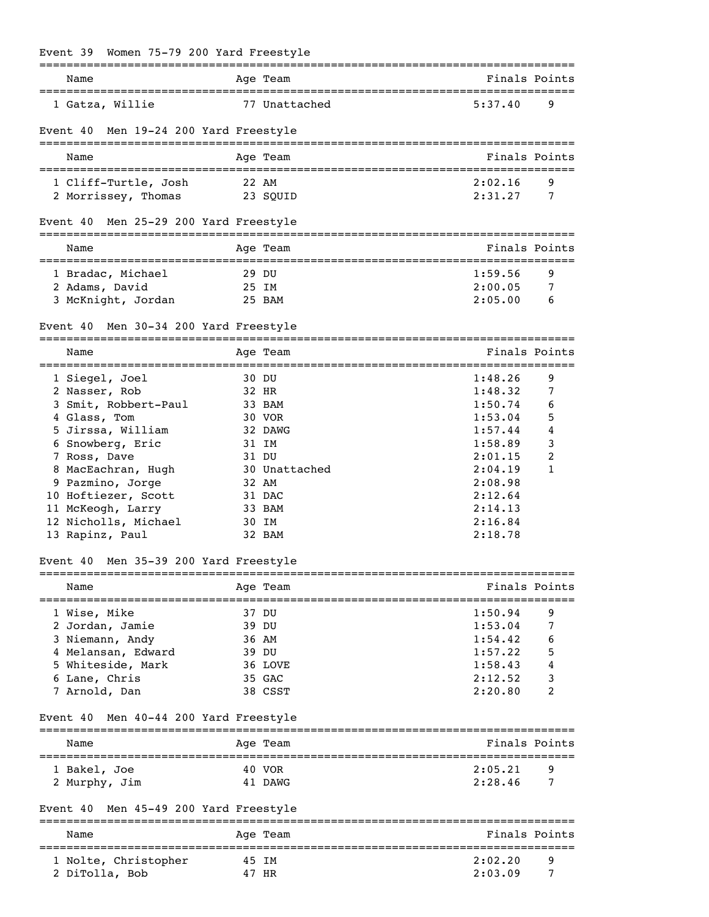## Event 39 Women 75-79 200 Yard Freestyle

| Name | Age | Team | Finals | Points |
|---|---|---|---|---|
| 1 Gatza, Willie | 77 | Unattached | 5:37.40 | 9 |

## Event 40 Men 19-24 200 Yard Freestyle

| Name | Age | Team | Finals | Points |
|---|---|---|---|---|
| 1 Cliff-Turtle, Josh | 22 | AM | 2:02.16 | 9 |
| 2 Morrissey, Thomas | 23 | SQUID | 2:31.27 | 7 |

## Event 40 Men 25-29 200 Yard Freestyle

| Name | Age | Team | Finals | Points |
|---|---|---|---|---|
| 1 Bradac, Michael | 29 | DU | 1:59.56 | 9 |
| 2 Adams, David | 25 | IM | 2:00.05 | 7 |
| 3 McKnight, Jordan | 25 | BAM | 2:05.00 | 6 |

## Event 40 Men 30-34 200 Yard Freestyle

| Name | Age | Team | Finals | Points |
|---|---|---|---|---|
| 1 Siegel, Joel | 30 | DU | 1:48.26 | 9 |
| 2 Nasser, Rob | 32 | HR | 1:48.32 | 7 |
| 3 Smit, Robbert-Paul | 33 | BAM | 1:50.74 | 6 |
| 4 Glass, Tom | 30 | VOR | 1:53.04 | 5 |
| 5 Jirssa, William | 32 | DAWG | 1:57.44 | 4 |
| 6 Snowberg, Eric | 31 | IM | 1:58.89 | 3 |
| 7 Ross, Dave | 31 | DU | 2:01.15 | 2 |
| 8 MacEachran, Hugh | 30 | Unattached | 2:04.19 | 1 |
| 9 Pazmino, Jorge | 32 | AM | 2:08.98 | |
| 10 Hoftiezer, Scott | 31 | DAC | 2:12.64 | |
| 11 McKeogh, Larry | 33 | BAM | 2:14.13 | |
| 12 Nicholls, Michael | 30 | IM | 2:16.84 | |
| 13 Rapinz, Paul | 32 | BAM | 2:18.78 | |

## Event 40 Men 35-39 200 Yard Freestyle

| Name | Age | Team | Finals | Points |
|---|---|---|---|---|
| 1 Wise, Mike | 37 | DU | 1:50.94 | 9 |
| 2 Jordan, Jamie | 39 | DU | 1:53.04 | 7 |
| 3 Niemann, Andy | 36 | AM | 1:54.42 | 6 |
| 4 Melansan, Edward | 39 | DU | 1:57.22 | 5 |
| 5 Whiteside, Mark | 36 | LOVE | 1:58.43 | 4 |
| 6 Lane, Chris | 35 | GAC | 2:12.52 | 3 |
| 7 Arnold, Dan | 38 | CSST | 2:20.80 | 2 |

## Event 40 Men 40-44 200 Yard Freestyle

| Name | Age | Team | Finals | Points |
|---|---|---|---|---|
| 1 Bakel, Joe | 40 | VOR | 2:05.21 | 9 |
| 2 Murphy, Jim | 41 | DAWG | 2:28.46 | 7 |

## Event 40 Men 45-49 200 Yard Freestyle

| Name | Age | Team | Finals | Points |
|---|---|---|---|---|
| 1 Nolte, Christopher | 45 | IM | 2:02.20 | 9 |
| 2 DiTolla, Bob | 47 | HR | 2:03.09 | 7 |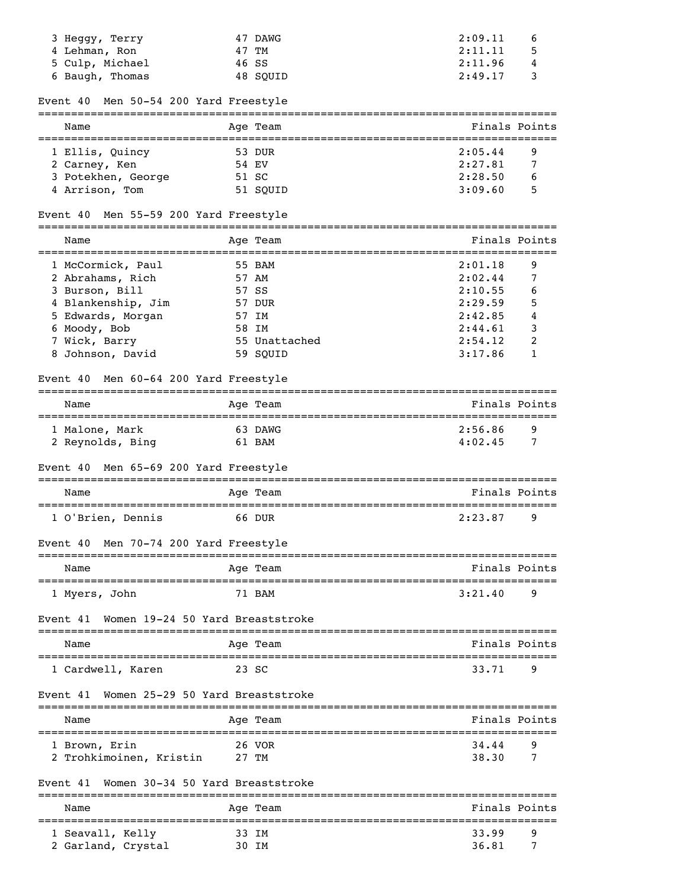| Place | Name | Age | Team | Finals | Points |
|---|---|---|---|---|---|
| 3 | Heggy, Terry | 47 | DAWG | 2:09.11 | 6 |
| 4 | Lehman, Ron | 47 | TM | 2:11.11 | 5 |
| 5 | Culp, Michael | 46 | SS | 2:11.96 | 4 |
| 6 | Baugh, Thomas | 48 | SQUID | 2:49.17 | 3 |

### Event 40 Men 50-54 200 Yard Freestyle

| Place | Name | Age | Team | Finals | Points |
|---|---|---|---|---|---|
| 1 | Ellis, Quincy | 53 | DUR | 2:05.44 | 9 |
| 2 | Carney, Ken | 54 | EV | 2:27.81 | 7 |
| 3 | Potekhen, George | 51 | SC | 2:28.50 | 6 |
| 4 | Arrison, Tom | 51 | SQUID | 3:09.60 | 5 |

### Event 40 Men 55-59 200 Yard Freestyle

| Place | Name | Age | Team | Finals | Points |
|---|---|---|---|---|---|
| 1 | McCormick, Paul | 55 | BAM | 2:01.18 | 9 |
| 2 | Abrahams, Rich | 57 | AM | 2:02.44 | 7 |
| 3 | Burson, Bill | 57 | SS | 2:10.55 | 6 |
| 4 | Blankenship, Jim | 57 | DUR | 2:29.59 | 5 |
| 5 | Edwards, Morgan | 57 | IM | 2:42.85 | 4 |
| 6 | Moody, Bob | 58 | IM | 2:44.61 | 3 |
| 7 | Wick, Barry | 55 | Unattached | 2:54.12 | 2 |
| 8 | Johnson, David | 59 | SQUID | 3:17.86 | 1 |

### Event 40 Men 60-64 200 Yard Freestyle

| Place | Name | Age | Team | Finals | Points |
|---|---|---|---|---|---|
| 1 | Malone, Mark | 63 | DAWG | 2:56.86 | 9 |
| 2 | Reynolds, Bing | 61 | BAM | 4:02.45 | 7 |

### Event 40 Men 65-69 200 Yard Freestyle

| Place | Name | Age | Team | Finals | Points |
|---|---|---|---|---|---|
| 1 | O'Brien, Dennis | 66 | DUR | 2:23.87 | 9 |

### Event 40 Men 70-74 200 Yard Freestyle

| Place | Name | Age | Team | Finals | Points |
|---|---|---|---|---|---|
| 1 | Myers, John | 71 | BAM | 3:21.40 | 9 |

### Event 41 Women 19-24 50 Yard Breaststroke

| Place | Name | Age | Team | Finals | Points |
|---|---|---|---|---|---|
| 1 | Cardwell, Karen | 23 | SC | 33.71 | 9 |

### Event 41 Women 25-29 50 Yard Breaststroke

| Place | Name | Age | Team | Finals | Points |
|---|---|---|---|---|---|
| 1 | Brown, Erin | 26 | VOR | 34.44 | 9 |
| 2 | Trohkimoinen, Kristin | 27 | TM | 38.30 | 7 |

### Event 41 Women 30-34 50 Yard Breaststroke

| Place | Name | Age | Team | Finals | Points |
|---|---|---|---|---|---|
| 1 | Seavall, Kelly | 33 | IM | 33.99 | 9 |
| 2 | Garland, Crystal | 30 | IM | 36.81 | 7 |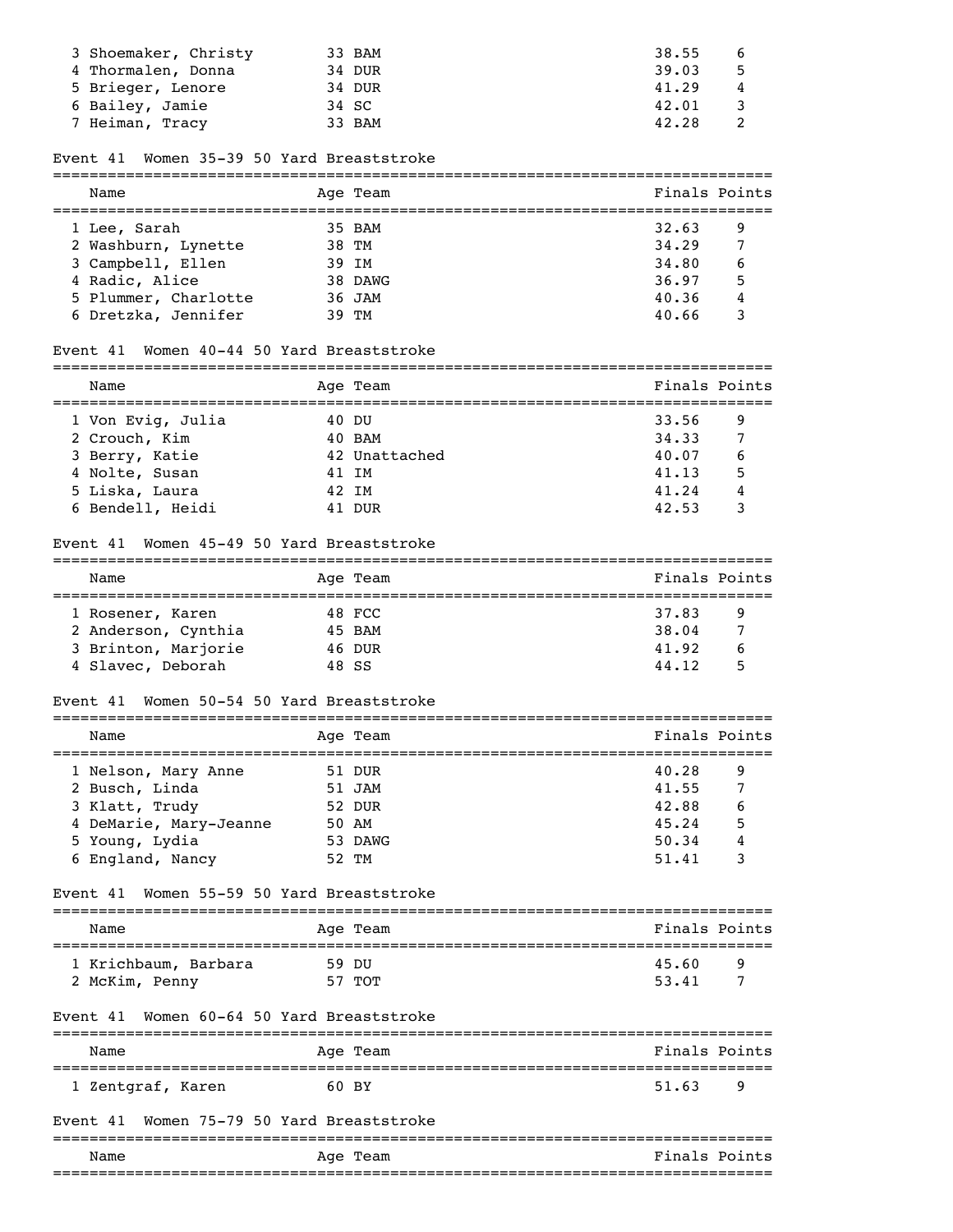| Name | Age | Team | Finals | Points |
|---|---|---|---|---|
| 3 Shoemaker, Christy | 33 | BAM | 38.55 | 6 |
| 4 Thormalen, Donna | 34 | DUR | 39.03 | 5 |
| 5 Brieger, Lenore | 34 | DUR | 41.29 | 4 |
| 6 Bailey, Jamie | 34 | SC | 42.01 | 3 |
| 7 Heiman, Tracy | 33 | BAM | 42.28 | 2 |

Event 41 Women 35-39 50 Yard Breaststroke

| Name | Age | Team | Finals | Points |
|---|---|---|---|---|
| 1 Lee, Sarah | 35 | BAM | 32.63 | 9 |
| 2 Washburn, Lynette | 38 | TM | 34.29 | 7 |
| 3 Campbell, Ellen | 39 | IM | 34.80 | 6 |
| 4 Radic, Alice | 38 | DAWG | 36.97 | 5 |
| 5 Plummer, Charlotte | 36 | JAM | 40.36 | 4 |
| 6 Dretzka, Jennifer | 39 | TM | 40.66 | 3 |

Event 41 Women 40-44 50 Yard Breaststroke

| Name | Age | Team | Finals | Points |
|---|---|---|---|---|
| 1 Von Evig, Julia | 40 | DU | 33.56 | 9 |
| 2 Crouch, Kim | 40 | BAM | 34.33 | 7 |
| 3 Berry, Katie | 42 | Unattached | 40.07 | 6 |
| 4 Nolte, Susan | 41 | IM | 41.13 | 5 |
| 5 Liska, Laura | 42 | IM | 41.24 | 4 |
| 6 Bendell, Heidi | 41 | DUR | 42.53 | 3 |

Event 41 Women 45-49 50 Yard Breaststroke

| Name | Age | Team | Finals | Points |
|---|---|---|---|---|
| 1 Rosener, Karen | 48 | FCC | 37.83 | 9 |
| 2 Anderson, Cynthia | 45 | BAM | 38.04 | 7 |
| 3 Brinton, Marjorie | 46 | DUR | 41.92 | 6 |
| 4 Slavec, Deborah | 48 | SS | 44.12 | 5 |

Event 41 Women 50-54 50 Yard Breaststroke

| Name | Age | Team | Finals | Points |
|---|---|---|---|---|
| 1 Nelson, Mary Anne | 51 | DUR | 40.28 | 9 |
| 2 Busch, Linda | 51 | JAM | 41.55 | 7 |
| 3 Klatt, Trudy | 52 | DUR | 42.88 | 6 |
| 4 DeMarie, Mary-Jeanne | 50 | AM | 45.24 | 5 |
| 5 Young, Lydia | 53 | DAWG | 50.34 | 4 |
| 6 England, Nancy | 52 | TM | 51.41 | 3 |

Event 41 Women 55-59 50 Yard Breaststroke

| Name | Age | Team | Finals | Points |
|---|---|---|---|---|
| 1 Krichbaum, Barbara | 59 | DU | 45.60 | 9 |
| 2 McKim, Penny | 57 | TOT | 53.41 | 7 |

Event 41 Women 60-64 50 Yard Breaststroke

| Name | Age | Team | Finals | Points |
|---|---|---|---|---|
| 1 Zentgraf, Karen | 60 | BY | 51.63 | 9 |

Event 41 Women 75-79 50 Yard Breaststroke

| Name | Age | Team | Finals | Points |
|---|---|---|---|---|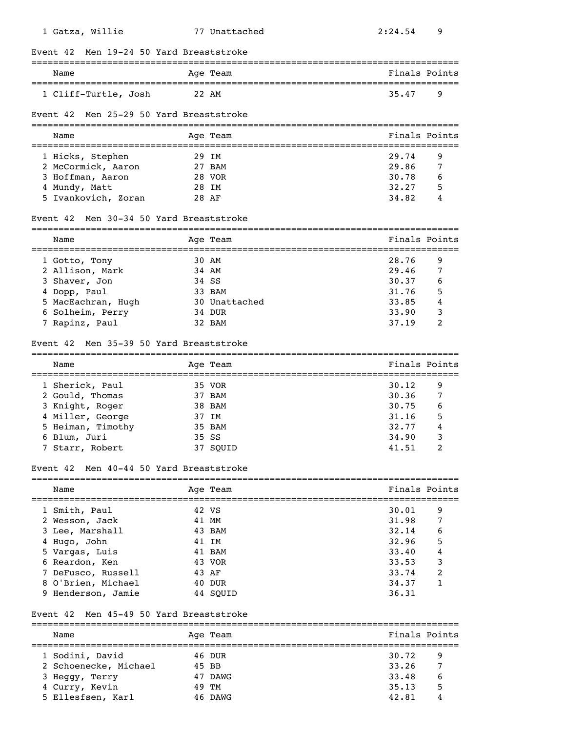| | Name | Age | Team | Finals | Points |
|---|---|---|---|---|---|
| 1 | Gatza, Willie | 77 | Unattached | 2:24.54 | 9 |

## Event 42 Men 19-24 50 Yard Breaststroke

| | Name | Age | Team | Finals | Points |
|---|---|---|---|---|---|
| 1 | Cliff-Turtle, Josh | 22 | AM | 35.47 | 9 |

## Event 42 Men 25-29 50 Yard Breaststroke

| | Name | Age | Team | Finals | Points |
|---|---|---|---|---|---|
| 1 | Hicks, Stephen | 29 | IM | 29.74 | 9 |
| 2 | McCormick, Aaron | 27 | BAM | 29.86 | 7 |
| 3 | Hoffman, Aaron | 28 | VOR | 30.78 | 6 |
| 4 | Mundy, Matt | 28 | IM | 32.27 | 5 |
| 5 | Ivankovich, Zoran | 28 | AF | 34.82 | 4 |

## Event 42 Men 30-34 50 Yard Breaststroke

| | Name | Age | Team | Finals | Points |
|---|---|---|---|---|---|
| 1 | Gotto, Tony | 30 | AM | 28.76 | 9 |
| 2 | Allison, Mark | 34 | AM | 29.46 | 7 |
| 3 | Shaver, Jon | 34 | SS | 30.37 | 6 |
| 4 | Dopp, Paul | 33 | BAM | 31.76 | 5 |
| 5 | MacEachran, Hugh | 30 | Unattached | 33.85 | 4 |
| 6 | Solheim, Perry | 34 | DUR | 33.90 | 3 |
| 7 | Rapinz, Paul | 32 | BAM | 37.19 | 2 |

## Event 42 Men 35-39 50 Yard Breaststroke

| | Name | Age | Team | Finals | Points |
|---|---|---|---|---|---|
| 1 | Sherick, Paul | 35 | VOR | 30.12 | 9 |
| 2 | Gould, Thomas | 37 | BAM | 30.36 | 7 |
| 3 | Knight, Roger | 38 | BAM | 30.75 | 6 |
| 4 | Miller, George | 37 | IM | 31.16 | 5 |
| 5 | Heiman, Timothy | 35 | BAM | 32.77 | 4 |
| 6 | Blum, Juri | 35 | SS | 34.90 | 3 |
| 7 | Starr, Robert | 37 | SQUID | 41.51 | 2 |

## Event 42 Men 40-44 50 Yard Breaststroke

| | Name | Age | Team | Finals | Points |
|---|---|---|---|---|---|
| 1 | Smith, Paul | 42 | VS | 30.01 | 9 |
| 2 | Wesson, Jack | 41 | MM | 31.98 | 7 |
| 3 | Lee, Marshall | 43 | BAM | 32.14 | 6 |
| 4 | Hugo, John | 41 | IM | 32.96 | 5 |
| 5 | Vargas, Luis | 41 | BAM | 33.40 | 4 |
| 6 | Reardon, Ken | 43 | VOR | 33.53 | 3 |
| 7 | DeFusco, Russell | 43 | AF | 33.74 | 2 |
| 8 | O'Brien, Michael | 40 | DUR | 34.37 | 1 |
| 9 | Henderson, Jamie | 44 | SQUID | 36.31 | |

## Event 42 Men 45-49 50 Yard Breaststroke

| | Name | Age | Team | Finals | Points |
|---|---|---|---|---|---|
| 1 | Sodini, David | 46 | DUR | 30.72 | 9 |
| 2 | Schoenecke, Michael | 45 | BB | 33.26 | 7 |
| 3 | Heggy, Terry | 47 | DAWG | 33.48 | 6 |
| 4 | Curry, Kevin | 49 | TM | 35.13 | 5 |
| 5 | Ellesfsen, Karl | 46 | DAWG | 42.81 | 4 |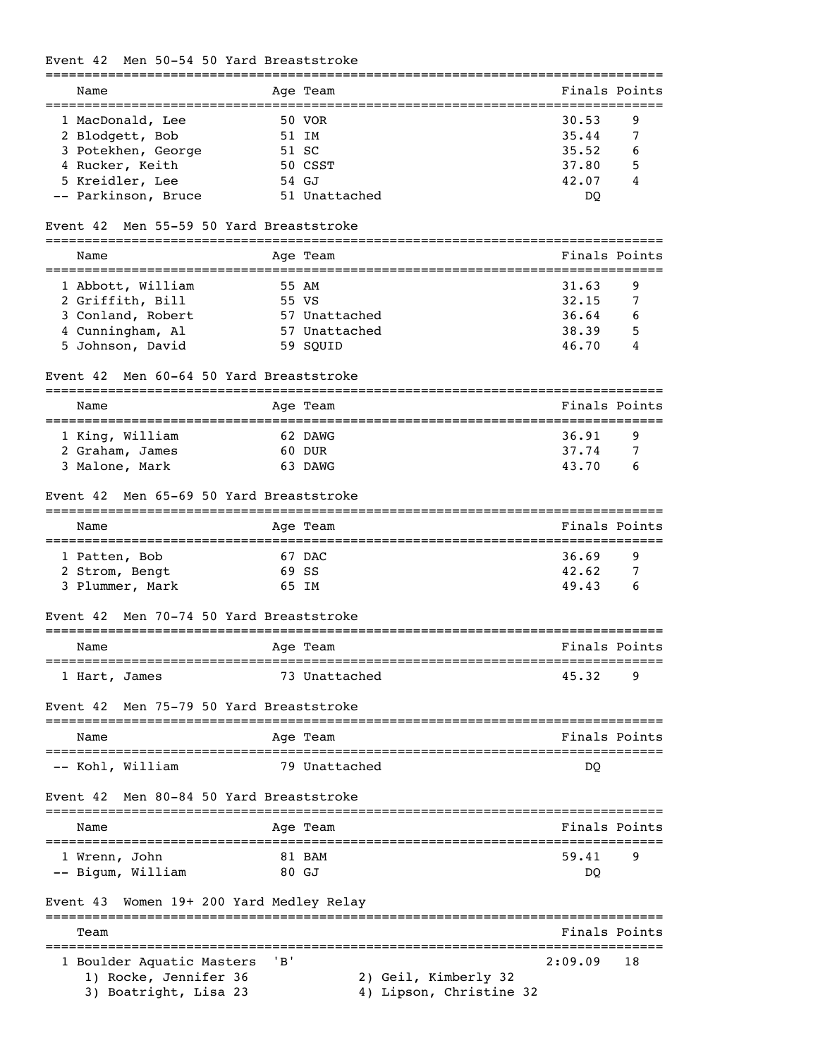### Event 42 Men 50-54 50 Yard Breaststroke

| Place | Name | Age | Team | Finals | Points |
|---|---|---|---|---|---|
| 1 | MacDonald, Lee | 50 | VOR | 30.53 | 9 |
| 2 | Blodgett, Bob | 51 | IM | 35.44 | 7 |
| 3 | Potekhen, George | 51 | SC | 35.52 | 6 |
| 4 | Rucker, Keith | 50 | CSST | 37.80 | 5 |
| 5 | Kreidler, Lee | 54 | GJ | 42.07 | 4 |
| -- | Parkinson, Bruce | 51 | Unattached | DQ | |

### Event 42 Men 55-59 50 Yard Breaststroke

| Place | Name | Age | Team | Finals | Points |
|---|---|---|---|---|---|
| 1 | Abbott, William | 55 | AM | 31.63 | 9 |
| 2 | Griffith, Bill | 55 | VS | 32.15 | 7 |
| 3 | Conland, Robert | 57 | Unattached | 36.64 | 6 |
| 4 | Cunningham, Al | 57 | Unattached | 38.39 | 5 |
| 5 | Johnson, David | 59 | SQUID | 46.70 | 4 |

### Event 42 Men 60-64 50 Yard Breaststroke

| Place | Name | Age | Team | Finals | Points |
|---|---|---|---|---|---|
| 1 | King, William | 62 | DAWG | 36.91 | 9 |
| 2 | Graham, James | 60 | DUR | 37.74 | 7 |
| 3 | Malone, Mark | 63 | DAWG | 43.70 | 6 |

### Event 42 Men 65-69 50 Yard Breaststroke

| Place | Name | Age | Team | Finals | Points |
|---|---|---|---|---|---|
| 1 | Patten, Bob | 67 | DAC | 36.69 | 9 |
| 2 | Strom, Bengt | 69 | SS | 42.62 | 7 |
| 3 | Plummer, Mark | 65 | IM | 49.43 | 6 |

### Event 42 Men 70-74 50 Yard Breaststroke

| Place | Name | Age | Team | Finals | Points |
|---|---|---|---|---|---|
| 1 | Hart, James | 73 | Unattached | 45.32 | 9 |

### Event 42 Men 75-79 50 Yard Breaststroke

| Place | Name | Age | Team | Finals | Points |
|---|---|---|---|---|---|
| -- | Kohl, William | 79 | Unattached | DQ | |

### Event 42 Men 80-84 50 Yard Breaststroke

| Place | Name | Age | Team | Finals | Points |
|---|---|---|---|---|---|
| 1 | Wrenn, John | 81 | BAM | 59.41 | 9 |
| -- | Bigum, William | 80 | GJ | DQ | |

### Event 43 Women 19+ 200 Yard Medley Relay

| Place | Team | Finals | Points |
|---|---|---|---|
| 1 | Boulder Aquatic Masters 'B' | 2:09.09 | 18 |

1) Rocke, Jennifer 36 2) Geil, Kimberly 32
3) Boatright, Lisa 23 4) Lipson, Christine 32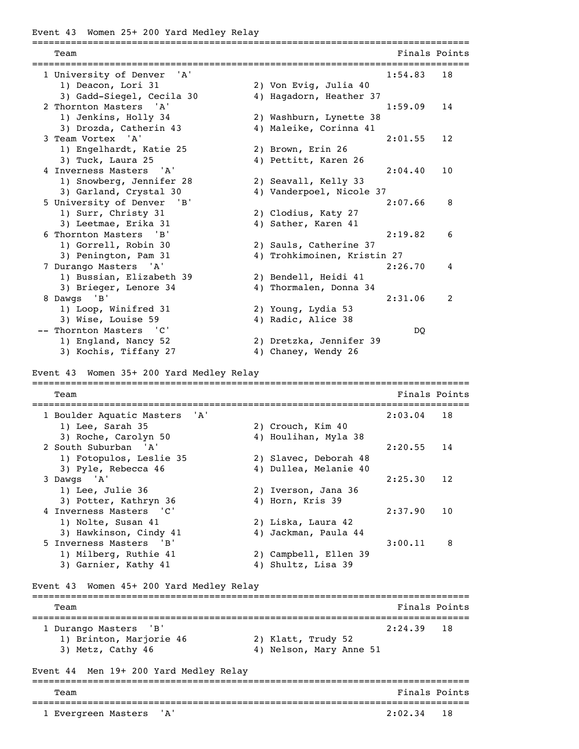Event 43  Women 25+ 200 Yard Medley Relay

```
===============================================================================
    Team                                                      Finals Points
===============================================================================
  1 University of Denver  'A'                                 1:54.83   18
     1) Deacon, Lori 31                 2) Von Evig, Julia 40
     3) Gadd-Siegel, Cecila 30          4) Hagadorn, Heather 37
  2 Thornton Masters  'A'                                     1:59.09   14
     1) Jenkins, Holly 34               2) Washburn, Lynette 38
     3) Drozda, Catherin 43             4) Maleike, Corinna 41
  3 Team Vortex  'A'                                          2:01.55   12
     1) Engelhardt, Katie 25            2) Brown, Erin 26
     3) Tuck, Laura 25                  4) Pettitt, Karen 26
  4 Inverness Masters  'A'                                    2:04.40   10
     1) Snowberg, Jennifer 28           2) Seavall, Kelly 33
     3) Garland, Crystal 30             4) Vanderpoel, Nicole 37
  5 University of Denver  'B'                                 2:07.66    8
     1) Surr, Christy 31                2) Clodius, Katy 27
     3) Leetmae, Erika 31               4) Sather, Karen 41
  6 Thornton Masters  'B'                                     2:19.82    6
     1) Gorrell, Robin 30               2) Sauls, Catherine 37
     3) Penington, Pam 31               4) Trohkimoinen, Kristin 27
  7 Durango Masters  'A'                                      2:26.70    4
     1) Bussian, Elizabeth 39           2) Bendell, Heidi 41
     3) Brieger, Lenore 34              4) Thormalen, Donna 34
  8 Dawgs  'B'                                                2:31.06    2
     1) Loop, Winifred 31               2) Young, Lydia 53
     3) Wise, Louise 59                 4) Radic, Alice 38
 -- Thornton Masters  'C'                                          DQ
     1) England, Nancy 52               2) Dretzka, Jennifer 39
     3) Kochis, Tiffany 27              4) Chaney, Wendy 26
```

Event 43  Women 35+ 200 Yard Medley Relay

```
===============================================================================
    Team                                                      Finals Points
===============================================================================
  1 Boulder Aquatic Masters  'A'                              2:03.04   18
     1) Lee, Sarah 35                   2) Crouch, Kim 40
     3) Roche, Carolyn 50               4) Houlihan, Myla 38
  2 South Suburban  'A'                                       2:20.55   14
     1) Fotopulos, Leslie 35            2) Slavec, Deborah 48
     3) Pyle, Rebecca 46                4) Dullea, Melanie 40
  3 Dawgs  'A'                                                2:25.30   12
     1) Lee, Julie 36                   2) Iverson, Jana 36
     3) Potter, Kathryn 36              4) Horn, Kris 39
  4 Inverness Masters  'C'                                    2:37.90   10
     1) Nolte, Susan 41                 2) Liska, Laura 42
     3) Hawkinson, Cindy 41             4) Jackman, Paula 44
  5 Inverness Masters  'B'                                    3:00.11    8
     1) Milberg, Ruthie 41              2) Campbell, Ellen 39
     3) Garnier, Kathy 41               4) Shultz, Lisa 39
```

Event 43  Women 45+ 200 Yard Medley Relay

```
===============================================================================
    Team                                                      Finals Points
===============================================================================
  1 Durango Masters  'B'                                      2:24.39   18
     1) Brinton, Marjorie 46            2) Klatt, Trudy 52
     3) Metz, Cathy 46                  4) Nelson, Mary Anne 51
```

Event 44  Men 19+ 200 Yard Medley Relay

```
===============================================================================
    Team                                                      Finals Points
===============================================================================
  1 Evergreen Masters  'A'                                    2:02.34   18
```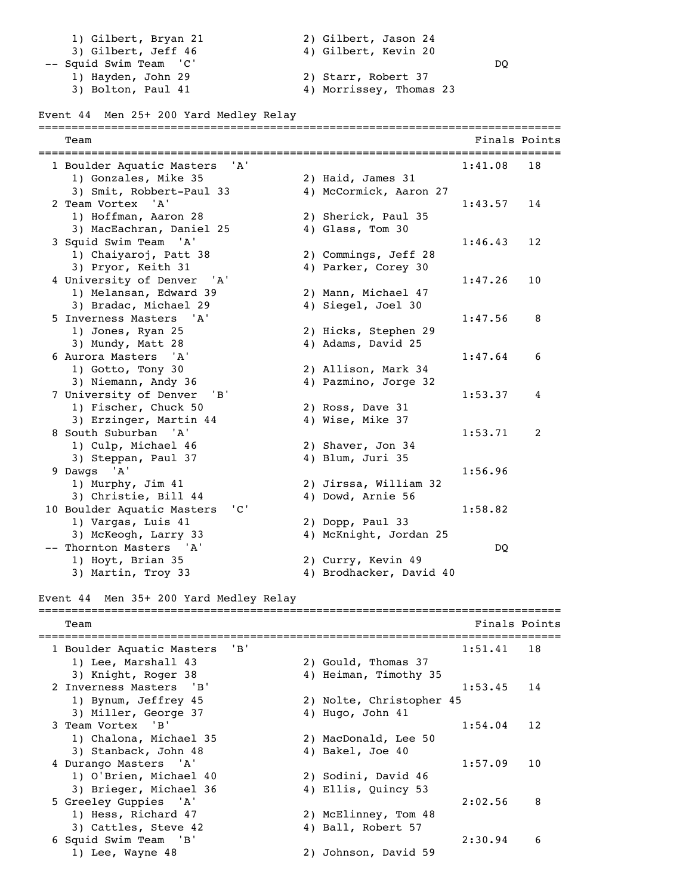1) Gilbert, Bryan 21 2) Gilbert, Jason 24
3) Gilbert, Jeff 46 4) Gilbert, Kevin 20

-- Squid Swim Team 'C' DQ
1) Hayden, John 29 2) Starr, Robert 37
3) Bolton, Paul 41 4) Morrissey, Thomas 23

## Event 44 Men 25+ 200 Yard Medley Relay

| | Team | Finals | Points |
|---|---|---|---|
| 1 | Boulder Aquatic Masters 'A' | 1:41.08 | 18 |
| | 1) Gonzales, Mike 35; 2) Haid, James 31; 3) Smit, Robbert-Paul 33; 4) McCormick, Aaron 27 | | |
| 2 | Team Vortex 'A' | 1:43.57 | 14 |
| | 1) Hoffman, Aaron 28; 2) Sherick, Paul 35; 3) MacEachran, Daniel 25; 4) Glass, Tom 30 | | |
| 3 | Squid Swim Team 'A' | 1:46.43 | 12 |
| | 1) Chaiyaroj, Patt 38; 2) Commings, Jeff 28; 3) Pryor, Keith 31; 4) Parker, Corey 30 | | |
| 4 | University of Denver 'A' | 1:47.26 | 10 |
| | 1) Melansan, Edward 39; 2) Mann, Michael 47; 3) Bradac, Michael 29; 4) Siegel, Joel 30 | | |
| 5 | Inverness Masters 'A' | 1:47.56 | 8 |
| | 1) Jones, Ryan 25; 2) Hicks, Stephen 29; 3) Mundy, Matt 28; 4) Adams, David 25 | | |
| 6 | Aurora Masters 'A' | 1:47.64 | 6 |
| | 1) Gotto, Tony 30; 2) Allison, Mark 34; 3) Niemann, Andy 36; 4) Pazmino, Jorge 32 | | |
| 7 | University of Denver 'B' | 1:53.37 | 4 |
| | 1) Fischer, Chuck 50; 2) Ross, Dave 31; 3) Erzinger, Martin 44; 4) Wise, Mike 37 | | |
| 8 | South Suburban 'A' | 1:53.71 | 2 |
| | 1) Culp, Michael 46; 2) Shaver, Jon 34; 3) Steppan, Paul 37; 4) Blum, Juri 35 | | |
| 9 | Dawgs 'A' | 1:56.96 | |
| | 1) Murphy, Jim 41; 2) Jirssa, William 32; 3) Christie, Bill 44; 4) Dowd, Arnie 56 | | |
| 10 | Boulder Aquatic Masters 'C' | 1:58.82 | |
| | 1) Vargas, Luis 41; 2) Dopp, Paul 33; 3) McKeogh, Larry 33; 4) McKnight, Jordan 25 | | |
| -- | Thornton Masters 'A' | DQ | |
| | 1) Hoyt, Brian 35; 2) Curry, Kevin 49; 3) Martin, Troy 33; 4) Brodhacker, David 40 | | |

## Event 44 Men 35+ 200 Yard Medley Relay

| | Team | Finals | Points |
|---|---|---|---|
| 1 | Boulder Aquatic Masters 'B' | 1:51.41 | 18 |
| | 1) Lee, Marshall 43; 2) Gould, Thomas 37; 3) Knight, Roger 38; 4) Heiman, Timothy 35 | | |
| 2 | Inverness Masters 'B' | 1:53.45 | 14 |
| | 1) Bynum, Jeffrey 45; 2) Nolte, Christopher 45; 3) Miller, George 37; 4) Hugo, John 41 | | |
| 3 | Team Vortex 'B' | 1:54.04 | 12 |
| | 1) Chalona, Michael 35; 2) MacDonald, Lee 50; 3) Stanback, John 48; 4) Bakel, Joe 40 | | |
| 4 | Durango Masters 'A' | 1:57.09 | 10 |
| | 1) O'Brien, Michael 40; 2) Sodini, David 46; 3) Brieger, Michael 36; 4) Ellis, Quincy 53 | | |
| 5 | Greeley Guppies 'A' | 2:02.56 | 8 |
| | 1) Hess, Richard 47; 2) McElinney, Tom 48; 3) Cattles, Steve 42; 4) Ball, Robert 57 | | |
| 6 | Squid Swim Team 'B' | 2:30.94 | 6 |
| | 1) Lee, Wayne 48; 2) Johnson, David 59 | | |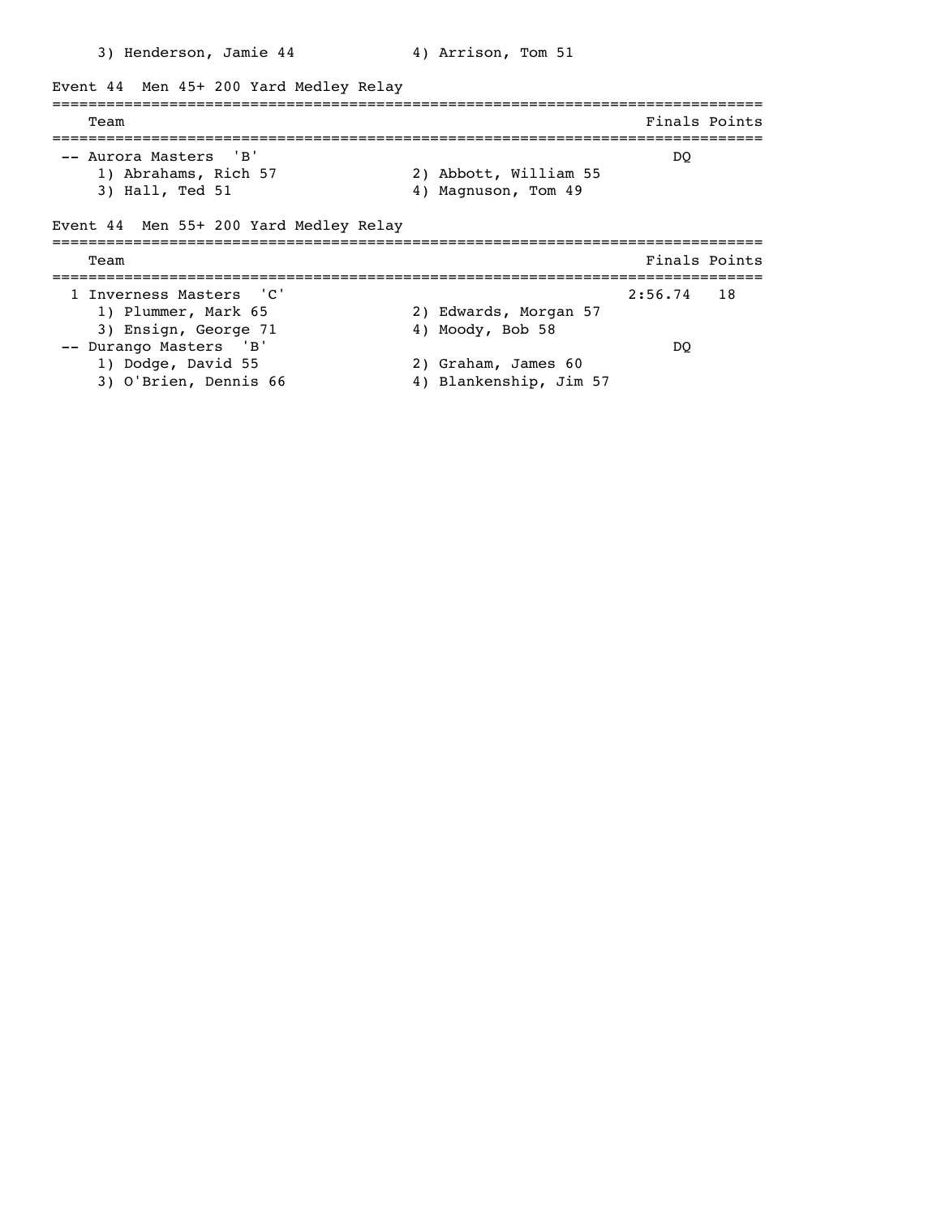3) Henderson, Jamie 44 4) Arrison, Tom 51

### Event 44 Men 45+ 200 Yard Medley Relay

| Team | | Finals | Points |
|---|---|---|---|
| -- Aurora Masters 'B' | | DQ | |
| 1) Abrahams, Rich 57 | 2) Abbott, William 55 | | |
| 3) Hall, Ted 51 | 4) Magnuson, Tom 49 | | |

### Event 44 Men 55+ 200 Yard Medley Relay

| Team | | Finals | Points |
|---|---|---|---|
| 1 Inverness Masters 'C' | | 2:56.74 | 18 |
| 1) Plummer, Mark 65 | 2) Edwards, Morgan 57 | | |
| 3) Ensign, George 71 | 4) Moody, Bob 58 | | |
| -- Durango Masters 'B' | | DQ | |
| 1) Dodge, David 55 | 2) Graham, James 60 | | |
| 3) O'Brien, Dennis 66 | 4) Blankenship, Jim 57 | | |